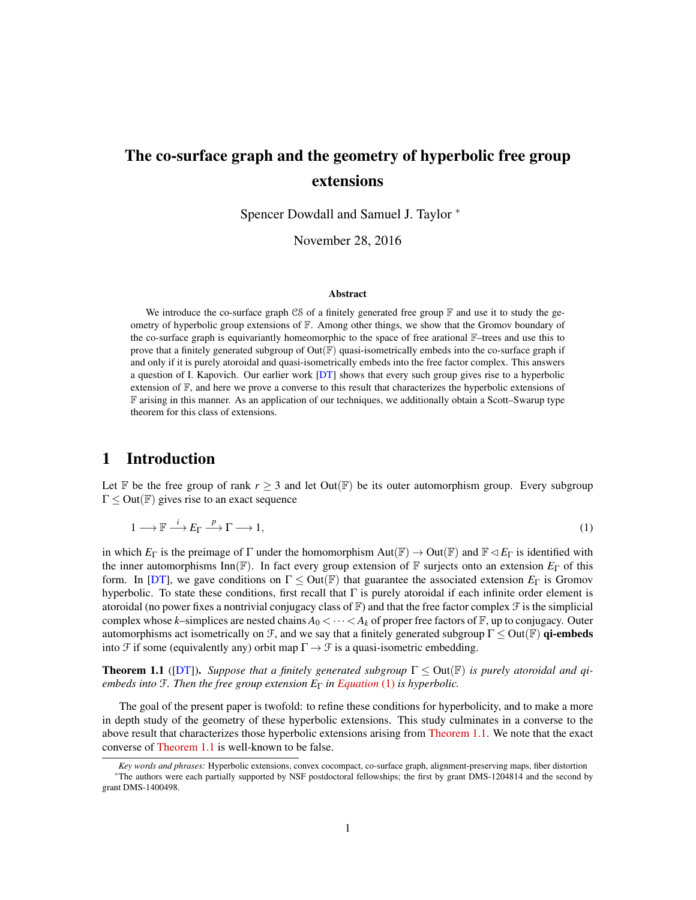# The co-surface graph and the geometry of hyperbolic free group extensions

Spencer Dowdall and Samuel J. Taylor [*]

November 28, 2016

### Abstract

We introduce the co-surface graph $\mathcal{CS}$ of a finitely generated free group $\mathbb{F}$ and use it to study the geometry of hyperbolic group extensions of $\mathbb{F}$. Among other things, we show that the Gromov boundary of the co-surface graph is equivariantly homeomorphic to the space of free arational $\mathbb{F}$–trees and use this to prove that a finitely generated subgroup of $\mathrm{Out}(\mathbb{F})$ quasi-isometrically embeds into the co-surface graph if and only if it is purely atoroidal and quasi-isometrically embeds into the free factor complex. This answers a question of I. Kapovich. Our earlier work [DT] shows that every such group gives rise to a hyperbolic extension of $\mathbb{F}$, and here we prove a converse to this result that characterizes the hyperbolic extensions of $\mathbb{F}$ arising in this manner. As an application of our techniques, we additionally obtain a Scott–Swarup type theorem for this class of extensions.

## 1 Introduction

Let $\mathbb{F}$ be the free group of rank $r \geq 3$ and let $\mathrm{Out}(\mathbb{F})$ be its outer automorphism group. Every subgroup $\Gamma \leq \mathrm{Out}(\mathbb{F})$ gives rise to an exact sequence

$$1 \longrightarrow \mathbb{F} \xrightarrow{i} E_\Gamma \xrightarrow{p} \Gamma \longrightarrow 1, \tag{1}$$

in which $E_\Gamma$ is the preimage of $\Gamma$ under the homomorphism $\mathrm{Aut}(\mathbb{F}) \to \mathrm{Out}(\mathbb{F})$ and $\mathbb{F} \lhd E_\Gamma$ is identified with the inner automorphisms $\mathrm{Inn}(\mathbb{F})$. In fact every group extension of $\mathbb{F}$ surjects onto an extension $E_\Gamma$ of this form. In [DT], we gave conditions on $\Gamma \leq \mathrm{Out}(\mathbb{F})$ that guarantee the associated extension $E_\Gamma$ is Gromov hyperbolic. To state these conditions, first recall that $\Gamma$ is purely atoroidal if each infinite order element is atoroidal (no power fixes a nontrivial conjugacy class of $\mathbb{F}$) and that the free factor complex $\mathcal{F}$ is the simplicial complex whose $k$–simplices are nested chains $A_0 < \cdots < A_k$ of proper free factors of $\mathbb{F}$, up to conjugacy. Outer automorphisms act isometrically on $\mathcal{F}$, and we say that a finitely generated subgroup $\Gamma \leq \mathrm{Out}(\mathbb{F})$ **qi-embeds** into $\mathcal{F}$ if some (equivalently any) orbit map $\Gamma \to \mathcal{F}$ is a quasi-isometric embedding.

**Theorem 1.1** ([DT]). *Suppose that a finitely generated subgroup $\Gamma \leq \mathrm{Out}(\mathbb{F})$ is purely atoroidal and qi-embeds into $\mathcal{F}$. Then the free group extension $E_\Gamma$ in Equation (1) is hyperbolic.*

The goal of the present paper is twofold: to refine these conditions for hyperbolicity, and to make a more in depth study of the geometry of these hyperbolic extensions. This study culminates in a converse to the above result that characterizes those hyperbolic extensions arising from Theorem 1.1. We note that the exact converse of Theorem 1.1 is well-known to be false.

*Key words and phrases:* Hyperbolic extensions, convex cocompact, co-surface graph, alignment-preserving maps, fiber distortion

[*]The authors were each partially supported by NSF postdoctoral fellowships; the first by grant DMS-1204814 and the second by grant DMS-1400498.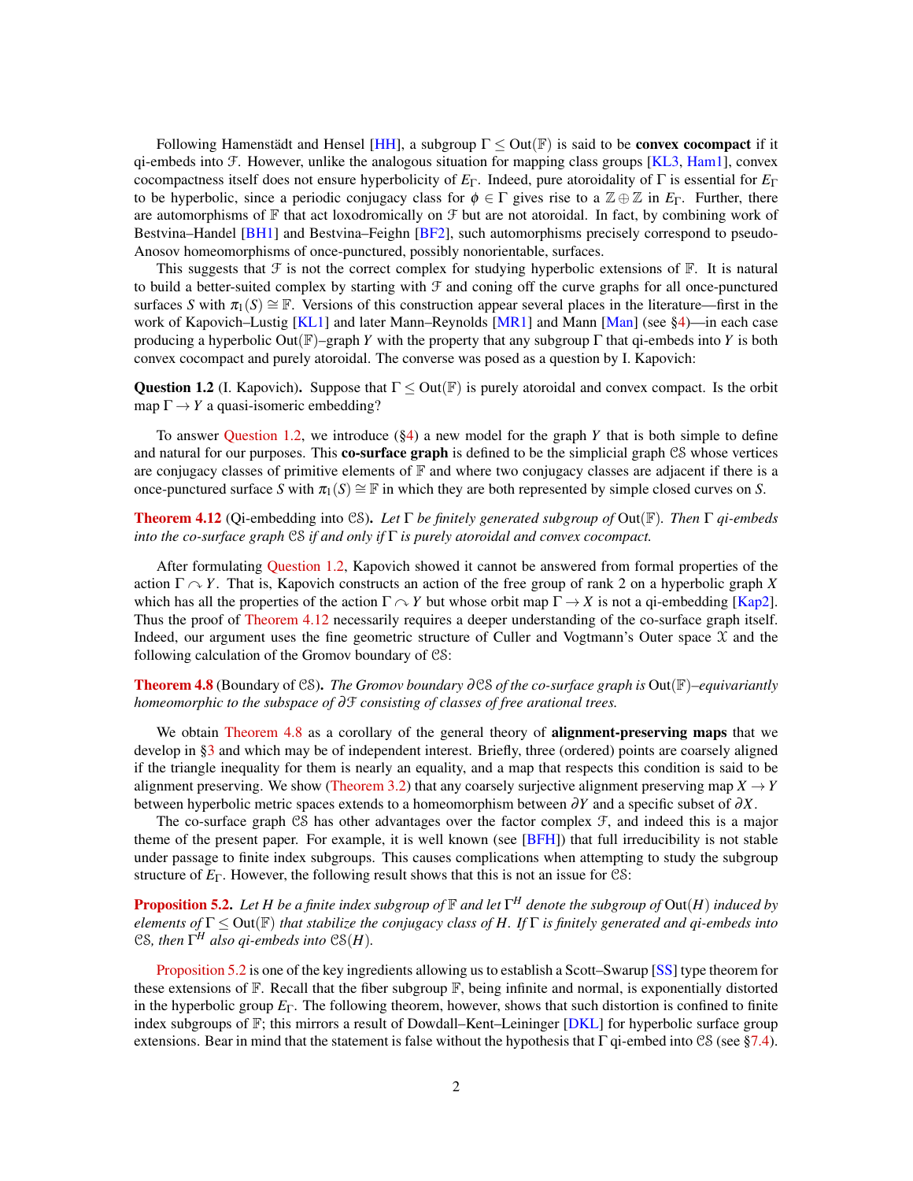Following Hamenstädt and Hensel [HH], a subgroup $\Gamma \le \mathrm{Out}(\mathbb{F})$ is said to be **convex cocompact** if it qi-embeds into $\mathcal{F}$. However, unlike the analogous situation for mapping class groups [KL3, Ham1], convex cocompactness itself does not ensure hyperbolicity of $E_\Gamma$. Indeed, pure atoroidality of $\Gamma$ is essential for $E_\Gamma$ to be hyperbolic, since a periodic conjugacy class for $\phi \in \Gamma$ gives rise to a $\mathbb{Z} \oplus \mathbb{Z}$ in $E_\Gamma$. Further, there are automorphisms of $\mathbb{F}$ that act loxodromically on $\mathcal{F}$ but are not atoroidal. In fact, by combining work of Bestvina–Handel [BH1] and Bestvina–Feighn [BF2], such automorphisms precisely correspond to pseudo-Anosov homeomorphisms of once-punctured, possibly nonorientable, surfaces.

This suggests that $\mathcal{F}$ is not the correct complex for studying hyperbolic extensions of $\mathbb{F}$. It is natural to build a better-suited complex by starting with $\mathcal{F}$ and coning off the curve graphs for all once-punctured surfaces $S$ with $\pi_1(S) \cong \mathbb{F}$. Versions of this construction appear several places in the literature—first in the work of Kapovich–Lustig [KL1] and later Mann–Reynolds [MR1] and Mann [Man] (see §4)—in each case producing a hyperbolic $\mathrm{Out}(\mathbb{F})$–graph $Y$ with the property that any subgroup $\Gamma$ that qi-embeds into $Y$ is both convex cocompact and purely atoroidal. The converse was posed as a question by I. Kapovich:

**Question 1.2** (I. Kapovich)**.** Suppose that $\Gamma \le \mathrm{Out}(\mathbb{F})$ is purely atoroidal and convex compact. Is the orbit map $\Gamma \to Y$ a quasi-isomeric embedding?

To answer Question 1.2, we introduce (§4) a new model for the graph $Y$ that is both simple to define and natural for our purposes. This **co-surface graph** is defined to be the simplicial graph $\mathcal{CS}$ whose vertices are conjugacy classes of primitive elements of $\mathbb{F}$ and where two conjugacy classes are adjacent if there is a once-punctured surface $S$ with $\pi_1(S) \cong \mathbb{F}$ in which they are both represented by simple closed curves on $S$.

**Theorem 4.12** (Qi-embedding into $\mathcal{CS}$)**.** *Let $\Gamma$ be finitely generated subgroup of $\mathrm{Out}(\mathbb{F})$. Then $\Gamma$ qi-embeds into the co-surface graph $\mathcal{CS}$ if and only if $\Gamma$ is purely atoroidal and convex cocompact.*

After formulating Question 1.2, Kapovich showed it cannot be answered from formal properties of the action $\Gamma \curvearrowright Y$. That is, Kapovich constructs an action of the free group of rank 2 on a hyperbolic graph $X$ which has all the properties of the action $\Gamma \curvearrowright Y$ but whose orbit map $\Gamma \to X$ is not a qi-embedding [Kap2]. Thus the proof of Theorem 4.12 necessarily requires a deeper understanding of the co-surface graph itself. Indeed, our argument uses the fine geometric structure of Culler and Vogtmann's Outer space $\mathcal{X}$ and the following calculation of the Gromov boundary of $\mathcal{CS}$:

**Theorem 4.8** (Boundary of $\mathcal{CS}$)**.** *The Gromov boundary $\partial\mathcal{CS}$ of the co-surface graph is $\mathrm{Out}(\mathbb{F})$–equivariantly homeomorphic to the subspace of $\partial\mathcal{F}$ consisting of classes of free arational trees.*

We obtain Theorem 4.8 as a corollary of the general theory of **alignment-preserving maps** that we develop in §3 and which may be of independent interest. Briefly, three (ordered) points are coarsely aligned if the triangle inequality for them is nearly an equality, and a map that respects this condition is said to be alignment preserving. We show (Theorem 3.2) that any coarsely surjective alignment preserving map $X \to Y$ between hyperbolic metric spaces extends to a homeomorphism between $\partial Y$ and a specific subset of $\partial X$.

The co-surface graph $\mathcal{CS}$ has other advantages over the factor complex $\mathcal{F}$, and indeed this is a major theme of the present paper. For example, it is well known (see [BFH]) that full irreducibility is not stable under passage to finite index subgroups. This causes complications when attempting to study the subgroup structure of $E_\Gamma$. However, the following result shows that this is not an issue for $\mathcal{CS}$:

**Proposition 5.2.** *Let $H$ be a finite index subgroup of $\mathbb{F}$ and let $\Gamma^H$ denote the subgroup of $\mathrm{Out}(H)$ induced by elements of $\Gamma \le \mathrm{Out}(\mathbb{F})$ that stabilize the conjugacy class of $H$. If $\Gamma$ is finitely generated and qi-embeds into $\mathcal{CS}$, then $\Gamma^H$ also qi-embeds into $\mathcal{CS}(H)$.*

Proposition 5.2 is one of the key ingredients allowing us to establish a Scott–Swarup [SS] type theorem for these extensions of $\mathbb{F}$. Recall that the fiber subgroup $\mathbb{F}$, being infinite and normal, is exponentially distorted in the hyperbolic group $E_\Gamma$. The following theorem, however, shows that such distortion is confined to finite index subgroups of $\mathbb{F}$; this mirrors a result of Dowdall–Kent–Leininger [DKL] for hyperbolic surface group extensions. Bear in mind that the statement is false without the hypothesis that $\Gamma$ qi-embed into $\mathcal{CS}$ (see §7.4).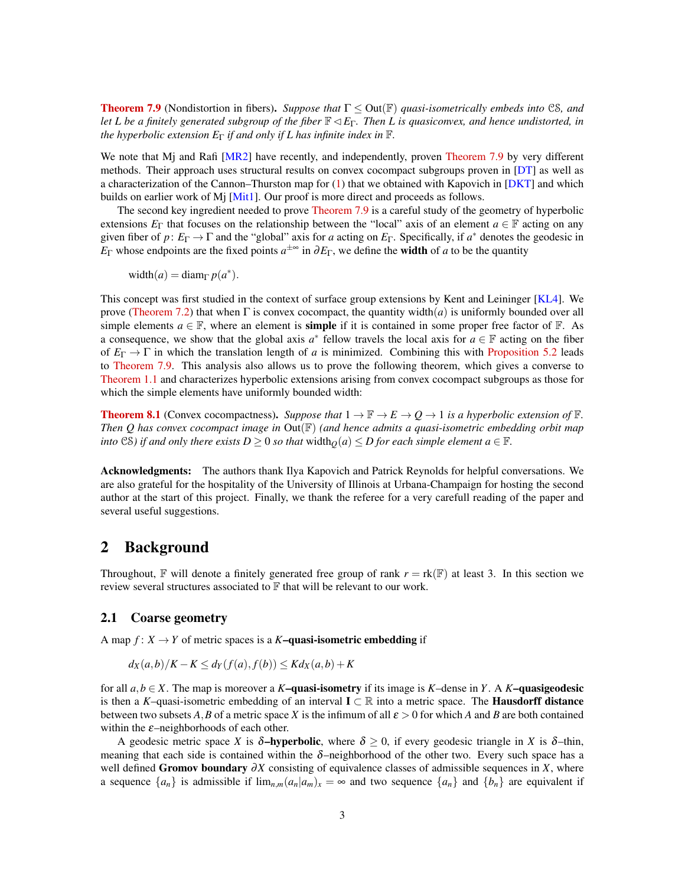**Theorem 7.9** (Nondistortion in fibers)**.** *Suppose that $\Gamma \le \mathrm{Out}(\mathbb{F})$ quasi-isometrically embeds into $\mathcal{CS}$, and let $L$ be a finitely generated subgroup of the fiber $\mathbb{F} \lhd E_\Gamma$. Then $L$ is quasiconvex, and hence undistorted, in the hyperbolic extension $E_\Gamma$ if and only if $L$ has infinite index in $\mathbb{F}$.*

We note that Mj and Rafi [MR2] have recently, and independently, proven Theorem 7.9 by very different methods. Their approach uses structural results on convex cocompact subgroups proven in [DT] as well as a characterization of the Cannon–Thurston map for (1) that we obtained with Kapovich in [DKT] and which builds on earlier work of Mj [Mit1]. Our proof is more direct and proceeds as follows.

The second key ingredient needed to prove Theorem 7.9 is a careful study of the geometry of hyperbolic extensions $E_\Gamma$ that focuses on the relationship between the "local" axis of an element $a \in \mathbb{F}$ acting on any given fiber of $p\colon E_\Gamma \to \Gamma$ and the "global" axis for $a$ acting on $E_\Gamma$. Specifically, if $a^*$ denotes the geodesic in $E_\Gamma$ whose endpoints are the fixed points $a^{\pm\infty}$ in $\partial E_\Gamma$, we define the **width** of $a$ to be the quantity

$$\mathrm{width}(a) = \mathrm{diam}_\Gamma\, p(a^*).$$

This concept was first studied in the context of surface group extensions by Kent and Leininger [KL4]. We prove (Theorem 7.2) that when $\Gamma$ is convex cocompact, the quantity $\mathrm{width}(a)$ is uniformly bounded over all simple elements $a \in \mathbb{F}$, where an element is **simple** if it is contained in some proper free factor of $\mathbb{F}$. As a consequence, we show that the global axis $a^*$ fellow travels the local axis for $a \in \mathbb{F}$ acting on the fiber of $E_\Gamma \to \Gamma$ in which the translation length of $a$ is minimized. Combining this with Proposition 5.2 leads to Theorem 7.9. This analysis also allows us to prove the following theorem, which gives a converse to Theorem 1.1 and characterizes hyperbolic extensions arising from convex cocompact subgroups as those for which the simple elements have uniformly bounded width:

**Theorem 8.1** (Convex cocompactness)**.** *Suppose that $1 \to \mathbb{F} \to E \to Q \to 1$ is a hyperbolic extension of $\mathbb{F}$. Then $Q$ has convex cocompact image in $\mathrm{Out}(\mathbb{F})$ (and hence admits a quasi-isometric embedding orbit map into $\mathcal{CS}$) if and only there exists $D \ge 0$ so that $\mathrm{width}_Q(a) \le D$ for each simple element $a \in \mathbb{F}$.*

**Acknowledgments:** The authors thank Ilya Kapovich and Patrick Reynolds for helpful conversations. We are also grateful for the hospitality of the University of Illinois at Urbana-Champaign for hosting the second author at the start of this project. Finally, we thank the referee for a very carefull reading of the paper and several useful suggestions.

## 2 Background

Throughout, $\mathbb{F}$ will denote a finitely generated free group of rank $r = \mathrm{rk}(\mathbb{F})$ at least 3. In this section we review several structures associated to $\mathbb{F}$ that will be relevant to our work.

### 2.1 Coarse geometry

A map $f\colon X \to Y$ of metric spaces is a **$K$–quasi-isometric embedding** if

$$d_X(a,b)/K - K \le d_Y(f(a), f(b)) \le K d_X(a,b) + K$$

for all $a, b \in X$. The map is moreover a **$K$–quasi-isometry** if its image is $K$–dense in $Y$. A **$K$–quasigeodesic** is then a $K$–quasi-isometric embedding of an interval $\mathbf{I} \subset \mathbb{R}$ into a metric space. The **Hausdorff distance** between two subsets $A, B$ of a metric space $X$ is the infimum of all $\varepsilon > 0$ for which $A$ and $B$ are both contained within the $\varepsilon$–neighborhoods of each other.

A geodesic metric space $X$ is **$\delta$–hyperbolic**, where $\delta \ge 0$, if every geodesic triangle in $X$ is $\delta$–thin, meaning that each side is contained within the $\delta$–neighborhood of the other two. Every such space has a well defined **Gromov boundary** $\partial X$ consisting of equivalence classes of admissible sequences in $X$, where a sequence $\{a_n\}$ is admissible if $\lim_{n,m}(a_n|a_m)_x = \infty$ and two sequence $\{a_n\}$ and $\{b_n\}$ are equivalent if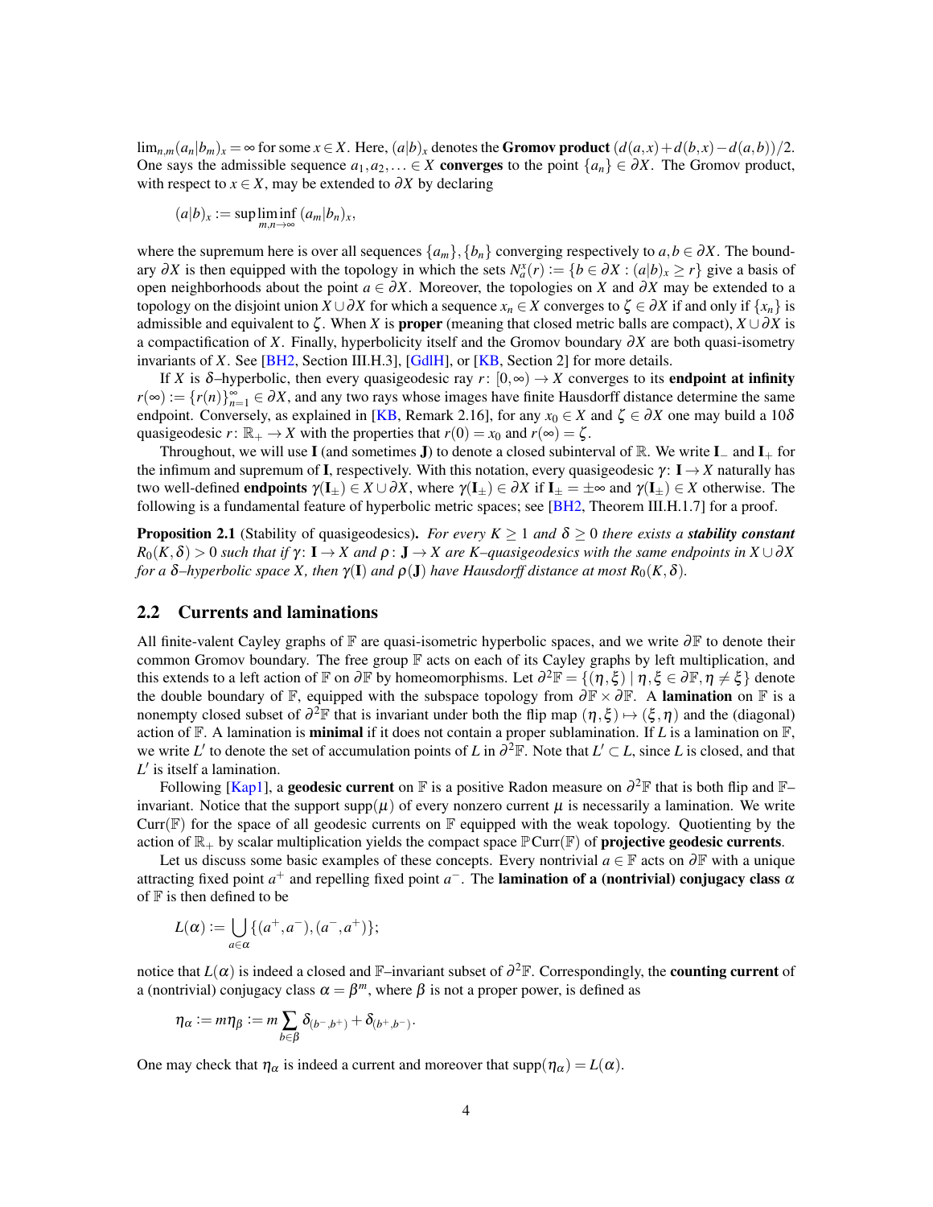$\lim_{n,m}(a_n|b_m)_x = \infty$ for some $x \in X$. Here, $(a|b)_x$ denotes the **Gromov product** $(d(a,x)+d(b,x)-d(a,b))/2$. One says the admissible sequence $a_1, a_2, \ldots \in X$ **converges** to the point $\{a_n\} \in \partial X$. The Gromov product, with respect to $x \in X$, may be extended to $\partial X$ by declaring

$$(a|b)_x := \sup \liminf_{m,n\to\infty} (a_m|b_n)_x,$$

where the supremum here is over all sequences $\{a_m\}, \{b_n\}$ converging respectively to $a, b \in \partial X$. The boundary $\partial X$ is then equipped with the topology in which the sets $N_a^x(r) := \{b \in \partial X : (a|b)_x \geq r\}$ give a basis of open neighborhoods about the point $a \in \partial X$. Moreover, the topologies on $X$ and $\partial X$ may be extended to a topology on the disjoint union $X \cup \partial X$ for which a sequence $x_n \in X$ converges to $\zeta \in \partial X$ if and only if $\{x_n\}$ is admissible and equivalent to $\zeta$. When $X$ is **proper** (meaning that closed metric balls are compact), $X \cup \partial X$ is a compactification of $X$. Finally, hyperbolicity itself and the Gromov boundary $\partial X$ are both quasi-isometry invariants of $X$. See [BH2, Section III.H.3], [GdlH], or [KB, Section 2] for more details.

If $X$ is $\delta$–hyperbolic, then every quasigeodesic ray $r\colon [0,\infty) \to X$ converges to its **endpoint at infinity** $r(\infty) := \{r(n)\}_{n=1}^\infty \in \partial X$, and any two rays whose images have finite Hausdorff distance determine the same endpoint. Conversely, as explained in [KB, Remark 2.16], for any $x_0 \in X$ and $\zeta \in \partial X$ one may build a $10\delta$ quasigeodesic $r\colon \mathbb{R}_+ \to X$ with the properties that $r(0) = x_0$ and $r(\infty) = \zeta$.

Throughout, we will use $\mathbf{I}$ (and sometimes $\mathbf{J}$) to denote a closed subinterval of $\mathbb{R}$. We write $\mathbf{I}_-$ and $\mathbf{I}_+$ for the infimum and supremum of $\mathbf{I}$, respectively. With this notation, every quasigeodesic $\gamma\colon \mathbf{I} \to X$ naturally has two well-defined **endpoints** $\gamma(\mathbf{I}_\pm) \in X \cup \partial X$, where $\gamma(\mathbf{I}_\pm) \in \partial X$ if $\mathbf{I}_\pm = \pm\infty$ and $\gamma(\mathbf{I}_\pm) \in X$ otherwise. The following is a fundamental feature of hyperbolic metric spaces; see [BH2, Theorem III.H.1.7] for a proof.

**Proposition 2.1** (Stability of quasigeodesics)**.** *For every $K \geq 1$ and $\delta \geq 0$ there exists a **stability constant** $R_0(K,\delta) > 0$ such that if $\gamma\colon \mathbf{I} \to X$ and $\rho\colon \mathbf{J} \to X$ are $K$–quasigeodesics with the same endpoints in $X \cup \partial X$ for a $\delta$–hyperbolic space $X$, then $\gamma(\mathbf{I})$ and $\rho(\mathbf{J})$ have Hausdorff distance at most $R_0(K,\delta)$.*

## 2.2 Currents and laminations

All finite-valent Cayley graphs of $\mathbb{F}$ are quasi-isometric hyperbolic spaces, and we write $\partial\mathbb{F}$ to denote their common Gromov boundary. The free group $\mathbb{F}$ acts on each of its Cayley graphs by left multiplication, and this extends to a left action of $\mathbb{F}$ on $\partial\mathbb{F}$ by homeomorphisms. Let $\partial^2\mathbb{F} = \{(\eta,\xi) \mid \eta,\xi \in \partial\mathbb{F}, \eta \neq \xi\}$ denote the double boundary of $\mathbb{F}$, equipped with the subspace topology from $\partial\mathbb{F} \times \partial\mathbb{F}$. A **lamination** on $\mathbb{F}$ is a nonempty closed subset of $\partial^2\mathbb{F}$ that is invariant under both the flip map $(\eta,\xi) \mapsto (\xi,\eta)$ and the (diagonal) action of $\mathbb{F}$. A lamination is **minimal** if it does not contain a proper sublamination. If $L$ is a lamination on $\mathbb{F}$, we write $L'$ to denote the set of accumulation points of $L$ in $\partial^2\mathbb{F}$. Note that $L' \subset L$, since $L$ is closed, and that $L'$ is itself a lamination.

Following [Kap1], a **geodesic current** on $\mathbb{F}$ is a positive Radon measure on $\partial^2\mathbb{F}$ that is both flip and $\mathbb{F}$–invariant. Notice that the support $\operatorname{supp}(\mu)$ of every nonzero current $\mu$ is necessarily a lamination. We write $\operatorname{Curr}(\mathbb{F})$ for the space of all geodesic currents on $\mathbb{F}$ equipped with the weak topology. Quotienting by the action of $\mathbb{R}_+$ by scalar multiplication yields the compact space $\mathbb{P}\operatorname{Curr}(\mathbb{F})$ of **projective geodesic currents**.

Let us discuss some basic examples of these concepts. Every nontrivial $a \in \mathbb{F}$ acts on $\partial\mathbb{F}$ with a unique attracting fixed point $a^+$ and repelling fixed point $a^-$. The **lamination of a (nontrivial) conjugacy class** $\alpha$ of $\mathbb{F}$ is then defined to be

$$L(\alpha) := \bigcup_{a\in\alpha} \{(a^+,a^-),(a^-,a^+)\};$$

notice that $L(\alpha)$ is indeed a closed and $\mathbb{F}$–invariant subset of $\partial^2\mathbb{F}$. Correspondingly, the **counting current** of a (nontrivial) conjugacy class $\alpha = \beta^m$, where $\beta$ is not a proper power, is defined as

$$\eta_\alpha := m\eta_\beta := m \sum_{b\in\beta} \delta_{(b^-,b^+)} + \delta_{(b^+,b^-)}.$$

One may check that $\eta_\alpha$ is indeed a current and moreover that $\operatorname{supp}(\eta_\alpha) = L(\alpha)$.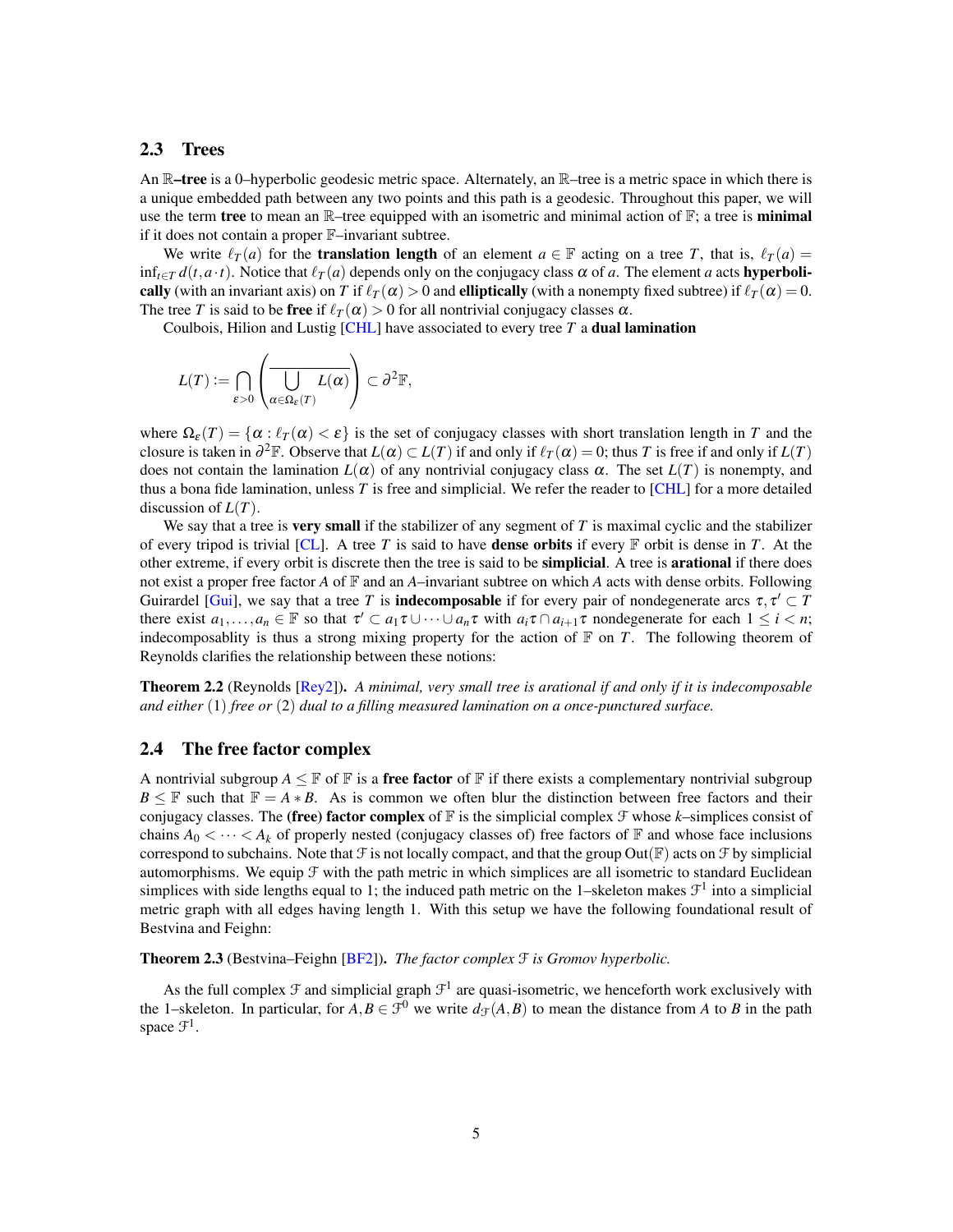## 2.3 Trees

An $\mathbb{R}$**–tree** is a 0–hyperbolic geodesic metric space. Alternately, an $\mathbb{R}$–tree is a metric space in which there is a unique embedded path between any two points and this path is a geodesic. Throughout this paper, we will use the term **tree** to mean an $\mathbb{R}$–tree equipped with an isometric and minimal action of $\mathbb{F}$; a tree is **minimal** if it does not contain a proper $\mathbb{F}$–invariant subtree.

We write $\ell_T(a)$ for the **translation length** of an element $a \in \mathbb{F}$ acting on a tree $T$, that is, $\ell_T(a) = \inf_{t\in T} d(t, a\cdot t)$. Notice that $\ell_T(a)$ depends only on the conjugacy class $\alpha$ of $a$. The element $a$ acts **hyperbolically** (with an invariant axis) on $T$ if $\ell_T(\alpha) > 0$ and **elliptically** (with a nonempty fixed subtree) if $\ell_T(\alpha) = 0$. The tree $T$ is said to be **free** if $\ell_T(\alpha) > 0$ for all nontrivial conjugacy classes $\alpha$.

Coulbois, Hilion and Lustig [CHL] have associated to every tree $T$ a **dual lamination**

$$L(T) := \bigcap_{\varepsilon>0}\left(\overline{\bigcup_{\alpha\in\Omega_\varepsilon(T)} L(\alpha)}\right) \subset \partial^2\mathbb{F},$$

where $\Omega_\varepsilon(T) = \{\alpha : \ell_T(\alpha) < \varepsilon\}$ is the set of conjugacy classes with short translation length in $T$ and the closure is taken in $\partial^2\mathbb{F}$. Observe that $L(\alpha) \subset L(T)$ if and only if $\ell_T(\alpha) = 0$; thus $T$ is free if and only if $L(T)$ does not contain the lamination $L(\alpha)$ of any nontrivial conjugacy class $\alpha$. The set $L(T)$ is nonempty, and thus a bona fide lamination, unless $T$ is free and simplicial. We refer the reader to [CHL] for a more detailed discussion of $L(T)$.

We say that a tree is **very small** if the stabilizer of any segment of $T$ is maximal cyclic and the stabilizer of every tripod is trivial [CL]. A tree $T$ is said to have **dense orbits** if every $\mathbb{F}$ orbit is dense in $T$. At the other extreme, if every orbit is discrete then the tree is said to be **simplicial**. A tree is **arational** if there does not exist a proper free factor $A$ of $\mathbb{F}$ and an $A$–invariant subtree on which $A$ acts with dense orbits. Following Guirardel [Gui], we say that a tree $T$ is **indecomposable** if for every pair of nondegenerate arcs $\tau, \tau' \subset T$ there exist $a_1, \dots, a_n \in \mathbb{F}$ so that $\tau' \subset a_1\tau \cup \dots \cup a_n\tau$ with $a_i\tau \cap a_{i+1}\tau$ nondegenerate for each $1 \le i < n$; indecomposablity is thus a strong mixing property for the action of $\mathbb{F}$ on $T$. The following theorem of Reynolds clarifies the relationship between these notions:

**Theorem 2.2** (Reynolds [Rey2])**.** *A minimal, very small tree is arational if and only if it is indecomposable and either* (1) *free or* (2) *dual to a filling measured lamination on a once-punctured surface.*

## 2.4 The free factor complex

A nontrivial subgroup $A \le \mathbb{F}$ of $\mathbb{F}$ is a **free factor** of $\mathbb{F}$ if there exists a complementary nontrivial subgroup $B \le \mathbb{F}$ such that $\mathbb{F} = A * B$. As is common we often blur the distinction between free factors and their conjugacy classes. The **(free) factor complex** of $\mathbb{F}$ is the simplicial complex $\mathcal{F}$ whose $k$–simplices consist of chains $A_0 < \cdots < A_k$ of properly nested (conjugacy classes of) free factors of $\mathbb{F}$ and whose face inclusions correspond to subchains. Note that $\mathcal{F}$ is not locally compact, and that the group $\mathrm{Out}(\mathbb{F})$ acts on $\mathcal{F}$ by simplicial automorphisms. We equip $\mathcal{F}$ with the path metric in which simplices are all isometric to standard Euclidean simplices with side lengths equal to 1; the induced path metric on the 1–skeleton makes $\mathcal{F}^1$ into a simplicial metric graph with all edges having length 1. With this setup we have the following foundational result of Bestvina and Feighn:

**Theorem 2.3** (Bestvina–Feighn [BF2])**.** *The factor complex $\mathcal{F}$ is Gromov hyperbolic.*

As the full complex $\mathcal{F}$ and simplicial graph $\mathcal{F}^1$ are quasi-isometric, we henceforth work exclusively with the 1–skeleton. In particular, for $A, B \in \mathcal{F}^0$ we write $d_{\mathcal{F}}(A,B)$ to mean the distance from $A$ to $B$ in the path space $\mathcal{F}^1$.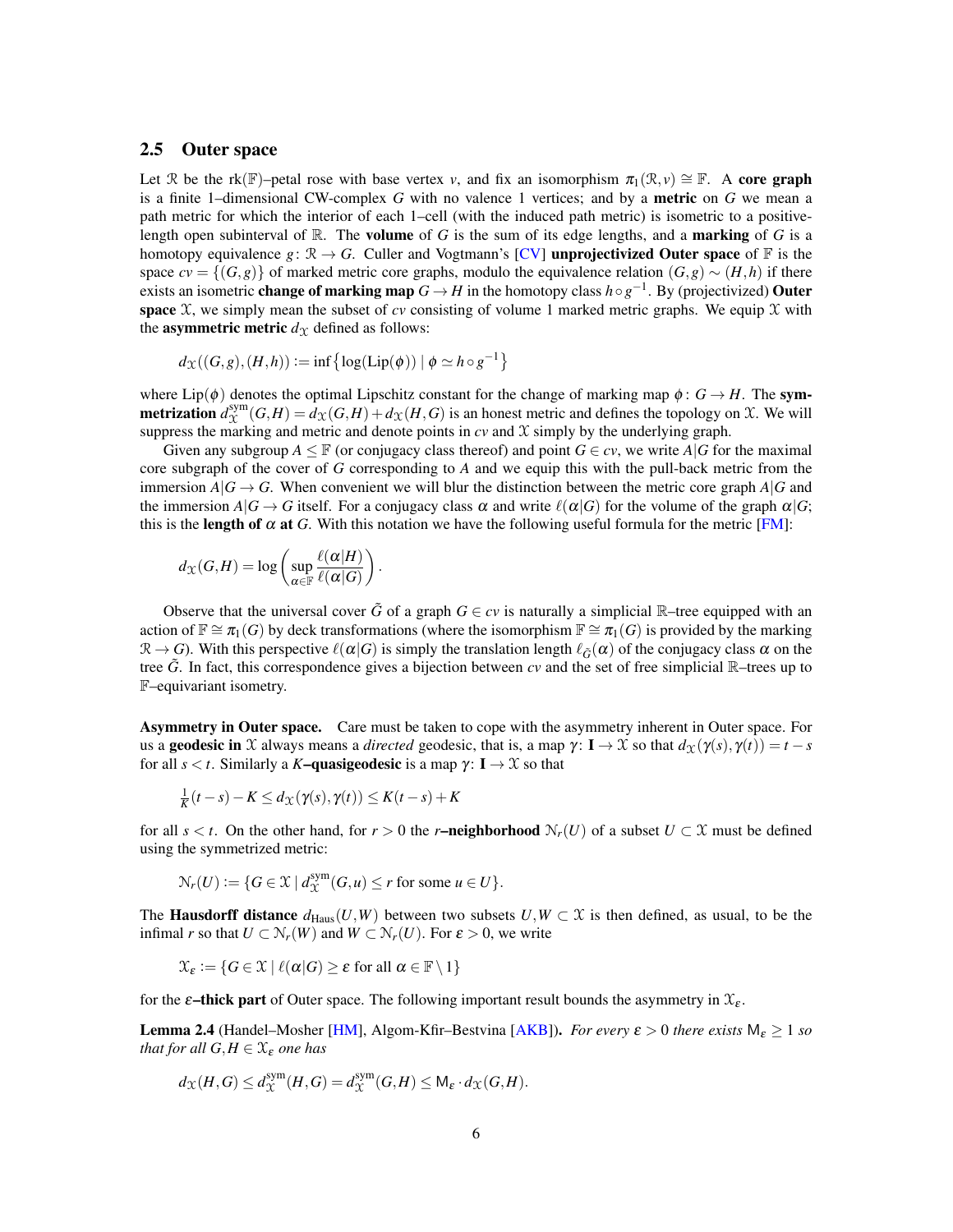## 2.5 Outer space

Let $\mathcal{R}$ be the $\mathrm{rk}(\mathbb{F})$–petal rose with base vertex $v$, and fix an isomorphism $\pi_1(\mathcal{R}, v) \cong \mathbb{F}$. A **core graph** is a finite 1–dimensional CW-complex $G$ with no valence 1 vertices; and by a **metric** on $G$ we mean a path metric for which the interior of each 1–cell (with the induced path metric) is isometric to a positive-length open subinterval of $\mathbb{R}$. The **volume** of $G$ is the sum of its edge lengths, and a **marking** of $G$ is a homotopy equivalence $g\colon \mathcal{R} \to G$. Culler and Vogtmann's [CV] **unprojectivized Outer space** of $\mathbb{F}$ is the space $cv = \{(G,g)\}$ of marked metric core graphs, modulo the equivalence relation $(G,g) \sim (H,h)$ if there exists an isometric **change of marking map** $G \to H$ in the homotopy class $h \circ g^{-1}$. By (projectivized) **Outer space** $\mathcal{X}$, we simply mean the subset of $cv$ consisting of volume 1 marked metric graphs. We equip $\mathcal{X}$ with the **asymmetric metric** $d_{\mathcal{X}}$ defined as follows:

$$d_{\mathcal{X}}((G,g),(H,h)) := \inf\left\{\log(\mathrm{Lip}(\phi)) \mid \phi \simeq h \circ g^{-1}\right\}$$

where $\mathrm{Lip}(\phi)$ denotes the optimal Lipschitz constant for the change of marking map $\phi\colon G \to H$. The **symmetrization** $d^{\mathrm{sym}}_{\mathcal{X}}(G,H) = d_{\mathcal{X}}(G,H) + d_{\mathcal{X}}(H,G)$ is an honest metric and defines the topology on $\mathcal{X}$. We will suppress the marking and metric and denote points in $cv$ and $\mathcal{X}$ simply by the underlying graph.

Given any subgroup $A \leq \mathbb{F}$ (or conjugacy class thereof) and point $G \in cv$, we write $A|G$ for the maximal core subgraph of the cover of $G$ corresponding to $A$ and we equip this with the pull-back metric from the immersion $A|G \to G$. When convenient we will blur the distinction between the metric core graph $A|G$ and the immersion $A|G \to G$ itself. For a conjugacy class $\alpha$ and write $\ell(\alpha|G)$ for the volume of the graph $\alpha|G$; this is the **length of $\alpha$ at $G$**. With this notation we have the following useful formula for the metric [FM]:

$$d_{\mathcal{X}}(G,H) = \log\left(\sup_{\alpha\in\mathbb{F}} \frac{\ell(\alpha|H)}{\ell(\alpha|G)}\right).$$

Observe that the universal cover $\tilde{G}$ of a graph $G \in cv$ is naturally a simplicial $\mathbb{R}$–tree equipped with an action of $\mathbb{F} \cong \pi_1(G)$ by deck transformations (where the isomorphism $\mathbb{F} \cong \pi_1(G)$ is provided by the marking $\mathcal{R} \to G$). With this perspective $\ell(\alpha|G)$ is simply the translation length $\ell_{\tilde{G}}(\alpha)$ of the conjugacy class $\alpha$ on the tree $\tilde{G}$. In fact, this correspondence gives a bijection between $cv$ and the set of free simplicial $\mathbb{R}$–trees up to $\mathbb{F}$–equivariant isometry.

**Asymmetry in Outer space.** Care must be taken to cope with the asymmetry inherent in Outer space. For us a **geodesic in** $\mathcal{X}$ always means a *directed* geodesic, that is, a map $\gamma\colon \mathbf{I} \to \mathcal{X}$ so that $d_{\mathcal{X}}(\gamma(s),\gamma(t)) = t - s$ for all $s < t$. Similarly a **$K$–quasigeodesic** is a map $\gamma\colon \mathbf{I} \to \mathcal{X}$ so that

$$\tfrac{1}{K}(t-s) - K \leq d_{\mathcal{X}}(\gamma(s),\gamma(t)) \leq K(t-s) + K$$

for all $s < t$. On the other hand, for $r > 0$ the **$r$–neighborhood** $\mathcal{N}_r(U)$ of a subset $U \subset \mathcal{X}$ must be defined using the symmetrized metric:

$$\mathcal{N}_r(U) := \{G \in \mathcal{X} \mid d^{\mathrm{sym}}_{\mathcal{X}}(G,u) \leq r \text{ for some } u \in U\}.$$

The **Hausdorff distance** $d_{\mathrm{Haus}}(U,W)$ between two subsets $U,W \subset \mathcal{X}$ is then defined, as usual, to be the infimal $r$ so that $U \subset \mathcal{N}_r(W)$ and $W \subset \mathcal{N}_r(U)$. For $\epsilon > 0$, we write

$$\mathcal{X}_\epsilon := \{G \in \mathcal{X} \mid \ell(\alpha|G) \geq \epsilon \text{ for all } \alpha \in \mathbb{F}\setminus 1\}$$

for the **$\epsilon$–thick part** of Outer space. The following important result bounds the asymmetry in $\mathcal{X}_\epsilon$.

**Lemma 2.4** (Handel–Mosher [HM], Algom-Kfir–Bestvina [AKB])**.** *For every $\epsilon > 0$ there exists $\mathsf{M}_\epsilon \geq 1$ so that for all $G,H \in \mathcal{X}_\epsilon$ one has*

$$d_{\mathcal{X}}(H,G) \leq d^{\mathrm{sym}}_{\mathcal{X}}(H,G) = d^{\mathrm{sym}}_{\mathcal{X}}(G,H) \leq \mathsf{M}_\epsilon \cdot d_{\mathcal{X}}(G,H).$$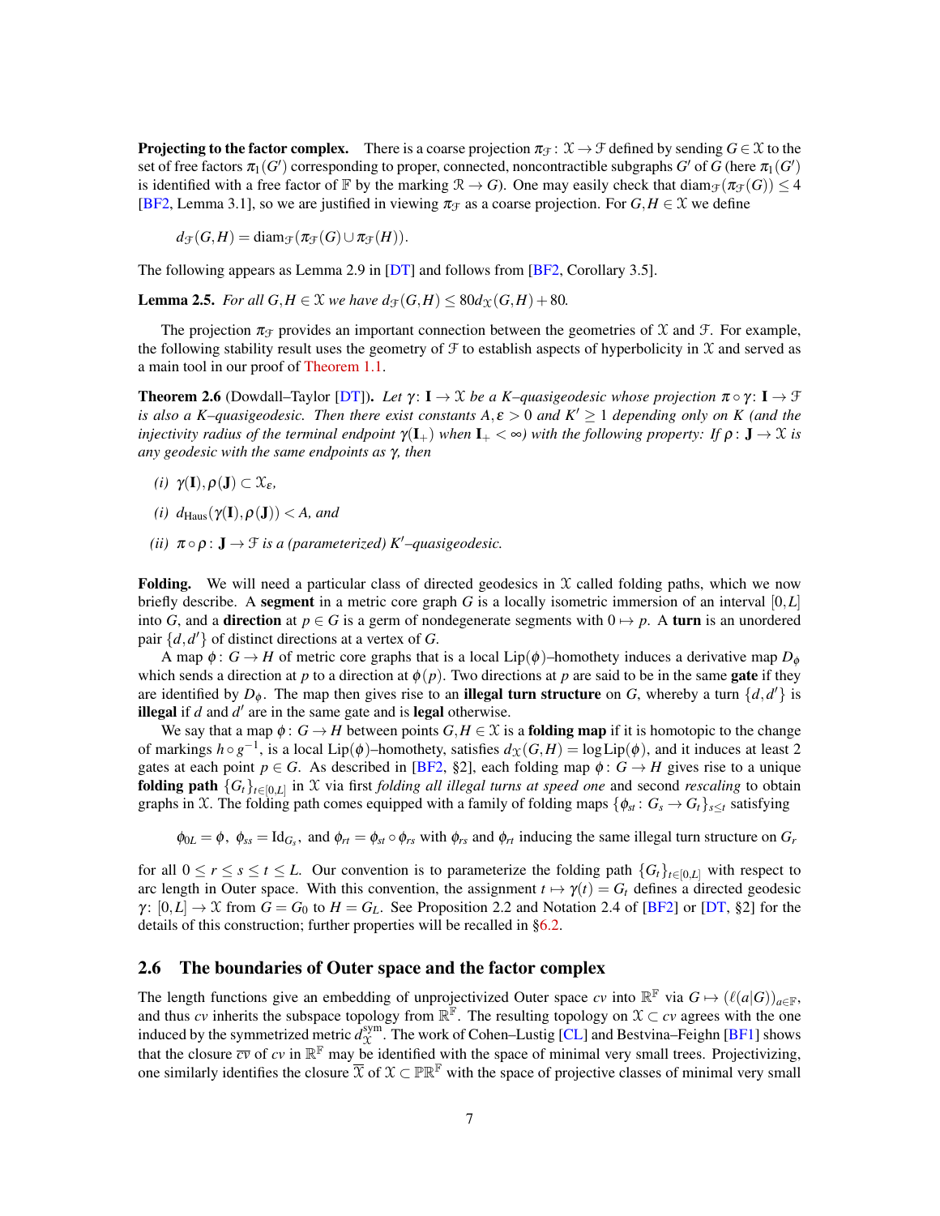**Projecting to the factor complex.** There is a coarse projection $\pi_{\mathcal{F}}\colon \mathcal{X} \to \mathcal{F}$ defined by sending $G \in \mathcal{X}$ to the set of free factors $\pi_1(G')$ corresponding to proper, connected, noncontractible subgraphs $G'$ of $G$ (here $\pi_1(G')$ is identified with a free factor of $\mathbb{F}$ by the marking $\mathcal{R} \to G$). One may easily check that $\operatorname{diam}_{\mathcal{F}}(\pi_{\mathcal{F}}(G)) \le 4$ [BF2, Lemma 3.1], so we are justified in viewing $\pi_{\mathcal{F}}$ as a coarse projection. For $G, H \in \mathcal{X}$ we define

$$d_{\mathcal{F}}(G,H) = \operatorname{diam}_{\mathcal{F}}(\pi_{\mathcal{F}}(G) \cup \pi_{\mathcal{F}}(H)).$$

The following appears as Lemma 2.9 in [DT] and follows from [BF2, Corollary 3.5].

**Lemma 2.5.** *For all $G, H \in \mathcal{X}$ we have $d_{\mathcal{F}}(G,H) \le 80 d_{\mathcal{X}}(G,H) + 80$.*

The projection $\pi_{\mathcal{F}}$ provides an important connection between the geometries of $\mathcal{X}$ and $\mathcal{F}$. For example, the following stability result uses the geometry of $\mathcal{F}$ to establish aspects of hyperbolicity in $\mathcal{X}$ and served as a main tool in our proof of Theorem 1.1.

**Theorem 2.6** (Dowdall–Taylor [DT]). *Let $\gamma\colon \mathbf{I} \to \mathcal{X}$ be a $K$–quasigeodesic whose projection $\pi \circ \gamma\colon \mathbf{I} \to \mathcal{F}$ is also a $K$–quasigeodesic. Then there exist constants $A, \varepsilon > 0$ and $K' \ge 1$ depending only on $K$ (and the injectivity radius of the terminal endpoint $\gamma(\mathbf{I}_+)$ when $\mathbf{I}_+ < \infty$) with the following property: If $\rho\colon \mathbf{J} \to \mathcal{X}$ is any geodesic with the same endpoints as $\gamma$, then*

- *(i) $\gamma(\mathbf{I}), \rho(\mathbf{J}) \subset \mathcal{X}_\varepsilon$,*
- *(i) $d_{\mathrm{Haus}}(\gamma(\mathbf{I}), \rho(\mathbf{J})) < A$, and*
- *(ii) $\pi \circ \rho\colon \mathbf{J} \to \mathcal{F}$ is a (parameterized) $K'$–quasigeodesic.*

**Folding.** We will need a particular class of directed geodesics in $\mathcal{X}$ called folding paths, which we now briefly describe. A **segment** in a metric core graph $G$ is a locally isometric immersion of an interval $[0,L]$ into $G$, and a **direction** at $p \in G$ is a germ of nondegenerate segments with $0 \mapsto p$. A **turn** is an unordered pair $\{d, d'\}$ of distinct directions at a vertex of $G$.

A map $\phi\colon G \to H$ of metric core graphs that is a local $\operatorname{Lip}(\phi)$–homothety induces a derivative map $D_\phi$ which sends a direction at $p$ to a direction at $\phi(p)$. Two directions at $p$ are said to be in the same **gate** if they are identified by $D_\phi$. The map then gives rise to an **illegal turn structure** on $G$, whereby a turn $\{d, d'\}$ is **illegal** if $d$ and $d'$ are in the same gate and is **legal** otherwise.

We say that a map $\phi\colon G \to H$ between points $G, H \in \mathcal{X}$ is a **folding map** if it is homotopic to the change of markings $h \circ g^{-1}$, is a local $\operatorname{Lip}(\phi)$–homothety, satisfies $d_{\mathcal{X}}(G,H) = \log \operatorname{Lip}(\phi)$, and it induces at least 2 gates at each point $p \in G$. As described in [BF2, §2], each folding map $\phi\colon G \to H$ gives rise to a unique **folding path** $\{G_t\}_{t \in [0,L]}$ in $\mathcal{X}$ via first *folding all illegal turns at speed one* and second *rescaling* to obtain graphs in $\mathcal{X}$. The folding path comes equipped with a family of folding maps $\{\phi_{st}\colon G_s \to G_t\}_{s \le t}$ satisfying

$$\phi_{0L} = \phi,\ \phi_{ss} = \mathrm{Id}_{G_s},\ \text{and } \phi_{rt} = \phi_{st} \circ \phi_{rs} \text{ with } \phi_{rs} \text{ and } \phi_{rt} \text{ inducing the same illegal turn structure on } G_r$$

for all $0 \le r \le s \le t \le L$. Our convention is to parameterize the folding path $\{G_t\}_{t \in [0,L]}$ with respect to arc length in Outer space. With this convention, the assignment $t \mapsto \gamma(t) = G_t$ defines a directed geodesic $\gamma\colon [0,L] \to \mathcal{X}$ from $G = G_0$ to $H = G_L$. See Proposition 2.2 and Notation 2.4 of [BF2] or [DT, §2] for the details of this construction; further properties will be recalled in §6.2.

## 2.6 The boundaries of Outer space and the factor complex

The length functions give an embedding of unprojectivized Outer space $cv$ into $\mathbb{R}^{\mathbb{F}}$ via $G \mapsto (\ell(a|G))_{a \in \mathbb{F}}$, and thus $cv$ inherits the subspace topology from $\mathbb{R}^{\mathbb{F}}$. The resulting topology on $\mathcal{X} \subset cv$ agrees with the one induced by the symmetrized metric $d^{\mathrm{sym}}_{\mathcal{X}}$. The work of Cohen–Lustig [CL] and Bestvina–Feighn [BF1] shows that the closure $\overline{cv}$ of $cv$ in $\mathbb{R}^{\mathbb{F}}$ may be identified with the space of minimal very small trees. Projectivizing, one similarly identifies the closure $\overline{\mathcal{X}}$ of $\mathcal{X} \subset \mathbb{PR}^{\mathbb{F}}$ with the space of projective classes of minimal very small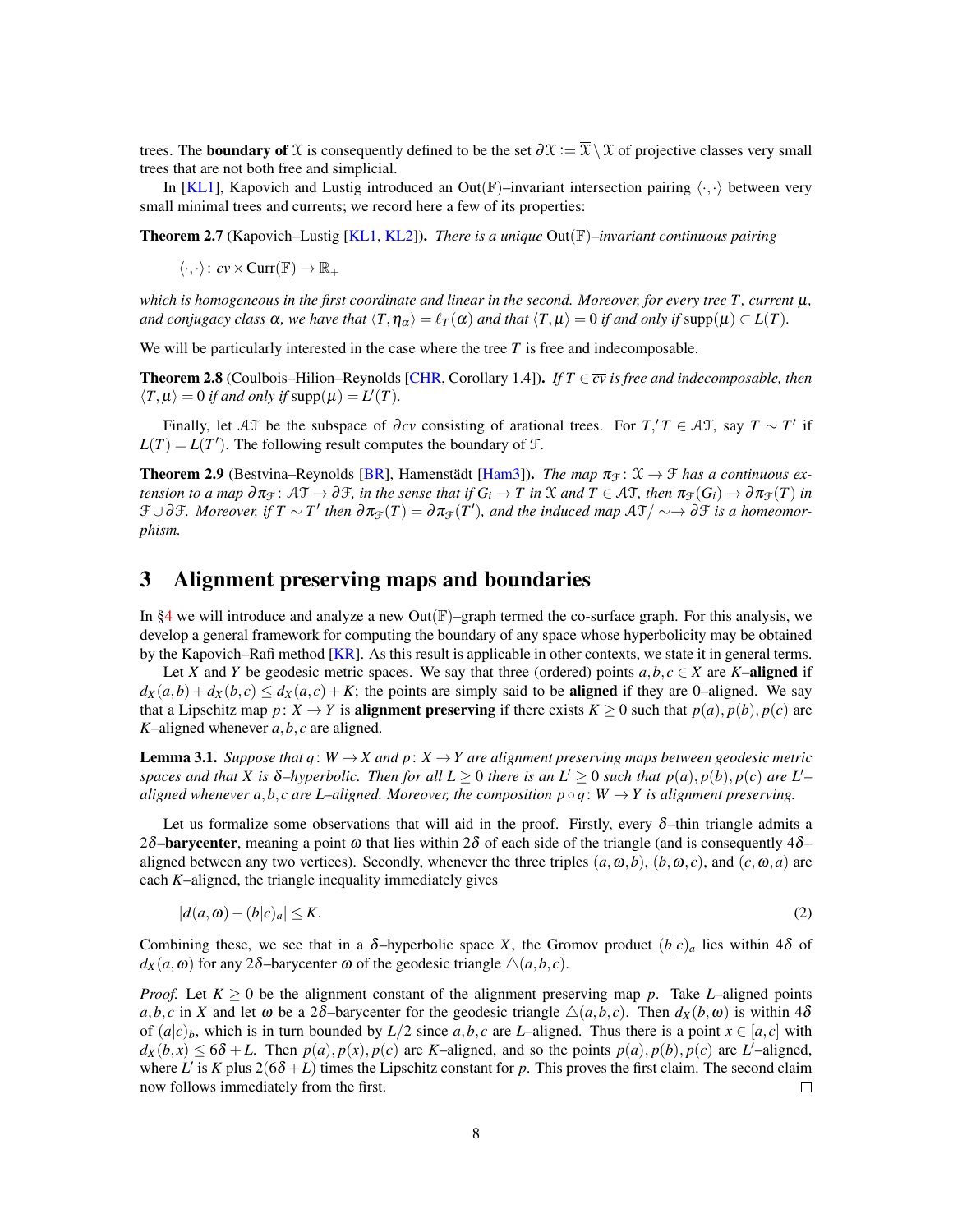trees. The **boundary of** $\mathcal{X}$ is consequently defined to be the set $\partial\mathcal{X} := \overline{\mathcal{X}} \setminus \mathcal{X}$ of projective classes very small trees that are not both free and simplicial.

In [KL1], Kapovich and Lustig introduced an $\mathrm{Out}(\mathbb{F})$–invariant intersection pairing $\langle\cdot,\cdot\rangle$ between very small minimal trees and currents; we record here a few of its properties:

**Theorem 2.7** (Kapovich–Lustig [KL1, KL2])**.** *There is a unique* $\mathrm{Out}(\mathbb{F})$*–invariant continuous pairing*

$$\langle\cdot,\cdot\rangle\colon \overline{cv} \times \mathrm{Curr}(\mathbb{F}) \to \mathbb{R}_+$$

*which is homogeneous in the first coordinate and linear in the second. Moreover, for every tree $T$, current $\mu$, and conjugacy class $\alpha$, we have that $\langle T, \eta_\alpha\rangle = \ell_T(\alpha)$ and that $\langle T,\mu\rangle = 0$ if and only if $\mathrm{supp}(\mu) \subset L(T)$.*

We will be particularly interested in the case where the tree $T$ is free and indecomposable.

**Theorem 2.8** (Coulbois–Hilion–Reynolds [CHR, Corollary 1.4])**.** *If $T \in \overline{cv}$ is free and indecomposable, then $\langle T,\mu\rangle = 0$ if and only if $\mathrm{supp}(\mu) = L'(T)$.*

Finally, let $\mathcal{AT}$ be the subspace of $\partial cv$ consisting of arational trees. For $T,'T \in \mathcal{AT}$, say $T \sim T'$ if $L(T) = L(T')$. The following result computes the boundary of $\mathcal{F}$.

**Theorem 2.9** (Bestvina–Reynolds [BR], Hamenstädt [Ham3])**.** *The map $\pi_{\mathcal{F}}\colon \mathcal{X} \to \mathcal{F}$ has a continuous extension to a map $\partial\pi_{\mathcal{F}}\colon \mathcal{AT} \to \partial\mathcal{F}$, in the sense that if $G_i \to T$ in $\overline{\mathcal{X}}$ and $T \in \mathcal{AT}$, then $\pi_{\mathcal{F}}(G_i) \to \partial\pi_{\mathcal{F}}(T)$ in $\mathcal{F}\cup\partial\mathcal{F}$. Moreover, if $T \sim T'$ then $\partial\pi_{\mathcal{F}}(T) = \partial\pi_{\mathcal{F}}(T')$, and the induced map $\mathcal{AT}/\sim \to \partial\mathcal{F}$ is a homeomorphism.*

# 3 Alignment preserving maps and boundaries

In §4 we will introduce and analyze a new $\mathrm{Out}(\mathbb{F})$–graph termed the co-surface graph. For this analysis, we develop a general framework for computing the boundary of any space whose hyperbolicity may be obtained by the Kapovich–Rafi method [KR]. As this result is applicable in other contexts, we state it in general terms.

Let $X$ and $Y$ be geodesic metric spaces. We say that three (ordered) points $a,b,c \in X$ are **$K$–aligned** if $d_X(a,b) + d_X(b,c) \le d_X(a,c) + K$; the points are simply said to be **aligned** if they are 0–aligned. We say that a Lipschitz map $p\colon X \to Y$ is **alignment preserving** if there exists $K \ge 0$ such that $p(a), p(b), p(c)$ are $K$–aligned whenever $a,b,c$ are aligned.

**Lemma 3.1.** *Suppose that $q\colon W \to X$ and $p\colon X \to Y$ are alignment preserving maps between geodesic metric spaces and that $X$ is $\delta$–hyperbolic. Then for all $L \ge 0$ there is an $L' \ge 0$ such that $p(a), p(b), p(c)$ are $L'$–aligned whenever $a,b,c$ are $L$–aligned. Moreover, the composition $p\circ q\colon W \to Y$ is alignment preserving.*

Let us formalize some observations that will aid in the proof. Firstly, every $\delta$–thin triangle admits a $2\delta$**–barycenter**, meaning a point $\omega$ that lies within $2\delta$ of each side of the triangle (and is consequently $4\delta$–aligned between any two vertices). Secondly, whenever the three triples $(a,\omega,b)$, $(b,\omega,c)$, and $(c,\omega,a)$ are each $K$–aligned, the triangle inequality immediately gives

$$|d(a,\omega) - (b|c)_a| \le K. \tag{2}$$

Combining these, we see that in a $\delta$–hyperbolic space $X$, the Gromov product $(b|c)_a$ lies within $4\delta$ of $d_X(a,\omega)$ for any $2\delta$–barycenter $\omega$ of the geodesic triangle $\triangle(a,b,c)$.

*Proof.* Let $K \ge 0$ be the alignment constant of the alignment preserving map $p$. Take $L$–aligned points $a,b,c$ in $X$ and let $\omega$ be a $2\delta$–barycenter for the geodesic triangle $\triangle(a,b,c)$. Then $d_X(b,\omega)$ is within $4\delta$ of $(a|c)_b$, which is in turn bounded by $L/2$ since $a,b,c$ are $L$–aligned. Thus there is a point $x \in [a,c]$ with $d_X(b,x) \le 6\delta + L$. Then $p(a), p(x), p(c)$ are $K$–aligned, and so the points $p(a), p(b), p(c)$ are $L'$–aligned, where $L'$ is $K$ plus $2(6\delta + L)$ times the Lipschitz constant for $p$. This proves the first claim. The second claim now follows immediately from the first. $\square$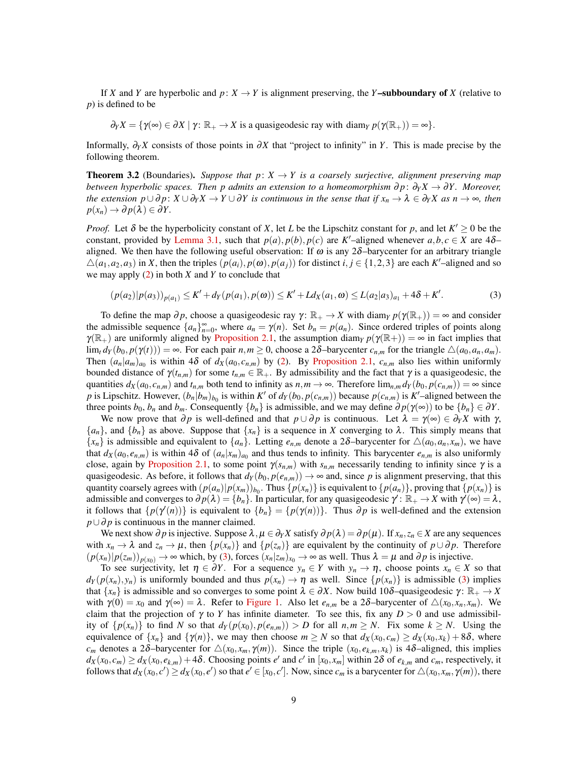If $X$ and $Y$ are hyperbolic and $p\colon X \to Y$ is alignment preserving, the **$Y$–subboundary of** $X$ (relative to $p$) is defined to be

$$\partial_Y X = \{\gamma(\infty) \in \partial X \mid \gamma\colon \mathbb{R}_+ \to X \text{ is a quasigeodesic ray with } \operatorname{diam}_Y p(\gamma(\mathbb{R}_+)) = \infty\}.$$

Informally, $\partial_Y X$ consists of those points in $\partial X$ that "project to infinity" in $Y$. This is made precise by the following theorem.

**Theorem 3.2** (Boundaries). *Suppose that $p\colon X \to Y$ is a coarsely surjective, alignment preserving map between hyperbolic spaces. Then $p$ admits an extension to a homeomorphism $\partial p\colon \partial_Y X \to \partial Y$. Moreover, the extension $p \cup \partial p\colon X \cup \partial_Y X \to Y \cup \partial Y$ is continuous in the sense that if $x_n \to \lambda \in \partial_Y X$ as $n \to \infty$, then $p(x_n) \to \partial p(\lambda) \in \partial Y$.*

*Proof.* Let $\delta$ be the hyperbolicity constant of $X$, let $L$ be the Lipschitz constant for $p$, and let $K' \geq 0$ be the constant, provided by Lemma 3.1, such that $p(a), p(b), p(c)$ are $K'$–aligned whenever $a, b, c \in X$ are $4\delta$–aligned. We then have the following useful observation: If $\omega$ is any $2\delta$–barycenter for an arbitrary triangle $\triangle(a_1, a_2, a_3)$ in $X$, then the triples $(p(a_i), p(\omega), p(a_j))$ for distinct $i, j \in \{1,2,3\}$ are each $K'$–aligned and so we may apply (2) in both $X$ and $Y$ to conclude that

$$(p(a_2)|p(a_3))_{p(a_1)} \leq K' + d_Y(p(a_1), p(\omega)) \leq K' + L d_X(a_1, \omega) \leq L(a_2|a_3)_{a_1} + 4\delta + K'. \tag{3}$$

To define the map $\partial p$, choose a quasigeodesic ray $\gamma\colon \mathbb{R}_+ \to X$ with $\operatorname{diam}_Y p(\gamma(\mathbb{R}_+)) = \infty$ and consider the admissible sequence $\{a_n\}_{n=0}^\infty$, where $a_n = \gamma(n)$. Set $b_n = p(a_n)$. Since ordered triples of points along $\gamma(\mathbb{R}_+)$ are uniformly aligned by Proposition 2.1, the assumption $\operatorname{diam}_Y p(\gamma(\mathbb{R}+)) = \infty$ in fact implies that $\lim_t d_Y(b_0, p(\gamma(t))) = \infty$. For each pair $n, m \geq 0$, choose a $2\delta$–barycenter $c_{n,m}$ for the triangle $\triangle(a_0, a_n, a_m)$. Then $(a_n|a_m)_{a_0}$ is within $4\delta$ of $d_X(a_0, c_{n,m})$ by (2). By Proposition 2.1, $c_{n,m}$ also lies within uniformly bounded distance of $\gamma(t_{n,m})$ for some $t_{n,m} \in \mathbb{R}_+$. By admissibility and the fact that $\gamma$ is a quasigeodesic, the quantities $d_X(a_0, c_{n,m})$ and $t_{n,m}$ both tend to infinity as $n, m \to \infty$. Therefore $\lim_{n,m} d_Y(b_0, p(c_{n,m})) = \infty$ since $p$ is Lipschitz. However, $(b_n|b_m)_{b_0}$ is within $K'$ of $d_Y(b_0, p(c_{n,m}))$ because $p(c_{n,m})$ is $K'$–aligned between the three points $b_0$, $b_n$ and $b_m$. Consequently $\{b_n\}$ is admissible, and we may define $\partial p(\gamma(\infty))$ to be $\{b_n\} \in \partial Y$.

We now prove that $\partial p$ is well-defined and that $p \cup \partial p$ is continuous. Let $\lambda = \gamma(\infty) \in \partial_Y X$ with $\gamma$, $\{a_n\}$, and $\{b_n\}$ as above. Suppose that $\{x_n\}$ is a sequence in $X$ converging to $\lambda$. This simply means that $\{x_n\}$ is admissible and equivalent to $\{a_n\}$. Letting $e_{n,m}$ denote a $2\delta$–barycenter for $\triangle(a_0, a_n, x_m)$, we have that $d_X(a_0, e_{n,m})$ is within $4\delta$ of $(a_n|x_m)_{a_0}$ and thus tends to infinity. This barycenter $e_{n,m}$ is also uniformly close, again by Proposition 2.1, to some point $\gamma(s_{n,m})$ with $s_{n,m}$ necessarily tending to infinity since $\gamma$ is a quasigeodesic. As before, it follows that $d_Y(b_0, p(e_{n,m})) \to \infty$ and, since $p$ is alignment preserving, that this quantity coarsely agrees with $(p(a_n)|p(x_m))_{b_0}$. Thus $\{p(x_n)\}$ is equivalent to $\{p(a_n)\}$, proving that $\{p(x_n)\}$ is admissible and converges to $\partial p(\lambda) = \{b_n\}$. In particular, for any quasigeodesic $\gamma'\colon \mathbb{R}_+ \to X$ with $\gamma'(\infty) = \lambda$, it follows that $\{p(\gamma'(n))\}$ is equivalent to $\{b_n\} = \{p(\gamma(n))\}$. Thus $\partial p$ is well-defined and the extension $p \cup \partial p$ is continuous in the manner claimed.

We next show $\partial p$ is injective. Suppose $\lambda, \mu \in \partial_Y X$ satisfy $\partial p(\lambda) = \partial p(\mu)$. If $x_n, z_n \in X$ are any sequences with $x_n \to \lambda$ and $z_n \to \mu$, then $\{p(x_n)\}$ and $\{p(z_n)\}$ are equivalent by the continuity of $p \cup \partial p$. Therefore $(p(x_n)|p(z_m))_{p(x_0)} \to \infty$ which, by (3), forces $(x_n|z_m)_{x_0} \to \infty$ as well. Thus $\lambda = \mu$ and $\partial p$ is injective.

To see surjectivity, let $\eta \in \partial Y$. For a sequence $y_n \in Y$ with $y_n \to \eta$, choose points $x_n \in X$ so that $d_Y(p(x_n), y_n)$ is uniformly bounded and thus $p(x_n) \to \eta$ as well. Since $\{p(x_n)\}$ is admissible (3) implies that $\{x_n\}$ is admissible and so converges to some point $\lambda \in \partial X$. Now build $10\delta$–quasigeodesic $\gamma\colon \mathbb{R}_+ \to X$ with $\gamma(0) = x_0$ and $\gamma(\infty) = \lambda$. Refer to Figure 1. Also let $e_{n,m}$ be a $2\delta$–barycenter of $\triangle(x_0, x_n, x_m)$. We claim that the projection of $\gamma$ to $Y$ has infinite diameter. To see this, fix any $D > 0$ and use admissibility of $\{p(x_n)\}$ to find $N$ so that $d_Y(p(x_0), p(e_{n,m})) > D$ for all $n, m \geq N$. Fix some $k \geq N$. Using the equivalence of $\{x_n\}$ and $\{\gamma(n)\}$, we may then choose $m \geq N$ so that $d_X(x_0, c_m) \geq d_X(x_0, x_k) + 8\delta$, where $c_m$ denotes a $2\delta$–barycenter for $\triangle(x_0, x_m, \gamma(m))$. Since the triple $(x_0, e_{k,m}, x_k)$ is $4\delta$–aligned, this implies $d_X(x_0, c_m) \geq d_X(x_0, e_{k,m}) + 4\delta$. Choosing points $e'$ and $c'$ in $[x_0, x_m]$ within $2\delta$ of $e_{k,m}$ and $c_m$, respectively, it follows that $d_X(x_0, c') \geq d_X(x_0, e')$ so that $e' \in [x_0, c']$. Now, since $c_m$ is a barycenter for $\triangle(x_0, x_m, \gamma(m))$, there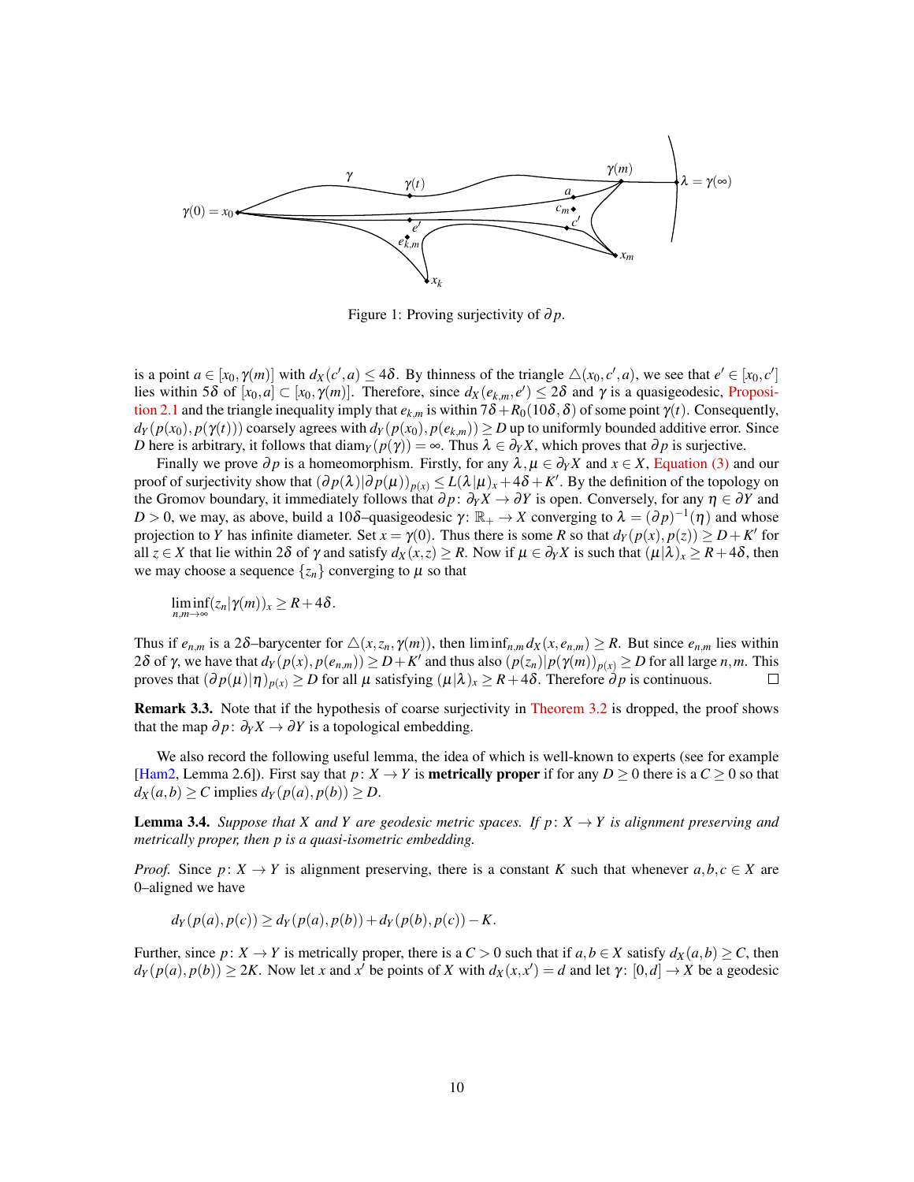Figure 1: Proving surjectivity of $\partial p$.

is a point $a \in [x_0, \gamma(m)]$ with $d_X(c', a) \le 4\delta$. By thinness of the triangle $\triangle(x_0, c', a)$, we see that $e' \in [x_0, c']$ lies within $5\delta$ of $[x_0, a] \subset [x_0, \gamma(m)]$. Therefore, since $d_X(e_{k,m}, e') \le 2\delta$ and $\gamma$ is a quasigeodesic, Proposition 2.1 and the triangle inequality imply that $e_{k,m}$ is within $7\delta + R_0(10\delta, \delta)$ of some point $\gamma(t)$. Consequently, $d_Y(p(x_0), p(\gamma(t)))$ coarsely agrees with $d_Y(p(x_0), p(e_{k,m})) \ge D$ up to uniformly bounded additive error. Since $D$ here is arbitrary, it follows that $\operatorname{diam}_Y(p(\gamma)) = \infty$. Thus $\lambda \in \partial_Y X$, which proves that $\partial p$ is surjective.

Finally we prove $\partial p$ is a homeomorphism. Firstly, for any $\lambda, \mu \in \partial_Y X$ and $x \in X$, Equation (3) and our proof of surjectivity show that $(\partial p(\lambda)|\partial p(\mu))_{p(x)} \le L(\lambda|\mu)_x + 4\delta + K'$. By the definition of the topology on the Gromov boundary, it immediately follows that $\partial p \colon \partial_Y X \to \partial Y$ is open. Conversely, for any $\eta \in \partial Y$ and $D > 0$, we may, as above, build a $10\delta$–quasigeodesic $\gamma \colon \mathbb{R}_+ \to X$ converging to $\lambda = (\partial p)^{-1}(\eta)$ and whose projection to $Y$ has infinite diameter. Set $x = \gamma(0)$. Thus there is some $R$ so that $d_Y(p(x), p(z)) \ge D + K'$ for all $z \in X$ that lie within $2\delta$ of $\gamma$ and satisfy $d_X(x, z) \ge R$. Now if $\mu \in \partial_Y X$ is such that $(\mu|\lambda)_x \ge R + 4\delta$, then we may choose a sequence $\{z_n\}$ converging to $\mu$ so that

$$\liminf_{n,m \to \infty} (z_n|\gamma(m))_x \ge R + 4\delta.$$

Thus if $e_{n,m}$ is a $2\delta$–barycenter for $\triangle(x, z_n, \gamma(m))$, then $\liminf_{n,m} d_X(x, e_{n,m}) \ge R$. But since $e_{n,m}$ lies within $2\delta$ of $\gamma$, we have that $d_Y(p(x), p(e_{n,m})) \ge D + K'$ and thus also $(p(z_n)|p(\gamma(m))_{p(x)} \ge D$ for all large $n, m$. This proves that $(\partial p(\mu)|\eta)_{p(x)} \ge D$ for all $\mu$ satisfying $(\mu|\lambda)_x \ge R + 4\delta$. Therefore $\partial p$ is continuous. $\square$

**Remark 3.3.** Note that if the hypothesis of coarse surjectivity in Theorem 3.2 is dropped, the proof shows that the map $\partial p \colon \partial_Y X \to \partial Y$ is a topological embedding.

We also record the following useful lemma, the idea of which is well-known to experts (see for example [Ham2, Lemma 2.6]). First say that $p \colon X \to Y$ is **metrically proper** if for any $D \ge 0$ there is a $C \ge 0$ so that $d_X(a, b) \ge C$ implies $d_Y(p(a), p(b)) \ge D$.

**Lemma 3.4.** *Suppose that $X$ and $Y$ are geodesic metric spaces. If $p \colon X \to Y$ is alignment preserving and metrically proper, then $p$ is a quasi-isometric embedding.*

*Proof.* Since $p \colon X \to Y$ is alignment preserving, there is a constant $K$ such that whenever $a, b, c \in X$ are 0–aligned we have

$$d_Y(p(a), p(c)) \ge d_Y(p(a), p(b)) + d_Y(p(b), p(c)) - K.$$

Further, since $p \colon X \to Y$ is metrically proper, there is a $C > 0$ such that if $a, b \in X$ satisfy $d_X(a, b) \ge C$, then $d_Y(p(a), p(b)) \ge 2K$. Now let $x$ and $x'$ be points of $X$ with $d_X(x, x') = d$ and let $\gamma \colon [0, d] \to X$ be a geodesic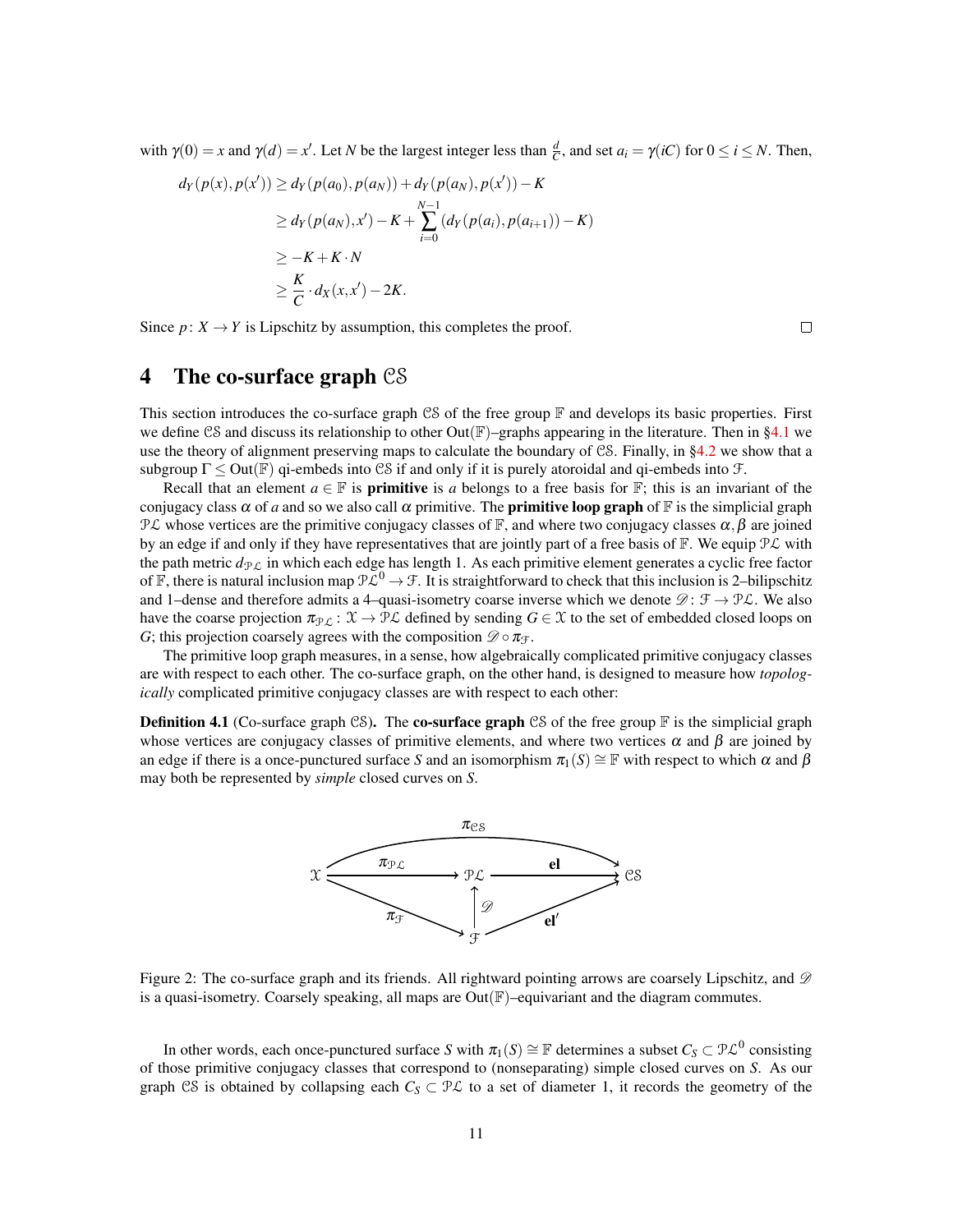with $\gamma(0) = x$ and $\gamma(d) = x'$. Let $N$ be the largest integer less than $\frac{d}{C}$, and set $a_i = \gamma(iC)$ for $0 \le i \le N$. Then,

$$
\begin{aligned}
d_Y(p(x), p(x')) &\ge d_Y(p(a_0), p(a_N)) + d_Y(p(a_N), p(x')) - K \\
&\ge d_Y(p(a_N), x') - K + \sum_{i=0}^{N-1} (d_Y(p(a_i), p(a_{i+1})) - K) \\
&\ge -K + K \cdot N \\
&\ge \frac{K}{C} \cdot d_X(x, x') - 2K.
\end{aligned}
$$

Since $p\colon X \to Y$ is Lipschitz by assumption, this completes the proof. □

# 4 The co-surface graph $\mathcal{CS}$

This section introduces the co-surface graph $\mathcal{CS}$ of the free group $\mathbb{F}$ and develops its basic properties. First we define $\mathcal{CS}$ and discuss its relationship to other $\mathrm{Out}(\mathbb{F})$–graphs appearing in the literature. Then in §4.1 we use the theory of alignment preserving maps to calculate the boundary of $\mathcal{CS}$. Finally, in §4.2 we show that a subgroup $\Gamma \le \mathrm{Out}(\mathbb{F})$ qi-embeds into $\mathcal{CS}$ if and only if it is purely atoroidal and qi-embeds into $\mathcal{F}$.

Recall that an element $a \in \mathbb{F}$ is **primitive** is $a$ belongs to a free basis for $\mathbb{F}$; this is an invariant of the conjugacy class $\alpha$ of $a$ and so we also call $\alpha$ primitive. The **primitive loop graph** of $\mathbb{F}$ is the simplicial graph $\mathcal{PL}$ whose vertices are the primitive conjugacy classes of $\mathbb{F}$, and where two conjugacy classes $\alpha, \beta$ are joined by an edge if and only if they have representatives that are jointly part of a free basis of $\mathbb{F}$. We equip $\mathcal{PL}$ with the path metric $d_{\mathcal{PL}}$ in which each edge has length 1. As each primitive element generates a cyclic free factor of $\mathbb{F}$, there is natural inclusion map $\mathcal{PL}^0 \to \mathcal{F}$. It is straightforward to check that this inclusion is 2–bilipschitz and 1–dense and therefore admits a 4–quasi-isometry coarse inverse which we denote $\mathscr{D}\colon \mathcal{F} \to \mathcal{PL}$. We also have the coarse projection $\pi_{\mathcal{PL}}\colon \mathcal{X} \to \mathcal{PL}$ defined by sending $G \in \mathcal{X}$ to the set of embedded closed loops on $G$; this projection coarsely agrees with the composition $\mathscr{D} \circ \pi_{\mathcal{F}}$.

The primitive loop graph measures, in a sense, how algebraically complicated primitive conjugacy classes are with respect to each other. The co-surface graph, on the other hand, is designed to measure how *topologically* complicated primitive conjugacy classes are with respect to each other:

**Definition 4.1** (Co-surface graph $\mathcal{CS}$)**.** The **co-surface graph** $\mathcal{CS}$ of the free group $\mathbb{F}$ is the simplicial graph whose vertices are conjugacy classes of primitive elements, and where two vertices $\alpha$ and $\beta$ are joined by an edge if there is a once-punctured surface $S$ and an isomorphism $\pi_1(S) \cong \mathbb{F}$ with respect to which $\alpha$ and $\beta$ may both be represented by *simple* closed curves on $S$.

$\pi_{\mathcal{CS}}$

$\mathcal{X}$ $\pi_{\mathcal{PL}}$ $\mathcal{PL}$ **el** $\mathcal{CS}$

$\pi_{\mathcal{F}}$ $\mathscr{D}$ **el′**

$\mathcal{F}$

Figure 2: The co-surface graph and its friends. All rightward pointing arrows are coarsely Lipschitz, and $\mathscr{D}$ is a quasi-isometry. Coarsely speaking, all maps are $\mathrm{Out}(\mathbb{F})$–equivariant and the diagram commutes.

In other words, each once-punctured surface $S$ with $\pi_1(S) \cong \mathbb{F}$ determines a subset $C_S \subset \mathcal{PL}^0$ consisting of those primitive conjugacy classes that correspond to (nonseparating) simple closed curves on $S$. As our graph $\mathcal{CS}$ is obtained by collapsing each $C_S \subset \mathcal{PL}$ to a set of diameter 1, it records the geometry of the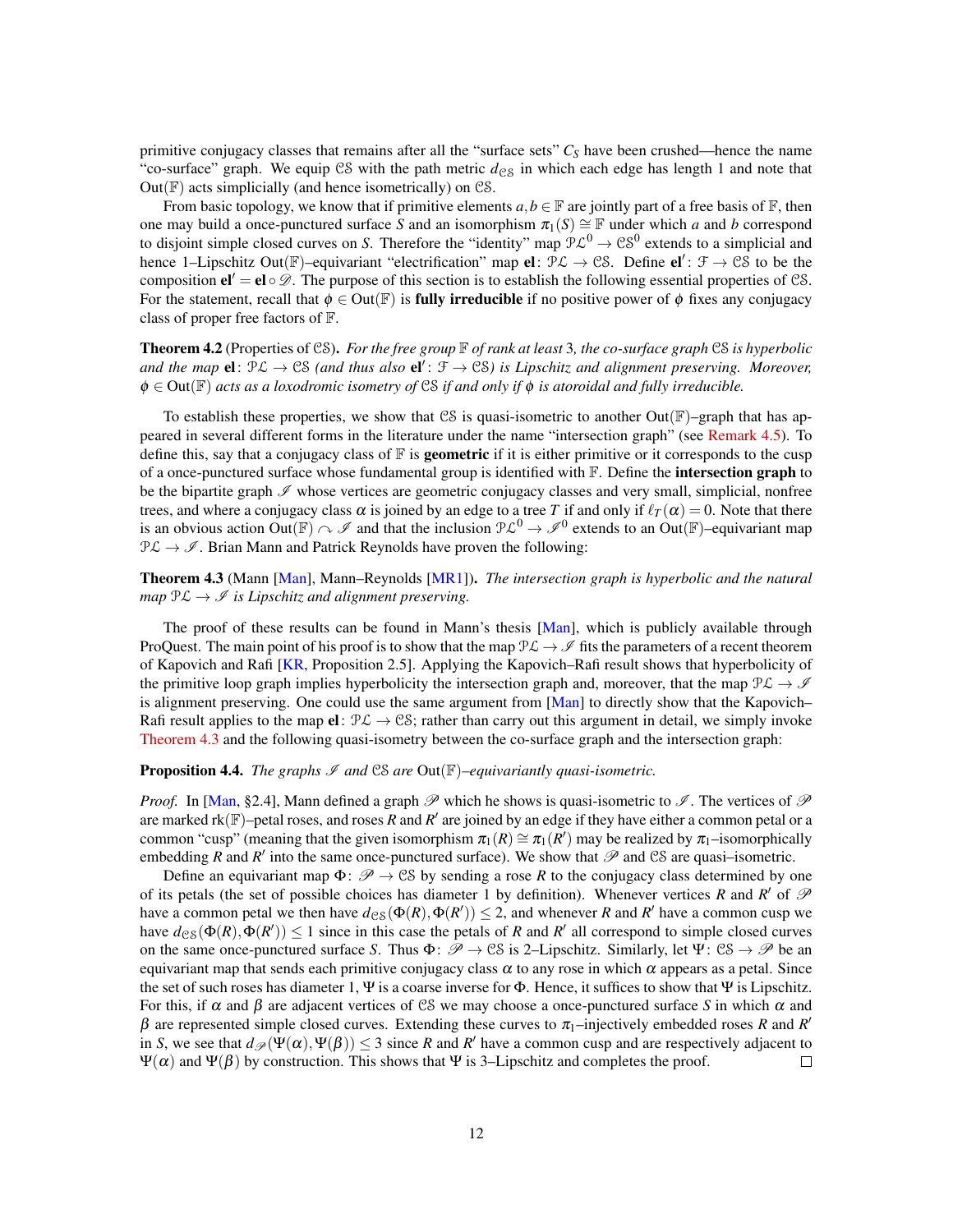primitive conjugacy classes that remains after all the "surface sets" $C_S$ have been crushed—hence the name "co-surface" graph. We equip $\mathcal{CS}$ with the path metric $d_{\mathcal{CS}}$ in which each edge has length 1 and note that $\mathrm{Out}(\mathbb{F})$ acts simplicially (and hence isometrically) on $\mathcal{CS}$.

From basic topology, we know that if primitive elements $a, b \in \mathbb{F}$ are jointly part of a free basis of $\mathbb{F}$, then one may build a once-punctured surface $S$ and an isomorphism $\pi_1(S) \cong \mathbb{F}$ under which $a$ and $b$ correspond to disjoint simple closed curves on $S$. Therefore the "identity" map $\mathcal{PL}^0 \to \mathcal{CS}^0$ extends to a simplicial and hence 1–Lipschitz $\mathrm{Out}(\mathbb{F})$–equivariant "electrification" map $\mathbf{el}\colon \mathcal{PL} \to \mathcal{CS}$. Define $\mathbf{el}'\colon \mathcal{F} \to \mathcal{CS}$ to be the composition $\mathbf{el}' = \mathbf{el} \circ \mathscr{D}$. The purpose of this section is to establish the following essential properties of $\mathcal{CS}$. For the statement, recall that $\phi \in \mathrm{Out}(\mathbb{F})$ is **fully irreducible** if no positive power of $\phi$ fixes any conjugacy class of proper free factors of $\mathbb{F}$.

**Theorem 4.2** (Properties of $\mathcal{CS}$)**.** *For the free group $\mathbb{F}$ of rank at least 3, the co-surface graph $\mathcal{CS}$ is hyperbolic and the map $\mathbf{el}\colon \mathcal{PL} \to \mathcal{CS}$ (and thus also $\mathbf{el}'\colon \mathcal{F} \to \mathcal{CS}$) is Lipschitz and alignment preserving. Moreover, $\phi \in \mathrm{Out}(\mathbb{F})$ acts as a loxodromic isometry of $\mathcal{CS}$ if and only if $\phi$ is atoroidal and fully irreducible.*

To establish these properties, we show that $\mathcal{CS}$ is quasi-isometric to another $\mathrm{Out}(\mathbb{F})$–graph that has appeared in several different forms in the literature under the name "intersection graph" (see Remark 4.5). To define this, say that a conjugacy class of $\mathbb{F}$ is **geometric** if it is either primitive or it corresponds to the cusp of a once-punctured surface whose fundamental group is identified with $\mathbb{F}$. Define the **intersection graph** to be the bipartite graph $\mathscr{I}$ whose vertices are geometric conjugacy classes and very small, simplicial, nonfree trees, and where a conjugacy class $\alpha$ is joined by an edge to a tree $T$ if and only if $\ell_T(\alpha) = 0$. Note that there is an obvious action $\mathrm{Out}(\mathbb{F}) \curvearrowright \mathscr{I}$ and that the inclusion $\mathcal{PL}^0 \to \mathscr{I}^0$ extends to an $\mathrm{Out}(\mathbb{F})$–equivariant map $\mathcal{PL} \to \mathscr{I}$. Brian Mann and Patrick Reynolds have proven the following:

**Theorem 4.3** (Mann [Man], Mann–Reynolds [MR1])**.** *The intersection graph is hyperbolic and the natural map $\mathcal{PL} \to \mathscr{I}$ is Lipschitz and alignment preserving.*

The proof of these results can be found in Mann's thesis [Man], which is publicly available through ProQuest. The main point of his proof is to show that the map $\mathcal{PL} \to \mathscr{I}$ fits the parameters of a recent theorem of Kapovich and Rafi [KR, Proposition 2.5]. Applying the Kapovich–Rafi result shows that hyperbolicity of the primitive loop graph implies hyperbolicity the intersection graph and, moreover, that the map $\mathcal{PL} \to \mathscr{I}$ is alignment preserving. One could use the same argument from [Man] to directly show that the Kapovich–Rafi result applies to the map $\mathbf{el}\colon \mathcal{PL} \to \mathcal{CS}$; rather than carry out this argument in detail, we simply invoke Theorem 4.3 and the following quasi-isometry between the co-surface graph and the intersection graph:

**Proposition 4.4.** *The graphs $\mathscr{I}$ and $\mathcal{CS}$ are $\mathrm{Out}(\mathbb{F})$–equivariantly quasi-isometric.*

*Proof.* In [Man, §2.4], Mann defined a graph $\mathscr{P}$ which he shows is quasi-isometric to $\mathscr{I}$. The vertices of $\mathscr{P}$ are marked $\mathrm{rk}(\mathbb{F})$–petal roses, and roses $R$ and $R'$ are joined by an edge if they have either a common petal or a common "cusp" (meaning that the given isomorphism $\pi_1(R) \cong \pi_1(R')$ may be realized by $\pi_1$–isomorphically embedding $R$ and $R'$ into the same once-punctured surface). We show that $\mathscr{P}$ and $\mathcal{CS}$ are quasi–isometric.

Define an equivariant map $\Phi\colon \mathscr{P} \to \mathcal{CS}$ by sending a rose $R$ to the conjugacy class determined by one of its petals (the set of possible choices has diameter 1 by definition). Whenever vertices $R$ and $R'$ of $\mathscr{P}$ have a common petal we then have $d_{\mathcal{CS}}(\Phi(R), \Phi(R')) \le 2$, and whenever $R$ and $R'$ have a common cusp we have $d_{\mathcal{CS}}(\Phi(R), \Phi(R')) \le 1$ since in this case the petals of $R$ and $R'$ all correspond to simple closed curves on the same once-punctured surface $S$. Thus $\Phi\colon \mathscr{P} \to \mathcal{CS}$ is 2–Lipschitz. Similarly, let $\Psi\colon \mathcal{CS} \to \mathscr{P}$ be an equivariant map that sends each primitive conjugacy class $\alpha$ to any rose in which $\alpha$ appears as a petal. Since the set of such roses has diameter 1, $\Psi$ is a coarse inverse for $\Phi$. Hence, it suffices to show that $\Psi$ is Lipschitz. For this, if $\alpha$ and $\beta$ are adjacent vertices of $\mathcal{CS}$ we may choose a once-punctured surface $S$ in which $\alpha$ and $\beta$ are represented simple closed curves. Extending these curves to $\pi_1$–injectively embedded roses $R$ and $R'$ in $S$, we see that $d_{\mathscr{P}}(\Psi(\alpha), \Psi(\beta)) \le 3$ since $R$ and $R'$ have a common cusp and are respectively adjacent to $\Psi(\alpha)$ and $\Psi(\beta)$ by construction. This shows that $\Psi$ is 3–Lipschitz and completes the proof. $\square$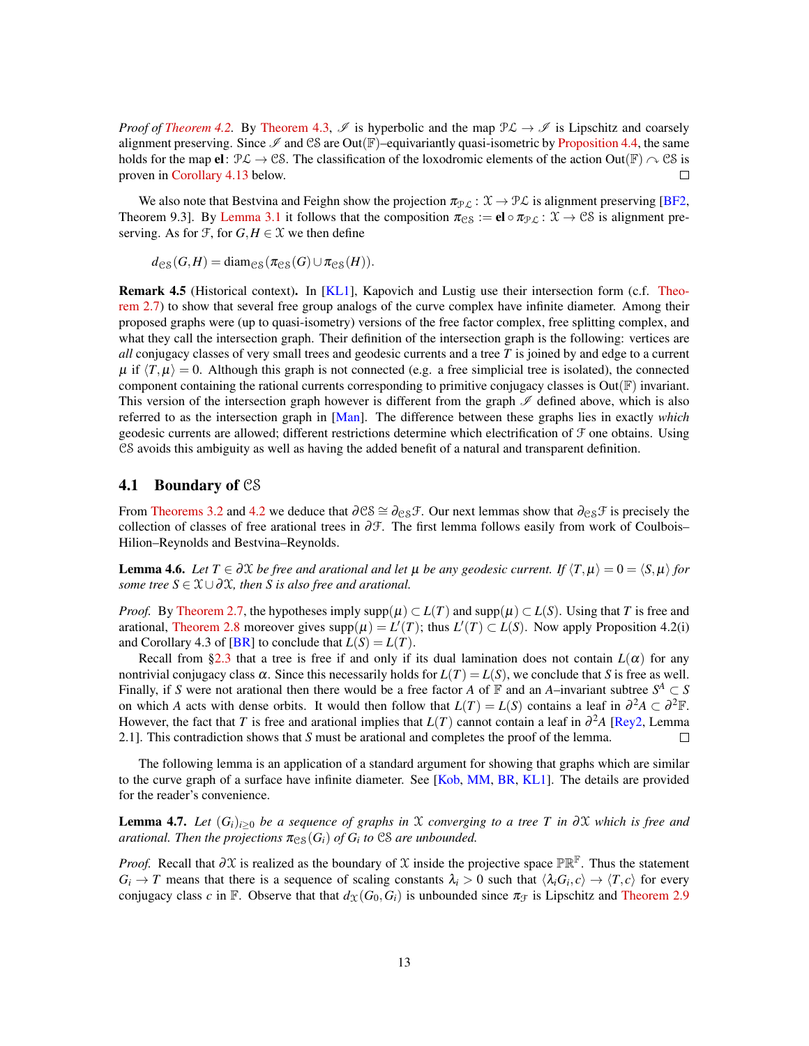*Proof of Theorem 4.2.* By Theorem 4.3, $\mathscr{I}$ is hyperbolic and the map $\mathcal{PL} \to \mathscr{I}$ is Lipschitz and coarsely alignment preserving. Since $\mathscr{I}$ and $\mathcal{CS}$ are $\mathrm{Out}(\mathbb{F})$–equivariantly quasi-isometric by Proposition 4.4, the same holds for the map $\mathbf{el}\colon \mathcal{PL} \to \mathcal{CS}$. The classification of the loxodromic elements of the action $\mathrm{Out}(\mathbb{F}) \curvearrowright \mathcal{CS}$ is proven in Corollary 4.13 below. □

We also note that Bestvina and Feighn show the projection $\pi_{\mathcal{PL}}\colon \mathcal{X} \to \mathcal{PL}$ is alignment preserving [BF2, Theorem 9.3]. By Lemma 3.1 it follows that the composition $\pi_{\mathcal{CS}} := \mathbf{el} \circ \pi_{\mathcal{PL}}\colon \mathcal{X} \to \mathcal{CS}$ is alignment preserving. As for $\mathcal{F}$, for $G, H \in \mathcal{X}$ we then define

$$d_{\mathcal{CS}}(G,H) = \mathrm{diam}_{\mathcal{CS}}(\pi_{\mathcal{CS}}(G) \cup \pi_{\mathcal{CS}}(H)).$$

**Remark 4.5** (Historical context)**.** In [KL1], Kapovich and Lustig use their intersection form (c.f. Theorem 2.7) to show that several free group analogs of the curve complex have infinite diameter. Among their proposed graphs were (up to quasi-isometry) versions of the free factor complex, free splitting complex, and what they call the intersection graph. Their definition of the intersection graph is the following: vertices are *all* conjugacy classes of very small trees and geodesic currents and a tree $T$ is joined by and edge to a current $\mu$ if $\langle T, \mu \rangle = 0$. Although this graph is not connected (e.g. a free simplicial tree is isolated), the connected component containing the rational currents corresponding to primitive conjugacy classes is $\mathrm{Out}(\mathbb{F})$ invariant. This version of the intersection graph however is different from the graph $\mathscr{I}$ defined above, which is also referred to as the intersection graph in [Man]. The difference between these graphs lies in exactly *which* geodesic currents are allowed; different restrictions determine which electrification of $\mathcal{F}$ one obtains. Using $\mathcal{CS}$ avoids this ambiguity as well as having the added benefit of a natural and transparent definition.

## 4.1 Boundary of $\mathcal{CS}$

From Theorems 3.2 and 4.2 we deduce that $\partial\mathcal{CS} \cong \partial_{\mathcal{CS}}\mathcal{F}$. Our next lemmas show that $\partial_{\mathcal{CS}}\mathcal{F}$ is precisely the collection of classes of free arational trees in $\partial\mathcal{F}$. The first lemma follows easily from work of Coulbois–Hilion–Reynolds and Bestvina–Reynolds.

**Lemma 4.6.** *Let $T \in \partial\mathcal{X}$ be free and arational and let $\mu$ be any geodesic current. If $\langle T, \mu \rangle = 0 = \langle S, \mu \rangle$ for some tree $S \in \mathcal{X} \cup \partial\mathcal{X}$, then $S$ is also free and arational.*

*Proof.* By Theorem 2.7, the hypotheses imply $\mathrm{supp}(\mu) \subset L(T)$ and $\mathrm{supp}(\mu) \subset L(S)$. Using that $T$ is free and arational, Theorem 2.8 moreover gives $\mathrm{supp}(\mu) = L'(T)$; thus $L'(T) \subset L(S)$. Now apply Proposition 4.2(i) and Corollary 4.3 of [BR] to conclude that $L(S) = L(T)$.

Recall from §2.3 that a tree is free if and only if its dual lamination does not contain $L(\alpha)$ for any nontrivial conjugacy class $\alpha$. Since this necessarily holds for $L(T) = L(S)$, we conclude that $S$ is free as well. Finally, if $S$ were not arational then there would be a free factor $A$ of $\mathbb{F}$ and an $A$–invariant subtree $S^A \subset S$ on which $A$ acts with dense orbits. It would then follow that $L(T) = L(S)$ contains a leaf in $\partial^2 A \subset \partial^2\mathbb{F}$. However, the fact that $T$ is free and arational implies that $L(T)$ cannot contain a leaf in $\partial^2 A$ [Rey2, Lemma 2.1]. This contradiction shows that $S$ must be arational and completes the proof of the lemma. □

The following lemma is an application of a standard argument for showing that graphs which are similar to the curve graph of a surface have infinite diameter. See [Kob, MM, BR, KL1]. The details are provided for the reader's convenience.

**Lemma 4.7.** *Let $(G_i)_{i \geq 0}$ be a sequence of graphs in $\mathcal{X}$ converging to a tree $T$ in $\partial\mathcal{X}$ which is free and arational. Then the projections $\pi_{\mathcal{CS}}(G_i)$ of $G_i$ to $\mathcal{CS}$ are unbounded.*

*Proof.* Recall that $\partial\mathcal{X}$ is realized as the boundary of $\mathcal{X}$ inside the projective space $\mathbb{PR}^{\mathbb{F}}$. Thus the statement $G_i \to T$ means that there is a sequence of scaling constants $\lambda_i > 0$ such that $\langle \lambda_i G_i, c \rangle \to \langle T, c \rangle$ for every conjugacy class $c$ in $\mathbb{F}$. Observe that that $d_{\mathcal{X}}(G_0, G_i)$ is unbounded since $\pi_{\mathcal{F}}$ is Lipschitz and Theorem 2.9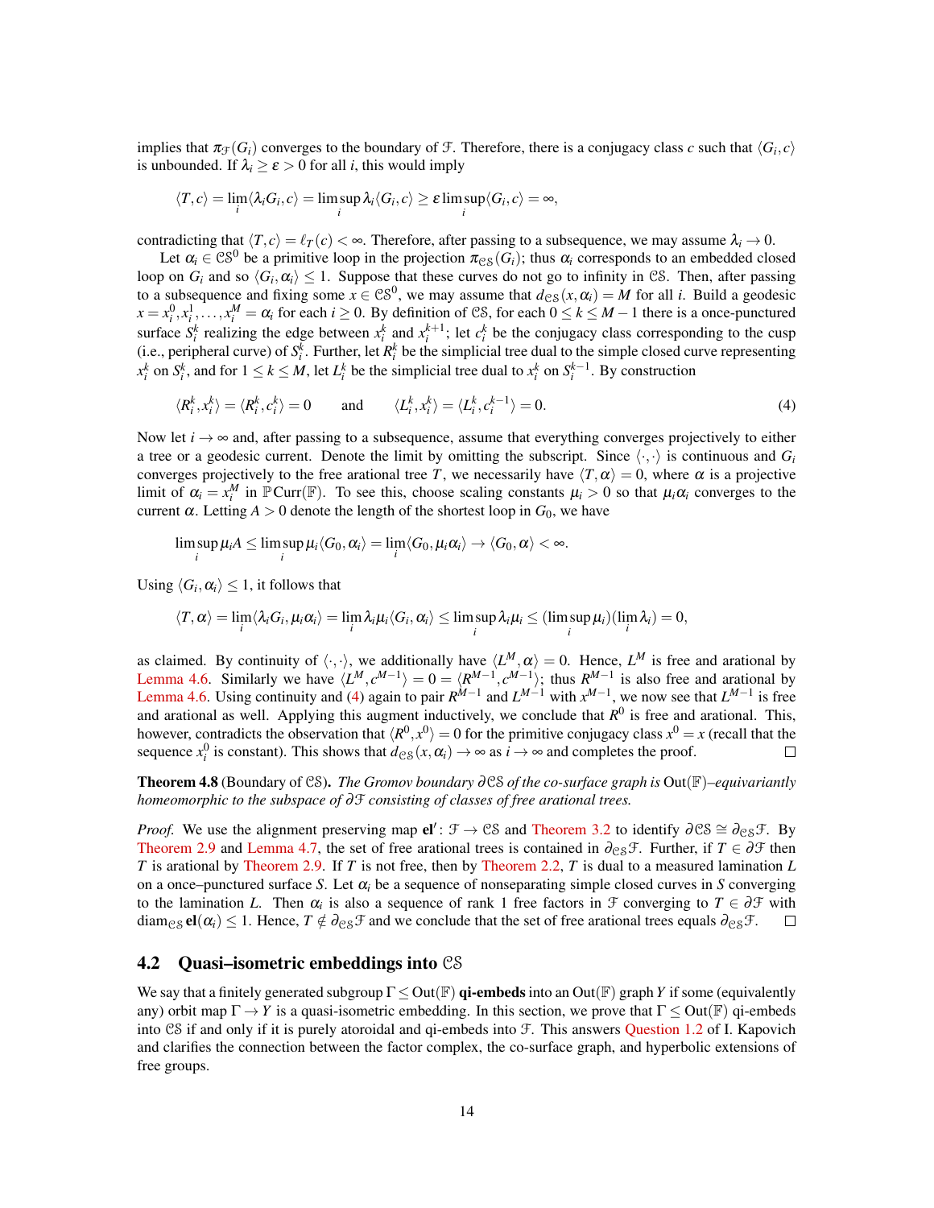implies that $\pi_{\mathcal{F}}(G_i)$ converges to the boundary of $\mathcal{F}$. Therefore, there is a conjugacy class $c$ such that $\langle G_i, c\rangle$ is unbounded. If $\lambda_i \geq \varepsilon > 0$ for all $i$, this would imply

$$\langle T, c\rangle = \lim_i \langle \lambda_i G_i, c\rangle = \limsup_i \lambda_i \langle G_i, c\rangle \geq \varepsilon \limsup_i \langle G_i, c\rangle = \infty,$$

contradicting that $\langle T, c\rangle = \ell_T(c) < \infty$. Therefore, after passing to a subsequence, we may assume $\lambda_i \to 0$.

Let $\alpha_i \in \mathcal{CS}^0$ be a primitive loop in the projection $\pi_{\mathcal{CS}}(G_i)$; thus $\alpha_i$ corresponds to an embedded closed loop on $G_i$ and so $\langle G_i, \alpha_i\rangle \leq 1$. Suppose that these curves do not go to infinity in $\mathcal{CS}$. Then, after passing to a subsequence and fixing some $x \in \mathcal{CS}^0$, we may assume that $d_{\mathcal{CS}}(x, \alpha_i) = M$ for all $i$. Build a geodesic $x = x_i^0, x_i^1, \ldots, x_i^M = \alpha_i$ for each $i \geq 0$. By definition of $\mathcal{CS}$, for each $0 \leq k \leq M-1$ there is a once-punctured surface $S_i^k$ realizing the edge between $x_i^k$ and $x_i^{k+1}$; let $c_i^k$ be the conjugacy class corresponding to the cusp (i.e., peripheral curve) of $S_i^k$. Further, let $R_i^k$ be the simplicial tree dual to the simple closed curve representing $x_i^k$ on $S_i^k$, and for $1 \leq k \leq M$, let $L_i^k$ be the simplicial tree dual to $x_i^k$ on $S_i^{k-1}$. By construction

$$\langle R_i^k, x_i^k\rangle = \langle R_i^k, c_i^k\rangle = 0 \qquad \text{and} \qquad \langle L_i^k, x_i^k\rangle = \langle L_i^k, c_i^{k-1}\rangle = 0. \tag{4}$$

Now let $i \to \infty$ and, after passing to a subsequence, assume that everything converges projectively to either a tree or a geodesic current. Denote the limit by omitting the subscript. Since $\langle \cdot, \cdot\rangle$ is continuous and $G_i$ converges projectively to the free arational tree $T$, we necessarily have $\langle T, \alpha\rangle = 0$, where $\alpha$ is a projective limit of $\alpha_i = x_i^M$ in $\mathbb{P}\mathrm{Curr}(\mathbb{F})$. To see this, choose scaling constants $\mu_i > 0$ so that $\mu_i \alpha_i$ converges to the current $\alpha$. Letting $A > 0$ denote the length of the shortest loop in $G_0$, we have

$$\limsup_i \mu_i A \leq \limsup_i \mu_i \langle G_0, \alpha_i\rangle = \lim_i \langle G_0, \mu_i \alpha_i\rangle \to \langle G_0, \alpha\rangle < \infty.$$

Using $\langle G_i, \alpha_i\rangle \leq 1$, it follows that

$$\langle T, \alpha\rangle = \lim_i \langle \lambda_i G_i, \mu_i \alpha_i\rangle = \lim_i \lambda_i \mu_i \langle G_i, \alpha_i\rangle \leq \limsup_i \lambda_i \mu_i \leq (\limsup_i \mu_i)(\lim_i \lambda_i) = 0,$$

as claimed. By continuity of $\langle \cdot, \cdot\rangle$, we additionally have $\langle L^M, \alpha\rangle = 0$. Hence, $L^M$ is free and arational by Lemma 4.6. Similarly we have $\langle L^M, c^{M-1}\rangle = 0 = \langle R^{M-1}, c^{M-1}\rangle$; thus $R^{M-1}$ is also free and arational by Lemma 4.6. Using continuity and (4) again to pair $R^{M-1}$ and $L^{M-1}$ with $x^{M-1}$, we now see that $L^{M-1}$ is free and arational as well. Applying this augment inductively, we conclude that $R^0$ is free and arational. This, however, contradicts the observation that $\langle R^0, x^0\rangle = 0$ for the primitive conjugacy class $x^0 = x$ (recall that the sequence $x_i^0$ is constant). This shows that $d_{\mathcal{CS}}(x, \alpha_i) \to \infty$ as $i \to \infty$ and completes the proof. $\square$

**Theorem 4.8** (Boundary of $\mathcal{CS}$). *The Gromov boundary $\partial\mathcal{CS}$ of the co-surface graph is $\mathrm{Out}(\mathbb{F})$–equivariantly homeomorphic to the subspace of $\partial\mathcal{F}$ consisting of classes of free arational trees.*

*Proof.* We use the alignment preserving map $\mathbf{el}' \colon \mathcal{F} \to \mathcal{CS}$ and Theorem 3.2 to identify $\partial\mathcal{CS} \cong \partial_{\mathcal{CS}}\mathcal{F}$. By Theorem 2.9 and Lemma 4.7, the set of free arational trees is contained in $\partial_{\mathcal{CS}}\mathcal{F}$. Further, if $T \in \partial\mathcal{F}$ then $T$ is arational by Theorem 2.9. If $T$ is not free, then by Theorem 2.2, $T$ is dual to a measured lamination $L$ on a once–punctured surface $S$. Let $\alpha_i$ be a sequence of nonseparating simple closed curves in $S$ converging to the lamination $L$. Then $\alpha_i$ is also a sequence of rank 1 free factors in $\mathcal{F}$ converging to $T \in \partial\mathcal{F}$ with $\mathrm{diam}_{\mathcal{CS}}\, \mathbf{el}(\alpha_i) \leq 1$. Hence, $T \notin \partial_{\mathcal{CS}}\mathcal{F}$ and we conclude that the set of free arational trees equals $\partial_{\mathcal{CS}}\mathcal{F}$. $\square$

## 4.2 Quasi–isometric embeddings into $\mathcal{CS}$

We say that a finitely generated subgroup $\Gamma \leq \mathrm{Out}(\mathbb{F})$ **qi-embeds** into an $\mathrm{Out}(\mathbb{F})$ graph $Y$ if some (equivalently any) orbit map $\Gamma \to Y$ is a quasi-isometric embedding. In this section, we prove that $\Gamma \leq \mathrm{Out}(\mathbb{F})$ qi-embeds into $\mathcal{CS}$ if and only if it is purely atoroidal and qi-embeds into $\mathcal{F}$. This answers Question 1.2 of I. Kapovich and clarifies the connection between the factor complex, the co-surface graph, and hyperbolic extensions of free groups.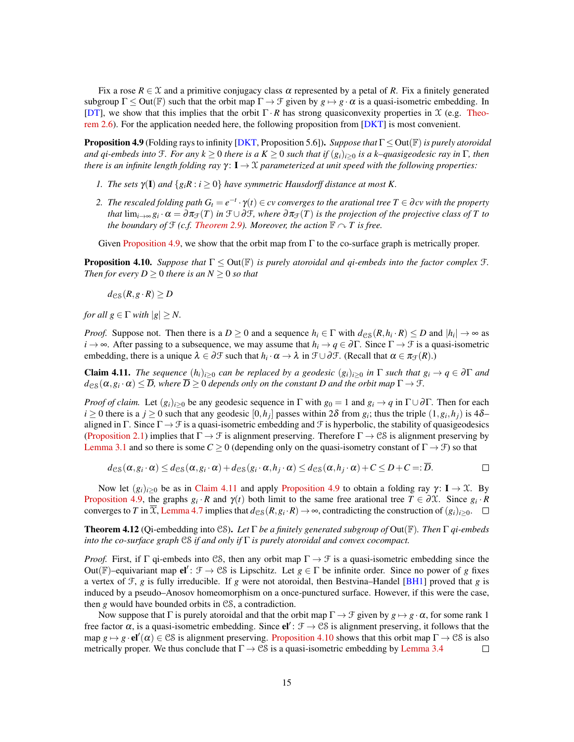Fix a rose $R \in \mathcal{X}$ and a primitive conjugacy class $\alpha$ represented by a petal of $R$. Fix a finitely generated subgroup $\Gamma \le \mathrm{Out}(\mathbb{F})$ such that the orbit map $\Gamma \to \mathcal{F}$ given by $g \mapsto g \cdot \alpha$ is a quasi-isometric embedding. In [DT], we show that this implies that the orbit $\Gamma \cdot R$ has strong quasiconvexity properties in $\mathcal{X}$ (e.g. Theorem 2.6). For the application needed here, the following proposition from [DKT] is most convenient.

**Proposition 4.9** (Folding rays to infinity [DKT, Proposition 5.6])**.** *Suppose that $\Gamma \le \mathrm{Out}(\mathbb{F})$ is purely atoroidal and qi-embeds into $\mathcal{F}$. For any $k \ge 0$ there is a $K \ge 0$ such that if $(g_i)_{i \ge 0}$ is a $k$–quasigeodesic ray in $\Gamma$, then there is an infinite length folding ray $\gamma \colon \mathbf{I} \to \mathcal{X}$ parameterized at unit speed with the following properties:*

1. *The sets $\gamma(\mathbf{I})$ and $\{g_i R : i \ge 0\}$ have symmetric Hausdorff distance at most $K$.*
2. *The rescaled folding path $G_t = e^{-t} \cdot \gamma(t) \in cv$ converges to the arational tree $T \in \partial cv$ with the property that $\lim_{i \to \infty} g_i \cdot \alpha = \partial \pi_{\mathcal{F}}(T)$ in $\mathcal{F} \cup \partial \mathcal{F}$, where $\partial \pi_{\mathcal{F}}(T)$ is the projection of the projective class of $T$ to the boundary of $\mathcal{F}$ (c.f. Theorem 2.9). Moreover, the action $\mathbb{F} \curvearrowright T$ is free.*

Given Proposition 4.9, we show that the orbit map from $\Gamma$ to the co-surface graph is metrically proper.

**Proposition 4.10.** *Suppose that $\Gamma \le \mathrm{Out}(\mathbb{F})$ is purely atoroidal and qi-embeds into the factor complex $\mathcal{F}$. Then for every $D \ge 0$ there is an $N \ge 0$ so that*

$$d_{\mathcal{CS}}(R, g \cdot R) \ge D$$

*for all $g \in \Gamma$ with $|g| \ge N$.*

*Proof.* Suppose not. Then there is a $D \ge 0$ and a sequence $h_i \in \Gamma$ with $d_{\mathcal{CS}}(R, h_i \cdot R) \le D$ and $|h_i| \to \infty$ as $i \to \infty$. After passing to a subsequence, we may assume that $h_i \to q \in \partial \Gamma$. Since $\Gamma \to \mathcal{F}$ is a quasi-isometric embedding, there is a unique $\lambda \in \partial \mathcal{F}$ such that $h_i \cdot \alpha \to \lambda$ in $\mathcal{F} \cup \partial \mathcal{F}$. (Recall that $\alpha \in \pi_{\mathcal{F}}(R)$.)

**Claim 4.11.** *The sequence $(h_i)_{i \ge 0}$ can be replaced by a geodesic $(g_i)_{i \ge 0}$ in $\Gamma$ such that $g_i \to q \in \partial \Gamma$ and $d_{\mathcal{CS}}(\alpha, g_i \cdot \alpha) \le \overline{D}$, where $\overline{D} \ge 0$ depends only on the constant $D$ and the orbit map $\Gamma \to \mathcal{F}$.*

*Proof of claim.* Let $(g_i)_{i \ge 0}$ be any geodesic sequence in $\Gamma$ with $g_0 = 1$ and $g_i \to q$ in $\Gamma \cup \partial \Gamma$. Then for each $i \ge 0$ there is a $j \ge 0$ such that any geodesic $[0, h_j]$ passes within $2\delta$ from $g_i$; thus the triple $(1, g_i, h_j)$ is $4\delta$–aligned in $\Gamma$. Since $\Gamma \to \mathcal{F}$ is a quasi-isometric embedding and $\mathcal{F}$ is hyperbolic, the stability of quasigeodesics (Proposition 2.1) implies that $\Gamma \to \mathcal{F}$ is alignment preserving. Therefore $\Gamma \to \mathcal{CS}$ is alignment preserving by Lemma 3.1 and so there is some $C \ge 0$ (depending only on the quasi-isometry constant of $\Gamma \to \mathcal{F}$) so that

$$d_{\mathcal{CS}}(\alpha, g_i \cdot \alpha) \le d_{\mathcal{CS}}(\alpha, g_i \cdot \alpha) + d_{\mathcal{CS}}(g_i \cdot \alpha, h_j \cdot \alpha) \le d_{\mathcal{CS}}(\alpha, h_j \cdot \alpha) + C \le D + C =: \overline{D}.$$

□

Now let $(g_i)_{i \ge 0}$ be as in Claim 4.11 and apply Proposition 4.9 to obtain a folding ray $\gamma \colon \mathbf{I} \to \mathcal{X}$. By Proposition 4.9, the graphs $g_i \cdot R$ and $\gamma(t)$ both limit to the same free arational tree $T \in \partial \mathcal{X}$. Since $g_i \cdot R$ converges to $T$ in $\overline{\mathcal{X}}$, Lemma 4.7 implies that $d_{\mathcal{CS}}(R, g_i \cdot R) \to \infty$, contradicting the construction of $(g_i)_{i \ge 0}$. □

**Theorem 4.12** (Qi-embedding into $\mathcal{CS}$)**.** *Let $\Gamma$ be a finitely generated subgroup of $\mathrm{Out}(\mathbb{F})$. Then $\Gamma$ qi-embeds into the co-surface graph $\mathcal{CS}$ if and only if $\Gamma$ is purely atoroidal and convex cocompact.*

*Proof.* First, if $\Gamma$ qi-embeds into $\mathcal{CS}$, then any orbit map $\Gamma \to \mathcal{F}$ is a quasi-isometric embedding since the $\mathrm{Out}(\mathbb{F})$–equivariant map $\mathbf{el}' \colon \mathcal{F} \to \mathcal{CS}$ is Lipschitz. Let $g \in \Gamma$ be infinite order. Since no power of $g$ fixes a vertex of $\mathcal{F}$, $g$ is fully irreducible. If $g$ were not atoroidal, then Bestvina–Handel [BH1] proved that $g$ is induced by a pseudo–Anosov homeomorphism on a once-punctured surface. However, if this were the case, then $g$ would have bounded orbits in $\mathcal{CS}$, a contradiction.

Now suppose that $\Gamma$ is purely atoroidal and that the orbit map $\Gamma \to \mathcal{F}$ given by $g \mapsto g \cdot \alpha$, for some rank 1 free factor $\alpha$, is a quasi-isometric embedding. Since $\mathbf{el}' \colon \mathcal{F} \to \mathcal{CS}$ is alignment preserving, it follows that the map $g \mapsto g \cdot \mathbf{el}'(\alpha) \in \mathcal{CS}$ is alignment preserving. Proposition 4.10 shows that this orbit map $\Gamma \to \mathcal{CS}$ is also metrically proper. We thus conclude that $\Gamma \to \mathcal{CS}$ is a quasi-isometric embedding by Lemma 3.4 □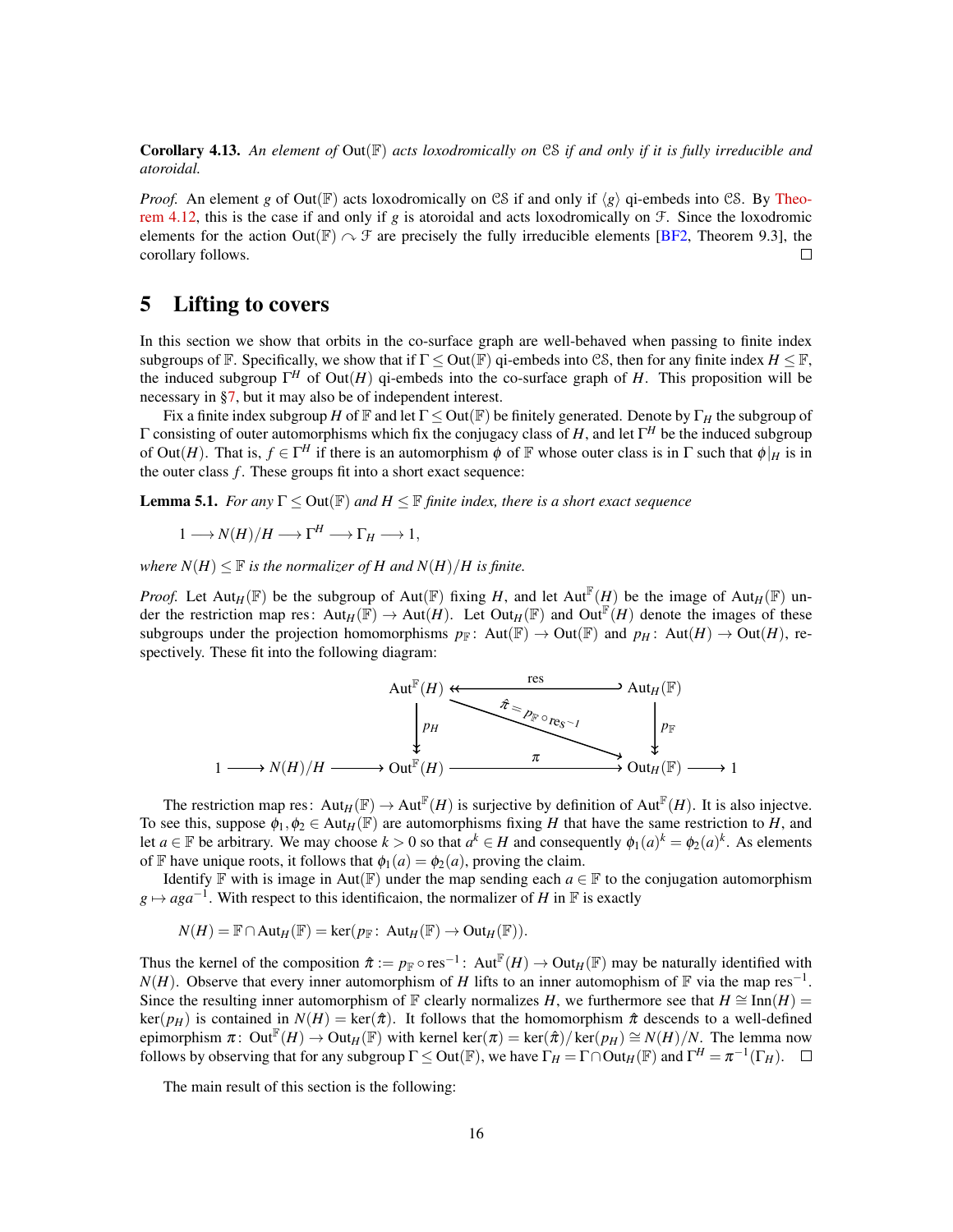**Corollary 4.13.** *An element of* $\mathrm{Out}(\mathbb{F})$ *acts loxodromically on* $\mathcal{CS}$ *if and only if it is fully irreducible and atoroidal.*

*Proof.* An element $g$ of $\mathrm{Out}(\mathbb{F})$ acts loxodromically on $\mathcal{CS}$ if and only if $\langle g \rangle$ qi-embeds into $\mathcal{CS}$. By Theorem 4.12, this is the case if and only if $g$ is atoroidal and acts loxodromically on $\mathcal{F}$. Since the loxodromic elements for the action $\mathrm{Out}(\mathbb{F}) \curvearrowright \mathcal{F}$ are precisely the fully irreducible elements [BF2, Theorem 9.3], the corollary follows. □

# 5 Lifting to covers

In this section we show that orbits in the co-surface graph are well-behaved when passing to finite index subgroups of $\mathbb{F}$. Specifically, we show that if $\Gamma \leq \mathrm{Out}(\mathbb{F})$ qi-embeds into $\mathcal{CS}$, then for any finite index $H \leq \mathbb{F}$, the induced subgroup $\Gamma^H$ of $\mathrm{Out}(H)$ qi-embeds into the co-surface graph of $H$. This proposition will be necessary in §7, but it may also be of independent interest.

Fix a finite index subgroup $H$ of $\mathbb{F}$ and let $\Gamma \leq \mathrm{Out}(\mathbb{F})$ be finitely generated. Denote by $\Gamma_H$ the subgroup of $\Gamma$ consisting of outer automorphisms which fix the conjugacy class of $H$, and let $\Gamma^H$ be the induced subgroup of $\mathrm{Out}(H)$. That is, $f \in \Gamma^H$ if there is an automorphism $\phi$ of $\mathbb{F}$ whose outer class is in $\Gamma$ such that $\phi|_H$ is in the outer class $f$. These groups fit into a short exact sequence:

**Lemma 5.1.** *For any* $\Gamma \leq \mathrm{Out}(\mathbb{F})$ *and* $H \leq \mathbb{F}$ *finite index, there is a short exact sequence*

$$1 \longrightarrow N(H)/H \longrightarrow \Gamma^H \longrightarrow \Gamma_H \longrightarrow 1,$$

*where* $N(H) \leq \mathbb{F}$ *is the normalizer of* $H$ *and* $N(H)/H$ *is finite.*

*Proof.* Let $\mathrm{Aut}_H(\mathbb{F})$ be the subgroup of $\mathrm{Aut}(\mathbb{F})$ fixing $H$, and let $\mathrm{Aut}^{\mathbb{F}}(H)$ be the image of $\mathrm{Aut}_H(\mathbb{F})$ under the restriction map $\mathrm{res}\colon \mathrm{Aut}_H(\mathbb{F}) \to \mathrm{Aut}(H)$. Let $\mathrm{Out}_H(\mathbb{F})$ and $\mathrm{Out}^{\mathbb{F}}(H)$ denote the images of these subgroups under the projection homomorphisms $p_{\mathbb{F}}\colon \mathrm{Aut}(\mathbb{F}) \to \mathrm{Out}(\mathbb{F})$ and $p_H\colon \mathrm{Aut}(H) \to \mathrm{Out}(H)$, respectively. These fit into the following diagram:

$$\begin{array}{ccccccccc}
 & & \mathrm{Aut}^{\mathbb{F}}(H) & \xleftarrow{\quad \mathrm{res} \quad} & \mathrm{Aut}_H(\mathbb{F}) & & \\
 & & \downarrow p_H & \searrow^{\hat{\pi} = p_{\mathbb{F}} \circ \mathrm{res}^{-1}} & \downarrow p_{\mathbb{F}} & & \\
1 \longrightarrow & N(H)/H \longrightarrow & \mathrm{Out}^{\mathbb{F}}(H) & \xrightarrow{\quad \pi \quad} & \mathrm{Out}_H(\mathbb{F}) & \longrightarrow 1
\end{array}$$

The restriction map $\mathrm{res}\colon \mathrm{Aut}_H(\mathbb{F}) \to \mathrm{Aut}^{\mathbb{F}}(H)$ is surjective by definition of $\mathrm{Aut}^{\mathbb{F}}(H)$. It is also injectve. To see this, suppose $\phi_1, \phi_2 \in \mathrm{Aut}_H(\mathbb{F})$ are automorphisms fixing $H$ that have the same restriction to $H$, and let $a \in \mathbb{F}$ be arbitrary. We may choose $k > 0$ so that $a^k \in H$ and consequently $\phi_1(a)^k = \phi_2(a)^k$. As elements of $\mathbb{F}$ have unique roots, it follows that $\phi_1(a) = \phi_2(a)$, proving the claim.

Identify $\mathbb{F}$ with is image in $\mathrm{Aut}(\mathbb{F})$ under the map sending each $a \in \mathbb{F}$ to the conjugation automorphism $g \mapsto aga^{-1}$. With respect to this identificaion, the normalizer of $H$ in $\mathbb{F}$ is exactly

$$N(H) = \mathbb{F} \cap \mathrm{Aut}_H(\mathbb{F}) = \ker(p_{\mathbb{F}}\colon \mathrm{Aut}_H(\mathbb{F}) \to \mathrm{Out}_H(\mathbb{F})).$$

Thus the kernel of the composition $\hat{\pi} := p_{\mathbb{F}} \circ \mathrm{res}^{-1}\colon \mathrm{Aut}^{\mathbb{F}}(H) \to \mathrm{Out}_H(\mathbb{F})$ may be naturally identified with $N(H)$. Observe that every inner automorphism of $H$ lifts to an inner automophism of $\mathbb{F}$ via the map $\mathrm{res}^{-1}$. Since the resulting inner automorphism of $\mathbb{F}$ clearly normalizes $H$, we furthermore see that $H \cong \mathrm{Inn}(H) = \ker(p_H)$ is contained in $N(H) = \ker(\hat{\pi})$. It follows that the homomorphism $\hat{\pi}$ descends to a well-defined epimorphism $\pi\colon \mathrm{Out}^{\mathbb{F}}(H) \to \mathrm{Out}_H(\mathbb{F})$ with kernel $\ker(\pi) = \ker(\hat{\pi})/\ker(p_H) \cong N(H)/N$. The lemma now follows by observing that for any subgroup $\Gamma \leq \mathrm{Out}(\mathbb{F})$, we have $\Gamma_H = \Gamma \cap \mathrm{Out}_H(\mathbb{F})$ and $\Gamma^H = \pi^{-1}(\Gamma_H)$. □

The main result of this section is the following: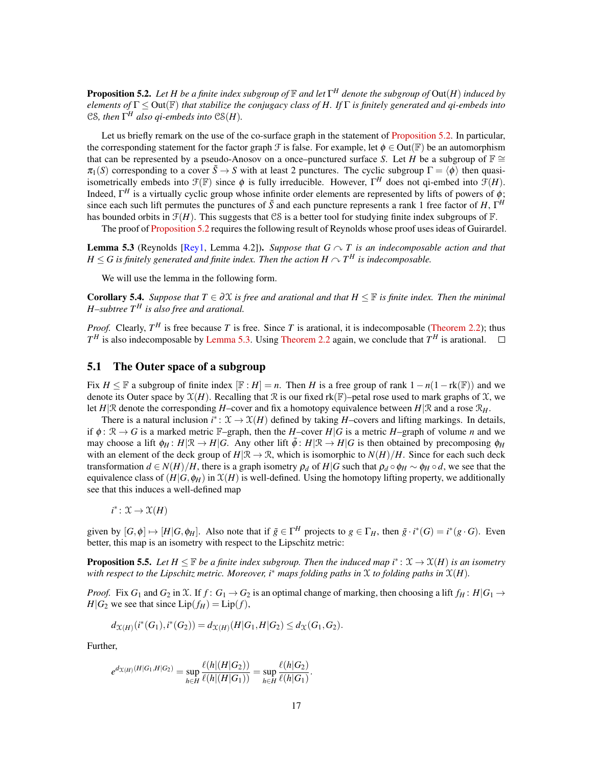**Proposition 5.2.** *Let $H$ be a finite index subgroup of $\mathbb{F}$ and let $\Gamma^H$ denote the subgroup of $\mathrm{Out}(H)$ induced by elements of $\Gamma \le \mathrm{Out}(\mathbb{F})$ that stabilize the conjugacy class of $H$. If $\Gamma$ is finitely generated and qi-embeds into $\mathcal{CS}$, then $\Gamma^H$ also qi-embeds into $\mathcal{CS}(H)$.*

Let us briefly remark on the use of the co-surface graph in the statement of Proposition 5.2. In particular, the corresponding statement for the factor graph $\mathcal{F}$ is false. For example, let $\phi \in \mathrm{Out}(\mathbb{F})$ be an automorphism that can be represented by a pseudo-Anosov on a once–punctured surface $S$. Let $H$ be a subgroup of $\mathbb{F} \cong \pi_1(S)$ corresponding to a cover $\tilde{S} \to S$ with at least 2 punctures. The cyclic subgroup $\Gamma = \langle \phi \rangle$ then quasi-isometrically embeds into $\mathcal{F}(\mathbb{F})$ since $\phi$ is fully irreducible. However, $\Gamma^H$ does not qi-embed into $\mathcal{F}(H)$. Indeed, $\Gamma^H$ is a virtually cyclic group whose infinite order elements are represented by lifts of powers of $\phi$; since each such lift permutes the punctures of $\tilde{S}$ and each puncture represents a rank 1 free factor of $H$, $\Gamma^H$ has bounded orbits in $\mathcal{F}(H)$. This suggests that $\mathcal{CS}$ is a better tool for studying finite index subgroups of $\mathbb{F}$.

The proof of Proposition 5.2 requires the following result of Reynolds whose proof uses ideas of Guirardel.

**Lemma 5.3** (Reynolds [Rey1, Lemma 4.2])**.** *Suppose that $G \curvearrowright T$ is an indecomposable action and that $H \le G$ is finitely generated and finite index. Then the action $H \curvearrowright T^H$ is indecomposable.*

We will use the lemma in the following form.

**Corollary 5.4.** *Suppose that $T \in \partial\mathcal{X}$ is free and arational and that $H \le \mathbb{F}$ is finite index. Then the minimal $H$–subtree $T^H$ is also free and arational.*

*Proof.* Clearly, $T^H$ is free because $T$ is free. Since $T$ is arational, it is indecomposable (Theorem 2.2); thus $T^H$ is also indecomposable by Lemma 5.3. Using Theorem 2.2 again, we conclude that $T^H$ is arational. □

## 5.1 The Outer space of a subgroup

Fix $H \le \mathbb{F}$ a subgroup of finite index $[\mathbb{F} : H] = n$. Then $H$ is a free group of rank $1 - n(1 - \mathrm{rk}(\mathbb{F}))$ and we denote its Outer space by $\mathcal{X}(H)$. Recalling that $\mathcal{R}$ is our fixed $\mathrm{rk}(\mathbb{F})$–petal rose used to mark graphs of $\mathcal{X}$, we let $H|\mathcal{R}$ denote the corresponding $H$–cover and fix a homotopy equivalence between $H|\mathcal{R}$ and a rose $\mathcal{R}_H$.

There is a natural inclusion $i^* \colon \mathcal{X} \to \mathcal{X}(H)$ defined by taking $H$–covers and lifting markings. In details, if $\phi \colon \mathcal{R} \to G$ is a marked metric $\mathbb{F}$–graph, then the $H$–cover $H|G$ is a metric $H$–graph of volume $n$ and we may choose a lift $\phi_H \colon H|\mathcal{R} \to H|G$. Any other lift $\tilde{\phi} \colon H|\mathcal{R} \to H|G$ is then obtained by precomposing $\phi_H$ with an element of the deck group of $H|\mathcal{R} \to \mathcal{R}$, which is isomorphic to $N(H)/H$. Since for each such deck transformation $d \in N(H)/H$, there is a graph isometry $\rho_d$ of $H|G$ such that $\rho_d \circ \phi_H \sim \phi_H \circ d$, we see that the equivalence class of $(H|G, \phi_H)$ in $\mathcal{X}(H)$ is well-defined. Using the homotopy lifting property, we additionally see that this induces a well-defined map

$$i^* \colon \mathcal{X} \to \mathcal{X}(H)$$

given by $[G, \phi] \mapsto [H|G, \phi_H]$. Also note that if $\tilde{g} \in \Gamma^H$ projects to $g \in \Gamma_H$, then $\tilde{g} \cdot i^*(G) = i^*(g \cdot G)$. Even better, this map is an isometry with respect to the Lipschitz metric:

**Proposition 5.5.** *Let $H \le \mathbb{F}$ be a finite index subgroup. Then the induced map $i^* \colon \mathcal{X} \to \mathcal{X}(H)$ is an isometry with respect to the Lipschitz metric. Moreover, $i^*$ maps folding paths in $\mathcal{X}$ to folding paths in $\mathcal{X}(H)$.*

*Proof.* Fix $G_1$ and $G_2$ in $\mathcal{X}$. If $f \colon G_1 \to G_2$ is an optimal change of marking, then choosing a lift $f_H \colon H|G_1 \to H|G_2$ we see that since $\mathrm{Lip}(f_H) = \mathrm{Lip}(f)$,

$$d_{\mathcal{X}(H)}(i^*(G_1), i^*(G_2)) = d_{\mathcal{X}(H)}(H|G_1, H|G_2) \le d_{\mathcal{X}}(G_1, G_2).$$

Further,

$$e^{d_{\mathcal{X}(H)}(H|G_1, H|G_2)} = \sup_{h \in H} \frac{\ell(h|(H|G_2))}{\ell(h|(H|G_1))} = \sup_{h \in H} \frac{\ell(h|G_2)}{\ell(h|G_1)}.$$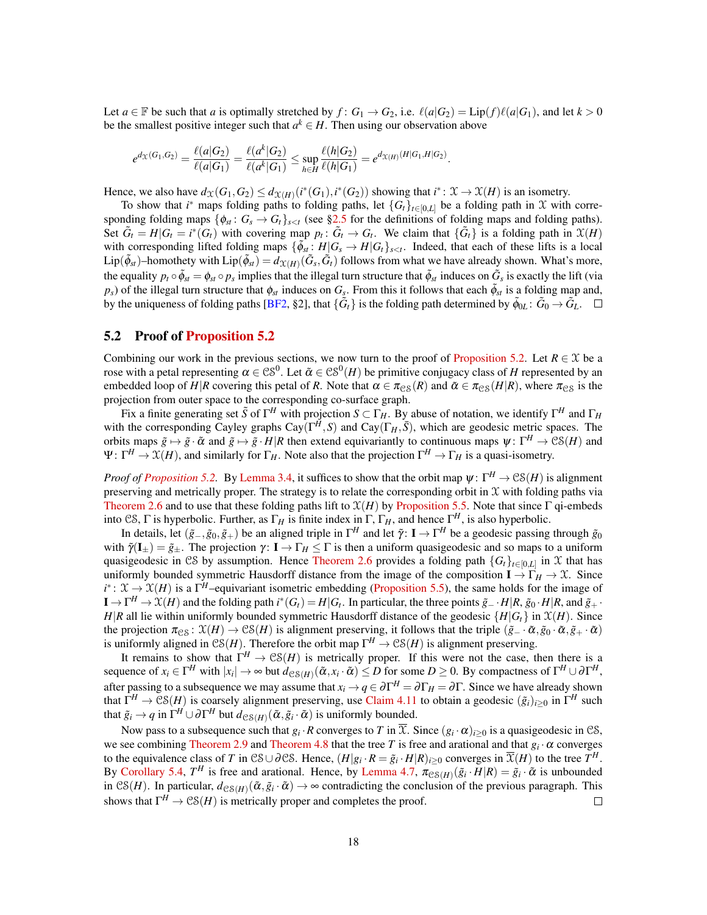Let $a \in \mathbb{F}$ be such that $a$ is optimally stretched by $f\colon G_1 \to G_2$, i.e. $\ell(a|G_2) = \mathrm{Lip}(f)\ell(a|G_1)$, and let $k > 0$ be the smallest positive integer such that $a^k \in H$. Then using our observation above

$$e^{d_{\mathcal{X}}(G_1,G_2)} = \frac{\ell(a|G_2)}{\ell(a|G_1)} = \frac{\ell(a^k|G_2)}{\ell(a^k|G_1)} \leq \sup_{h\in H} \frac{\ell(h|G_2)}{\ell(h|G_1)} = e^{d_{\mathcal{X}(H)}(H|G_1,H|G_2)}.$$

Hence, we also have $d_{\mathcal{X}}(G_1,G_2) \leq d_{\mathcal{X}(H)}(i^*(G_1),i^*(G_2))$ showing that $i^*\colon \mathcal{X} \to \mathcal{X}(H)$ is an isometry.

To show that $i^*$ maps folding paths to folding paths, let $\{G_t\}_{t\in[0,L]}$ be a folding path in $\mathcal{X}$ with corresponding folding maps $\{\phi_{st}\colon G_s \to G_t\}_{s<t}$ (see §2.5 for the definitions of folding maps and folding paths). Set $\tilde{G}_t = H|G_t = i^*(G_t)$ with covering map $p_t\colon \tilde{G}_t \to G_t$. We claim that $\{\tilde{G}_t\}$ is a folding path in $\mathcal{X}(H)$ with corresponding lifted folding maps $\{\tilde{\phi}_{st}\colon H|G_s \to H|G_t\}_{s<t}$. Indeed, that each of these lifts is a local $\mathrm{Lip}(\tilde{\phi}_{st})$–homothety with $\mathrm{Lip}(\tilde{\phi}_{st}) = d_{\mathcal{X}(H)}(\tilde{G}_s,\tilde{G}_t)$ follows from what we have already shown. What's more, the equality $p_t \circ \tilde{\phi}_{st} = \phi_{st} \circ p_s$ implies that the illegal turn structure that $\tilde{\phi}_{st}$ induces on $\tilde{G}_s$ is exactly the lift (via $p_s$) of the illegal turn structure that $\phi_{st}$ induces on $G_s$. From this it follows that each $\tilde{\phi}_{st}$ is a folding map and, by the uniqueness of folding paths [BF2, §2], that $\{\tilde{G}_t\}$ is the folding path determined by $\tilde{\phi}_{0L}\colon \tilde{G}_0 \to \tilde{G}_L$. $\square$

## 5.2 Proof of Proposition 5.2

Combining our work in the previous sections, we now turn to the proof of Proposition 5.2. Let $R \in \mathcal{X}$ be a rose with a petal representing $\alpha \in \mathcal{CS}^0$. Let $\tilde{\alpha} \in \mathcal{CS}^0(H)$ be primitive conjugacy class of $H$ represented by an embedded loop of $H|R$ covering this petal of $R$. Note that $\alpha \in \pi_{\mathcal{CS}}(R)$ and $\tilde{\alpha} \in \pi_{\mathcal{CS}}(H|R)$, where $\pi_{\mathcal{CS}}$ is the projection from outer space to the corresponding co-surface graph.

Fix a finite generating set $\tilde{S}$ of $\Gamma^H$ with projection $S \subset \Gamma_H$. By abuse of notation, we identify $\Gamma^H$ and $\Gamma_H$ with the corresponding Cayley graphs $\mathrm{Cay}(\Gamma^H, S)$ and $\mathrm{Cay}(\Gamma_H, \bar{S})$, which are geodesic metric spaces. The orbits maps $\tilde{g} \mapsto \tilde{g}\cdot\tilde{\alpha}$ and $\tilde{g} \mapsto \tilde{g}\cdot H|R$ then extend equivariantly to continuous maps $\psi\colon \Gamma^H \to \mathcal{CS}(H)$ and $\Psi\colon \Gamma^H \to \mathcal{X}(H)$, and similarly for $\Gamma_H$. Note also that the projection $\Gamma^H \to \Gamma_H$ is a quasi-isometry.

*Proof of Proposition 5.2.* By Lemma 3.4, it suffices to show that the orbit map $\psi\colon \Gamma^H \to \mathcal{CS}(H)$ is alignment preserving and metrically proper. The strategy is to relate the corresponding orbit in $\mathcal{X}$ with folding paths via Theorem 2.6 and to use that these folding paths lift to $\mathcal{X}(H)$ by Proposition 5.5. Note that since $\Gamma$ qi-embeds into $\mathcal{CS}$, $\Gamma$ is hyperbolic. Further, as $\Gamma_H$ is finite index in $\Gamma$, $\Gamma_H$, and hence $\Gamma^H$, is also hyperbolic.

In details, let $(\tilde{g}_-,\tilde{g}_0,\tilde{g}_+)$ be an aligned triple in $\Gamma^H$ and let $\tilde{\gamma}\colon \mathbf{I} \to \Gamma^H$ be a geodesic passing through $\tilde{g}_0$ with $\tilde{\gamma}(\mathbf{I}_\pm) = \tilde{g}_\pm$. The projection $\gamma\colon \mathbf{I} \to \Gamma_H \leq \Gamma$ is then a uniform quasigeodesic and so maps to a uniform quasigeodesic in $\mathcal{CS}$ by assumption. Hence Theorem 2.6 provides a folding path $\{G_t\}_{t\in[0,L]}$ in $\mathcal{X}$ that has uniformly bounded symmetric Hausdorff distance from the image of the composition $\mathbf{I} \to \Gamma_H \to \mathcal{X}$. Since $i^*\colon \mathcal{X} \to \mathcal{X}(H)$ is a $\Gamma^H$–equivariant isometric embedding (Proposition 5.5), the same holds for the image of $\mathbf{I} \to \Gamma^H \to \mathcal{X}(H)$ and the folding path $i^*(G_t) = H|G_t$. In particular, the three points $\tilde{g}_-\cdot H|R$, $\tilde{g}_0\cdot H|R$, and $\tilde{g}_+\cdot H|R$ all lie within uniformly bounded symmetric Hausdorff distance of the geodesic $\{H|G_t\}$ in $\mathcal{X}(H)$. Since the projection $\pi_{\mathcal{CS}}\colon \mathcal{X}(H) \to \mathcal{CS}(H)$ is alignment preserving, it follows that the triple $(\tilde{g}_-\cdot\tilde{\alpha},\tilde{g}_0\cdot\tilde{\alpha},\tilde{g}_+\cdot\tilde{\alpha})$ is uniformly aligned in $\mathcal{CS}(H)$. Therefore the orbit map $\Gamma^H \to \mathcal{CS}(H)$ is alignment preserving.

It remains to show that $\Gamma^H \to \mathcal{CS}(H)$ is metrically proper. If this were not the case, then there is a sequence of $x_i \in \Gamma^H$ with $|x_i| \to \infty$ but $d_{\mathcal{CS}(H)}(\tilde{\alpha}, x_i\cdot\tilde{\alpha}) \leq D$ for some $D \geq 0$. By compactness of $\Gamma^H \cup \partial\Gamma^H$, after passing to a subsequence we may assume that $x_i \to q \in \partial\Gamma^H = \partial\Gamma_H = \partial\Gamma$. Since we have already shown that $\Gamma^H \to \mathcal{CS}(H)$ is coarsely alignment preserving, use Claim 4.11 to obtain a geodesic $(\tilde{g}_i)_{i\geq 0}$ in $\Gamma^H$ such that $\tilde{g}_i \to q$ in $\Gamma^H \cup \partial\Gamma^H$ but $d_{\mathcal{CS}(H)}(\tilde{\alpha},\tilde{g}_i\cdot\tilde{\alpha})$ is uniformly bounded.

Now pass to a subsequence such that $g_i\cdot R$ converges to $T$ in $\overline{\mathcal{X}}$. Since $(g_i\cdot\alpha)_{i\geq 0}$ is a quasigeodesic in $\mathcal{CS}$, we see combining Theorem 2.9 and Theorem 4.8 that the tree $T$ is free and arational and that $g_i\cdot\alpha$ converges to the equivalence class of $T$ in $\mathcal{CS} \cup \partial\mathcal{CS}$. Hence, $(H|g_i\cdot R = \tilde{g}_i\cdot H|R)_{i\geq 0}$ converges in $\overline{\mathcal{X}}(H)$ to the tree $T^H$. By Corollary 5.4, $T^H$ is free and arational. Hence, by Lemma 4.7, $\pi_{\mathcal{CS}(H)}(\tilde{g}_i\cdot H|R) = \tilde{g}_i\cdot\tilde{\alpha}$ is unbounded in $\mathcal{CS}(H)$. In particular, $d_{\mathcal{CS}(H)}(\tilde{\alpha},\tilde{g}_i\cdot\tilde{\alpha}) \to \infty$ contradicting the conclusion of the previous paragraph. This shows that $\Gamma^H \to \mathcal{CS}(H)$ is metrically proper and completes the proof. $\square$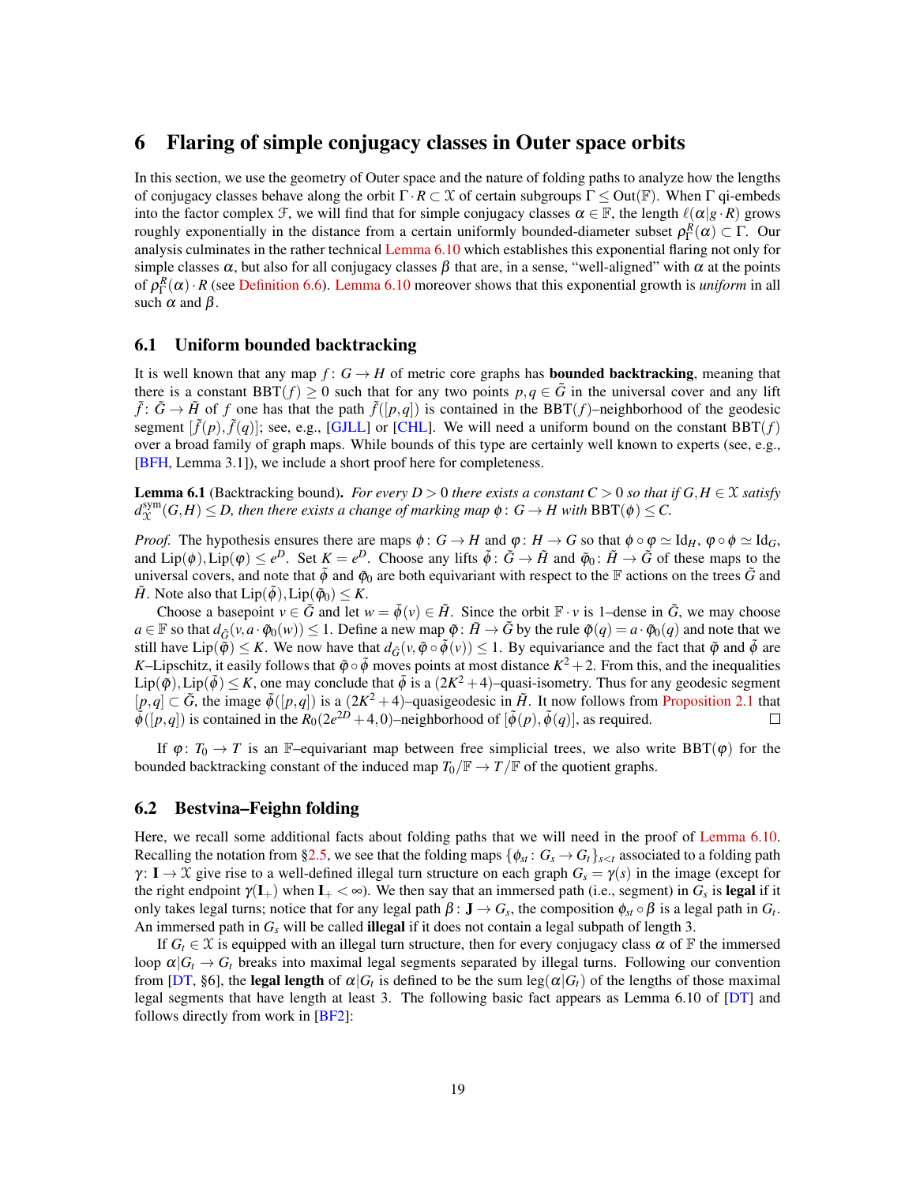# 6 Flaring of simple conjugacy classes in Outer space orbits

In this section, we use the geometry of Outer space and the nature of folding paths to analyze how the lengths of conjugacy classes behave along the orbit $\Gamma \cdot R \subset \mathcal{X}$ of certain subgroups $\Gamma \le \mathrm{Out}(\mathbb{F})$. When $\Gamma$ qi-embeds into the factor complex $\mathcal{F}$, we will find that for simple conjugacy classes $\alpha \in \mathbb{F}$, the length $\ell(\alpha|g \cdot R)$ grows roughly exponentially in the distance from a certain uniformly bounded-diameter subset $\rho^R_\Gamma(\alpha) \subset \Gamma$. Our analysis culminates in the rather technical Lemma 6.10 which establishes this exponential flaring not only for simple classes $\alpha$, but also for all conjugacy classes $\beta$ that are, in a sense, "well-aligned" with $\alpha$ at the points of $\rho^R_\Gamma(\alpha) \cdot R$ (see Definition 6.6). Lemma 6.10 moreover shows that this exponential growth is *uniform* in all such $\alpha$ and $\beta$.

## 6.1 Uniform bounded backtracking

It is well known that any map $f\colon G \to H$ of metric core graphs has **bounded backtracking**, meaning that there is a constant $\mathrm{BBT}(f) \ge 0$ such that for any two points $p, q \in \tilde{G}$ in the universal cover and any lift $\tilde{f}\colon \tilde{G} \to \tilde{H}$ of $f$ one has that the path $\tilde{f}([p,q])$ is contained in the $\mathrm{BBT}(f)$–neighborhood of the geodesic segment $[\tilde{f}(p), \tilde{f}(q)]$; see, e.g., [GJLL] or [CHL]. We will need a uniform bound on the constant $\mathrm{BBT}(f)$ over a broad family of graph maps. While bounds of this type are certainly well known to experts (see, e.g., [BFH, Lemma 3.1]), we include a short proof here for completeness.

**Lemma 6.1** (Backtracking bound)**.** *For every $D > 0$ there exists a constant $C > 0$ so that if $G, H \in \mathcal{X}$ satisfy $d^{\mathrm{sym}}_{\mathcal{X}}(G,H) \le D$, then there exists a change of marking map $\phi\colon G \to H$ with $\mathrm{BBT}(\phi) \le C$.*

*Proof.* The hypothesis ensures there are maps $\phi\colon G \to H$ and $\varphi\colon H \to G$ so that $\phi \circ \varphi \simeq \mathrm{Id}_H$, $\varphi \circ \phi \simeq \mathrm{Id}_G$, and $\mathrm{Lip}(\phi), \mathrm{Lip}(\varphi) \le e^D$. Set $K = e^D$. Choose any lifts $\tilde{\phi}\colon \tilde{G} \to \tilde{H}$ and $\tilde{\varphi}_0\colon \tilde{H} \to \tilde{G}$ of these maps to the universal covers, and note that $\tilde{\phi}$ and $\tilde{\varphi}_0$ are both equivariant with respect to the $\mathbb{F}$ actions on the trees $\tilde{G}$ and $\tilde{H}$. Note also that $\mathrm{Lip}(\tilde{\phi}), \mathrm{Lip}(\tilde{\varphi}_0) \le K$.

Choose a basepoint $v \in \tilde{G}$ and let $w = \tilde{\phi}(v) \in \tilde{H}$. Since the orbit $\mathbb{F} \cdot v$ is 1–dense in $\tilde{G}$, we may choose $a \in \mathbb{F}$ so that $d_{\tilde{G}}(v, a \cdot \tilde{\varphi}_0(w)) \le 1$. Define a new map $\tilde{\varphi}\colon \tilde{H} \to \tilde{G}$ by the rule $\tilde{\varphi}(q) = a \cdot \tilde{\varphi}_0(q)$ and note that we still have $\mathrm{Lip}(\tilde{\varphi}) \le K$. We now have that $d_{\tilde{G}}(v, \tilde{\varphi} \circ \tilde{\phi}(v)) \le 1$. By equivariance and the fact that $\tilde{\varphi}$ and $\tilde{\phi}$ are $K$–Lipschitz, it easily follows that $\tilde{\varphi} \circ \tilde{\phi}$ moves points at most distance $K^2 + 2$. From this, and the inequalities $\mathrm{Lip}(\tilde{\varphi}), \mathrm{Lip}(\tilde{\phi}) \le K$, one may conclude that $\tilde{\phi}$ is a $(2K^2+4)$–quasi-isometry. Thus for any geodesic segment $[p,q] \subset \tilde{G}$, the image $\tilde{\phi}([p,q])$ is a $(2K^2+4)$–quasigeodesic in $\tilde{H}$. It now follows from Proposition 2.1 that $\tilde{\phi}([p,q])$ is contained in the $R_0(2e^{2D}+4, 0)$–neighborhood of $[\tilde{\phi}(p), \tilde{\phi}(q)]$, as required. ☐

If $\varphi\colon T_0 \to T$ is an $\mathbb{F}$–equivariant map between free simplicial trees, we also write $\mathrm{BBT}(\varphi)$ for the bounded backtracking constant of the induced map $T_0/\mathbb{F} \to T/\mathbb{F}$ of the quotient graphs.

## 6.2 Bestvina–Feighn folding

Here, we recall some additional facts about folding paths that we will need in the proof of Lemma 6.10. Recalling the notation from §2.5, we see that the folding maps $\{\phi_{st}\colon G_s \to G_t\}_{s<t}$ associated to a folding path $\gamma\colon \mathbf{I} \to \mathcal{X}$ give rise to a well-defined illegal turn structure on each graph $G_s = \gamma(s)$ in the image (except for the right endpoint $\gamma(\mathbf{I}_+)$ when $\mathbf{I}_+ < \infty$). We then say that an immersed path (i.e., segment) in $G_s$ is **legal** if it only takes legal turns; notice that for any legal path $\beta\colon \mathbf{J} \to G_s$, the composition $\phi_{st} \circ \beta$ is a legal path in $G_t$. An immersed path in $G_s$ will be called **illegal** if it does not contain a legal subpath of length 3.

If $G_t \in \mathcal{X}$ is equipped with an illegal turn structure, then for every conjugacy class $\alpha$ of $\mathbb{F}$ the immersed loop $\alpha|G_t \to G_t$ breaks into maximal legal segments separated by illegal turns. Following our convention from [DT, §6], the **legal length** of $\alpha|G_t$ is defined to be the sum $\mathrm{leg}(\alpha|G_t)$ of the lengths of those maximal legal segments that have length at least 3. The following basic fact appears as Lemma 6.10 of [DT] and follows directly from work in [BF2]: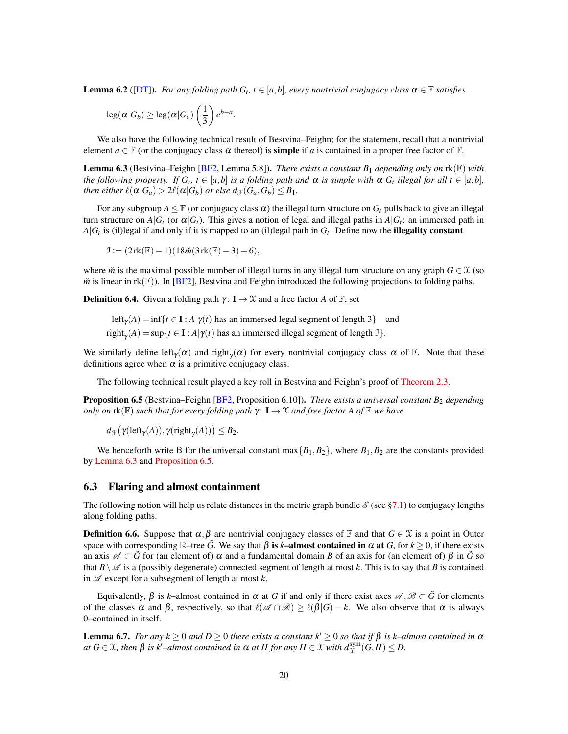**Lemma 6.2** ([DT]). *For any folding path $G_t$, $t \in [a,b]$, every nontrivial conjugacy class $\alpha \in \mathbb{F}$ satisfies*

$$\operatorname{leg}(\alpha|G_b) \geq \operatorname{leg}(\alpha|G_a)\left(\frac{1}{3}\right)e^{b-a}.$$

We also have the following technical result of Bestvina–Feighn; for the statement, recall that a nontrivial element $a \in \mathbb{F}$ (or the conjugacy class $\alpha$ thereof) is **simple** if $a$ is contained in a proper free factor of $\mathbb{F}$.

**Lemma 6.3** (Bestvina–Feighn [BF2, Lemma 5.8]). *There exists a constant $B_1$ depending only on $\operatorname{rk}(\mathbb{F})$ with the following property. If $G_t$, $t \in [a,b]$ is a folding path and $\alpha$ is simple with $\alpha|G_t$ illegal for all $t \in [a,b]$, then either $\ell(\alpha|G_a) > 2\ell(\alpha|G_b)$ or else $d_{\mathcal{F}}(G_a, G_b) \leq B_1$.*

For any subgroup $A \leq \mathbb{F}$ (or conjugacy class $\alpha$) the illegal turn structure on $G_t$ pulls back to give an illegal turn structure on $A|G_t$ (or $\alpha|G_t$). This gives a notion of legal and illegal paths in $A|G_t$: an immersed path in $A|G_t$ is (il)legal if and only if it is mapped to an (il)legal path in $G_t$. Define now the **illegality constant**

$$\mathfrak{I} := (2\operatorname{rk}(\mathbb{F}) - 1)(18\check{m}(3\operatorname{rk}(\mathbb{F}) - 3) + 6),$$

where $\check{m}$ is the maximal possible number of illegal turns in any illegal turn structure on any graph $G \in \mathcal{X}$ (so $\check{m}$ is linear in $\operatorname{rk}(\mathbb{F})$). In [BF2], Bestvina and Feighn introduced the following projections to folding paths.

**Definition 6.4.** Given a folding path $\gamma\colon \mathbf{I} \to \mathcal{X}$ and a free factor $A$ of $\mathbb{F}$, set

$$\operatorname{left}_\gamma(A) = \inf\{t \in \mathbf{I} : A|\gamma(t) \text{ has an immersed legal segment of length } 3\} \quad \text{and}$$
$$\operatorname{right}_\gamma(A) = \sup\{t \in \mathbf{I} : A|\gamma(t) \text{ has an immersed illegal segment of length } \mathfrak{I}\}.$$

We similarly define $\operatorname{left}_\gamma(\alpha)$ and $\operatorname{right}_\gamma(\alpha)$ for every nontrivial conjugacy class $\alpha$ of $\mathbb{F}$. Note that these definitions agree when $\alpha$ is a primitive conjugacy class.

The following technical result played a key roll in Bestvina and Feighn's proof of Theorem 2.3.

**Proposition 6.5** (Bestvina–Feighn [BF2, Proposition 6.10]). *There exists a universal constant $B_2$ depending only on $\operatorname{rk}(\mathbb{F})$ such that for every folding path $\gamma\colon \mathbf{I} \to \mathcal{X}$ and free factor $A$ of $\mathbb{F}$ we have*

$$d_{\mathcal{F}}\big(\gamma(\operatorname{left}_\gamma(A)), \gamma(\operatorname{right}_\gamma(A))\big) \leq B_2.$$

We henceforth write $\mathsf{B}$ for the universal constant $\max\{B_1, B_2\}$, where $B_1, B_2$ are the constants provided by Lemma 6.3 and Proposition 6.5.

### 6.3 Flaring and almost containment

The following notion will help us relate distances in the metric graph bundle $\mathscr{E}$ (see §7.1) to conjugacy lengths along folding paths.

**Definition 6.6.** Suppose that $\alpha, \beta$ are nontrivial conjugacy classes of $\mathbb{F}$ and that $G \in \mathcal{X}$ is a point in Outer space with corresponding $\mathbb{R}$–tree $\tilde{G}$. We say that $\beta$ **is $k$–almost contained in** $\alpha$ **at** $G$, for $k \geq 0$, if there exists an axis $\mathscr{A} \subset \tilde{G}$ for (an element of) $\alpha$ and a fundamental domain $B$ of an axis for (an element of) $\beta$ in $\tilde{G}$ so that $B \setminus \mathscr{A}$ is a (possibly degenerate) connected segment of length at most $k$. This is to say that $B$ is contained in $\mathscr{A}$ except for a subsegment of length at most $k$.

Equivalently, $\beta$ is $k$–almost contained in $\alpha$ at $G$ if and only if there exist axes $\mathscr{A}, \mathscr{B} \subset \tilde{G}$ for elements of the classes $\alpha$ and $\beta$, respectively, so that $\ell(\mathscr{A} \cap \mathscr{B}) \geq \ell(\beta|G) - k$. We also observe that $\alpha$ is always 0–contained in itself.

**Lemma 6.7.** *For any $k \geq 0$ and $D \geq 0$ there exists a constant $k' \geq 0$ so that if $\beta$ is $k$–almost contained in $\alpha$ at $G \in \mathcal{X}$, then $\beta$ is $k'$–almost contained in $\alpha$ at $H$ for any $H \in \mathcal{X}$ with $d_{\mathcal{X}}^{\mathrm{sym}}(G,H) \leq D$.*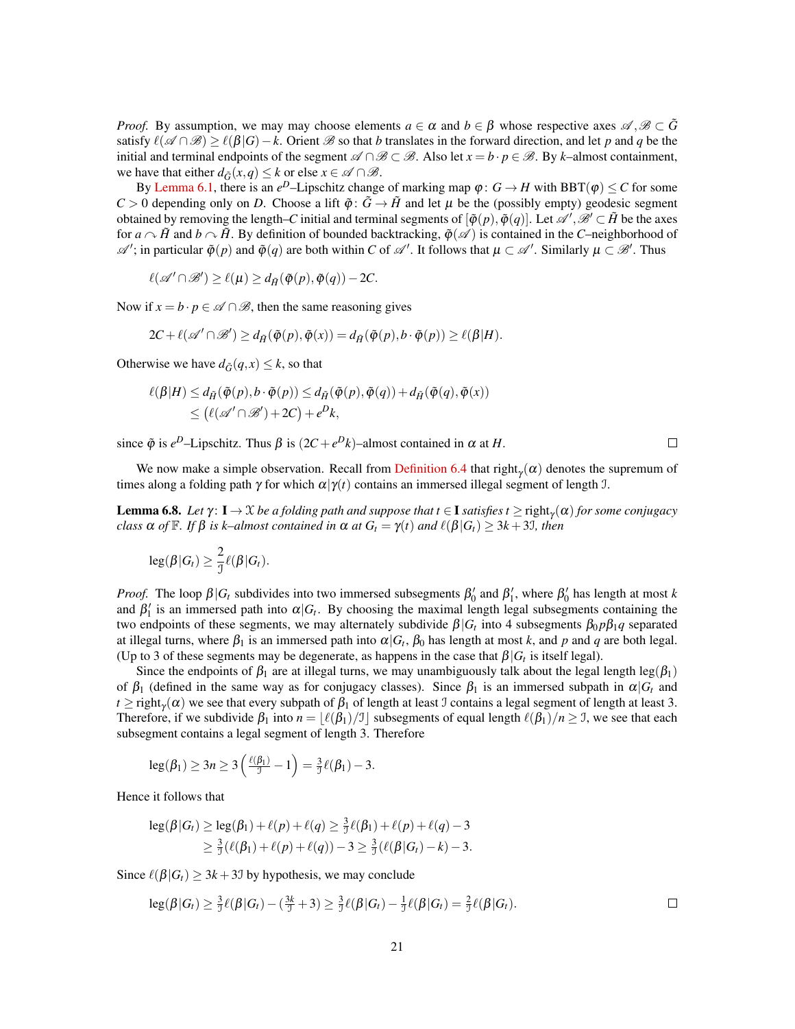*Proof.* By assumption, we may may choose elements $a \in \alpha$ and $b \in \beta$ whose respective axes $\mathscr{A}, \mathscr{B} \subset \tilde{G}$ satisfy $\ell(\mathscr{A} \cap \mathscr{B}) \geq \ell(\beta|G) - k$. Orient $\mathscr{B}$ so that $b$ translates in the forward direction, and let $p$ and $q$ be the initial and terminal endpoints of the segment $\mathscr{A} \cap \mathscr{B} \subset \mathscr{B}$. Also let $x = b \cdot p \in \mathscr{B}$. By $k$–almost containment, we have that either $d_{\tilde{G}}(x,q) \leq k$ or else $x \in \mathscr{A} \cap \mathscr{B}$.

By Lemma 6.1, there is an $e^D$–Lipschitz change of marking map $\varphi \colon G \to H$ with $\mathrm{BBT}(\varphi) \leq C$ for some $C > 0$ depending only on $D$. Choose a lift $\tilde{\varphi} \colon \tilde{G} \to \tilde{H}$ and let $\mu$ be the (possibly empty) geodesic segment obtained by removing the length–$C$ initial and terminal segments of $[\tilde{\varphi}(p), \tilde{\varphi}(q)]$. Let $\mathscr{A}', \mathscr{B}' \subset \tilde{H}$ be the axes for $a \curvearrowright \tilde{H}$ and $b \curvearrowright \tilde{H}$. By definition of bounded backtracking, $\tilde{\varphi}(\mathscr{A})$ is contained in the $C$–neighborhood of $\mathscr{A}'$; in particular $\tilde{\varphi}(p)$ and $\tilde{\varphi}(q)$ are both within $C$ of $\mathscr{A}'$. It follows that $\mu \subset \mathscr{A}'$. Similarly $\mu \subset \mathscr{B}'$. Thus

$$\ell(\mathscr{A}' \cap \mathscr{B}') \geq \ell(\mu) \geq d_{\tilde{H}}(\tilde{\varphi}(p), \tilde{\varphi}(q)) - 2C.$$

Now if $x = b \cdot p \in \mathscr{A} \cap \mathscr{B}$, then the same reasoning gives

$$2C + \ell(\mathscr{A}' \cap \mathscr{B}') \geq d_{\tilde{H}}(\tilde{\varphi}(p), \tilde{\varphi}(x)) = d_{\tilde{H}}(\tilde{\varphi}(p), b \cdot \tilde{\varphi}(p)) \geq \ell(\beta|H).$$

Otherwise we have $d_{\tilde{G}}(q,x) \leq k$, so that

$$\begin{aligned}
\ell(\beta|H) &\leq d_{\tilde{H}}(\tilde{\varphi}(p), b \cdot \tilde{\varphi}(p)) \leq d_{\tilde{H}}(\tilde{\varphi}(p), \tilde{\varphi}(q)) + d_{\tilde{H}}(\tilde{\varphi}(q), \tilde{\varphi}(x)) \\
&\leq \big(\ell(\mathscr{A}' \cap \mathscr{B}') + 2C\big) + e^D k,
\end{aligned}$$

since $\tilde{\varphi}$ is $e^D$–Lipschitz. Thus $\beta$ is $(2C + e^D k)$–almost contained in $\alpha$ at $H$. ∎

We now make a simple observation. Recall from Definition 6.4 that $\mathrm{right}_\gamma(\alpha)$ denotes the supremum of times along a folding path $\gamma$ for which $\alpha|\gamma(t)$ contains an immersed illegal segment of length $\mathfrak{I}$.

**Lemma 6.8.** *Let $\gamma \colon \mathbf{I} \to \mathfrak{X}$ be a folding path and suppose that $t \in \mathbf{I}$ satisfies $t \geq \mathrm{right}_\gamma(\alpha)$ for some conjugacy class $\alpha$ of $\mathbb{F}$. If $\beta$ is $k$–almost contained in $\alpha$ at $G_t = \gamma(t)$ and $\ell(\beta|G_t) \geq 3k + 3\mathfrak{I}$, then*

$$\mathrm{leg}(\beta|G_t) \geq \frac{2}{\mathfrak{I}} \ell(\beta|G_t).$$

*Proof.* The loop $\beta|G_t$ subdivides into two immersed subsegments $\beta_0'$ and $\beta_1'$, where $\beta_0'$ has length at most $k$ and $\beta_1'$ is an immersed path into $\alpha|G_t$. By choosing the maximal length legal subsegments containing the two endpoints of these segments, we may alternately subdivide $\beta|G_t$ into 4 subsegments $\beta_0 p \beta_1 q$ separated at illegal turns, where $\beta_1$ is an immersed path into $\alpha|G_t$, $\beta_0$ has length at most $k$, and $p$ and $q$ are both legal. (Up to 3 of these segments may be degenerate, as happens in the case that $\beta|G_t$ is itself legal).

Since the endpoints of $\beta_1$ are at illegal turns, we may unambiguously talk about the legal length $\mathrm{leg}(\beta_1)$ of $\beta_1$ (defined in the same way as for conjugacy classes). Since $\beta_1$ is an immersed subpath in $\alpha|G_t$ and $t \geq \mathrm{right}_\gamma(\alpha)$ we see that every subpath of $\beta_1$ of length at least $\mathfrak{I}$ contains a legal segment of length at least 3. Therefore, if we subdivide $\beta_1$ into $n = \lfloor \ell(\beta_1)/\mathfrak{I} \rfloor$ subsegments of equal length $\ell(\beta_1)/n \geq \mathfrak{I}$, we see that each subsegment contains a legal segment of length 3. Therefore

$$\mathrm{leg}(\beta_1) \geq 3n \geq 3\left(\tfrac{\ell(\beta_1)}{\mathfrak{I}} - 1\right) = \tfrac{3}{\mathfrak{I}}\ell(\beta_1) - 3.$$

Hence it follows that

$$\begin{aligned}
\mathrm{leg}(\beta|G_t) &\geq \mathrm{leg}(\beta_1) + \ell(p) + \ell(q) \geq \tfrac{3}{\mathfrak{I}}\ell(\beta_1) + \ell(p) + \ell(q) - 3 \\
&\geq \tfrac{3}{\mathfrak{I}}(\ell(\beta_1) + \ell(p) + \ell(q)) - 3 \geq \tfrac{3}{\mathfrak{I}}(\ell(\beta|G_t) - k) - 3.
\end{aligned}$$

Since $\ell(\beta|G_t) \geq 3k + 3\mathfrak{I}$ by hypothesis, we may conclude

$$\mathrm{leg}(\beta|G_t) \geq \tfrac{3}{\mathfrak{I}}\ell(\beta|G_t) - (\tfrac{3k}{\mathfrak{I}} + 3) \geq \tfrac{3}{\mathfrak{I}}\ell(\beta|G_t) - \tfrac{1}{\mathfrak{I}}\ell(\beta|G_t) = \tfrac{2}{\mathfrak{I}}\ell(\beta|G_t).$$ ∎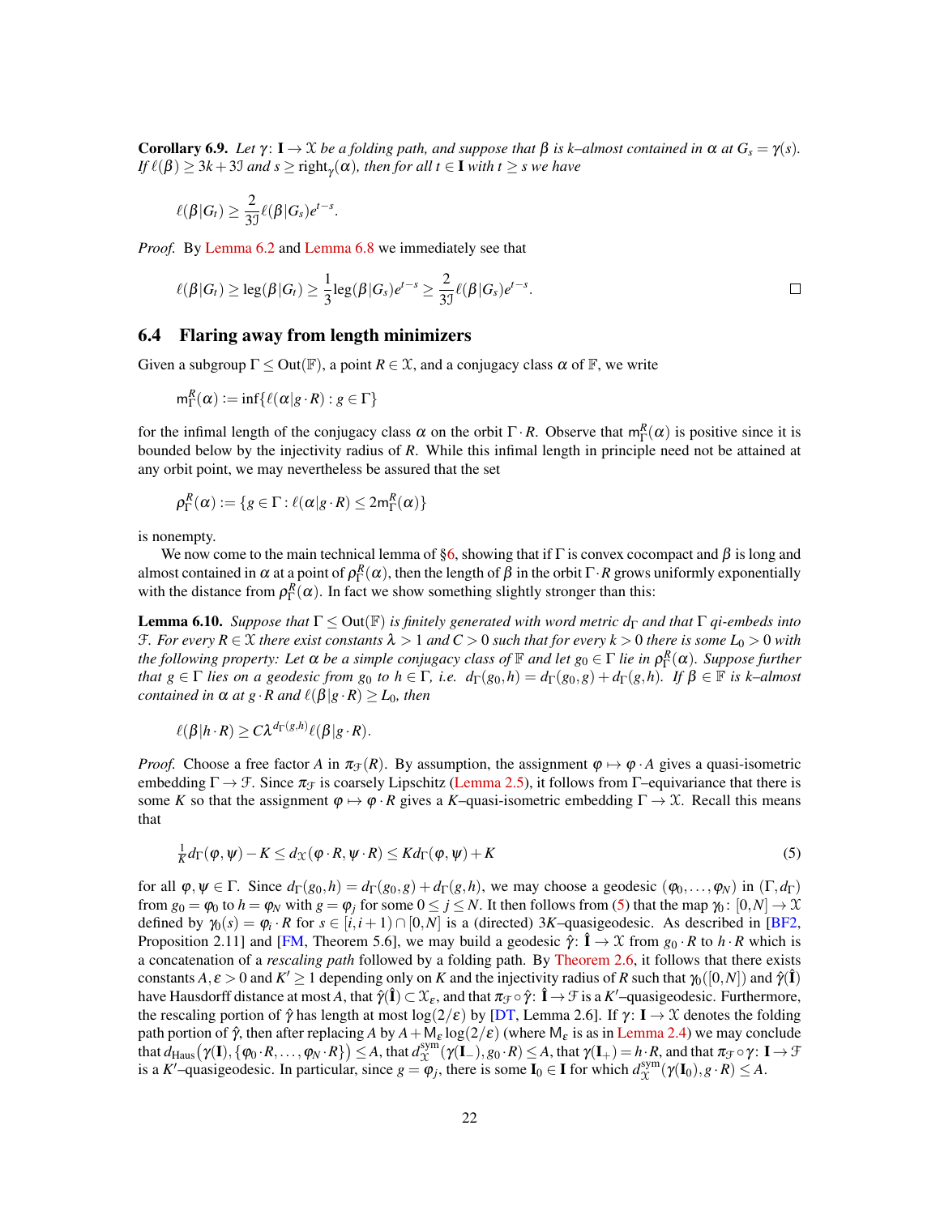**Corollary 6.9.** *Let $\gamma\colon \mathbf{I} \to \mathcal{X}$ be a folding path, and suppose that $\beta$ is $k$–almost contained in $\alpha$ at $G_s = \gamma(s)$. If $\ell(\beta) \geq 3k + 3\mathfrak{I}$ and $s \geq \mathrm{right}_\gamma(\alpha)$, then for all $t \in \mathbf{I}$ with $t \geq s$ we have*

$$\ell(\beta|G_t) \geq \frac{2}{3\mathfrak{I}}\ell(\beta|G_s)e^{t-s}.$$

*Proof.* By Lemma 6.2 and Lemma 6.8 we immediately see that

$$\ell(\beta|G_t) \geq \mathrm{leg}(\beta|G_t) \geq \frac{1}{3}\mathrm{leg}(\beta|G_s)e^{t-s} \geq \frac{2}{3\mathfrak{I}}\ell(\beta|G_s)e^{t-s}.$$

□

## 6.4 Flaring away from length minimizers

Given a subgroup $\Gamma \leq \mathrm{Out}(\mathbb{F})$, a point $R \in \mathcal{X}$, and a conjugacy class $\alpha$ of $\mathbb{F}$, we write

$$\mathsf{m}_\Gamma^R(\alpha) := \inf\{\ell(\alpha|g\cdot R) : g \in \Gamma\}$$

for the infimal length of the conjugacy class $\alpha$ on the orbit $\Gamma \cdot R$. Observe that $\mathsf{m}_\Gamma^R(\alpha)$ is positive since it is bounded below by the injectivity radius of $R$. While this infimal length in principle need not be attained at any orbit point, we may nevertheless be assured that the set

$$\rho_\Gamma^R(\alpha) := \{g \in \Gamma : \ell(\alpha|g\cdot R) \leq 2\mathsf{m}_\Gamma^R(\alpha)\}$$

is nonempty.

We now come to the main technical lemma of §6, showing that if $\Gamma$ is convex cocompact and $\beta$ is long and almost contained in $\alpha$ at a point of $\rho_\Gamma^R(\alpha)$, then the length of $\beta$ in the orbit $\Gamma\cdot R$ grows uniformly exponentially with the distance from $\rho_\Gamma^R(\alpha)$. In fact we show something slightly stronger than this:

**Lemma 6.10.** *Suppose that $\Gamma \leq \mathrm{Out}(\mathbb{F})$ is finitely generated with word metric $d_\Gamma$ and that $\Gamma$ qi-embeds into $\mathcal{F}$. For every $R \in \mathcal{X}$ there exist constants $\lambda > 1$ and $C > 0$ such that for every $k > 0$ there is some $L_0 > 0$ with the following property: Let $\alpha$ be a simple conjugacy class of $\mathbb{F}$ and let $g_0 \in \Gamma$ lie in $\rho_\Gamma^R(\alpha)$. Suppose further that $g \in \Gamma$ lies on a geodesic from $g_0$ to $h \in \Gamma$, i.e. $d_\Gamma(g_0, h) = d_\Gamma(g_0, g) + d_\Gamma(g, h)$. If $\beta \in \mathbb{F}$ is $k$–almost contained in $\alpha$ at $g\cdot R$ and $\ell(\beta|g\cdot R) \geq L_0$, then*

$$\ell(\beta|h\cdot R) \geq C\lambda^{d_\Gamma(g,h)}\ell(\beta|g\cdot R).$$

*Proof.* Choose a free factor $A$ in $\pi_{\mathcal{F}}(R)$. By assumption, the assignment $\varphi \mapsto \varphi\cdot A$ gives a quasi-isometric embedding $\Gamma \to \mathcal{F}$. Since $\pi_{\mathcal{F}}$ is coarsely Lipschitz (Lemma 2.5), it follows from $\Gamma$–equivariance that there is some $K$ so that the assignment $\varphi \mapsto \varphi\cdot R$ gives a $K$–quasi-isometric embedding $\Gamma \to \mathcal{X}$. Recall this means that

$$\tfrac{1}{K}d_\Gamma(\varphi,\psi) - K \leq d_{\mathcal{X}}(\varphi\cdot R, \psi\cdot R) \leq K d_\Gamma(\varphi,\psi) + K \tag{5}$$

for all $\varphi, \psi \in \Gamma$. Since $d_\Gamma(g_0, h) = d_\Gamma(g_0, g) + d_\Gamma(g, h)$, we may choose a geodesic $(\varphi_0, \dots, \varphi_N)$ in $(\Gamma, d_\Gamma)$ from $g_0 = \varphi_0$ to $h = \varphi_N$ with $g = \varphi_j$ for some $0 \leq j \leq N$. It then follows from (5) that the map $\gamma_0\colon [0,N] \to \mathcal{X}$ defined by $\gamma_0(s) = \varphi_i\cdot R$ for $s \in [i, i+1) \cap [0,N]$ is a (directed) $3K$–quasigeodesic. As described in [BF2, Proposition 2.11] and [FM, Theorem 5.6], we may build a geodesic $\hat{\gamma}\colon \hat{\mathbf{I}} \to \mathcal{X}$ from $g_0\cdot R$ to $h\cdot R$ which is a concatenation of a *rescaling path* followed by a folding path. By Theorem 2.6, it follows that there exists constants $A, \epsilon > 0$ and $K' \geq 1$ depending only on $K$ and the injectivity radius of $R$ such that $\gamma_0([0,N])$ and $\hat{\gamma}(\hat{\mathbf{I}})$ have Hausdorff distance at most $A$, that $\hat{\gamma}(\hat{\mathbf{I}}) \subset \mathcal{X}_\epsilon$, and that $\pi_{\mathcal{F}} \circ \hat{\gamma}\colon \hat{\mathbf{I}} \to \mathcal{F}$ is a $K'$–quasigeodesic. Furthermore, the rescaling portion of $\hat{\gamma}$ has length at most $\log(2/\epsilon)$ by [DT, Lemma 2.6]. If $\gamma\colon \mathbf{I} \to \mathcal{X}$ denotes the folding path portion of $\hat{\gamma}$, then after replacing $A$ by $A + \mathsf{M}_\epsilon \log(2/\epsilon)$ (where $\mathsf{M}_\epsilon$ is as in Lemma 2.4) we may conclude that $d_{\mathrm{Haus}}\big(\gamma(\mathbf{I}), \{\varphi_0\cdot R, \dots, \varphi_N\cdot R\}\big) \leq A$, that $d_{\mathcal{X}}^{\mathrm{sym}}(\gamma(\mathbf{I}_-), g_0\cdot R) \leq A$, that $\gamma(\mathbf{I}_+) = h\cdot R$, and that $\pi_{\mathcal{F}} \circ \gamma\colon \mathbf{I} \to \mathcal{F}$ is a $K'$–quasigeodesic. In particular, since $g = \varphi_j$, there is some $\mathbf{I}_0 \in \mathbf{I}$ for which $d_{\mathcal{X}}^{\mathrm{sym}}(\gamma(\mathbf{I}_0), g\cdot R) \leq A$.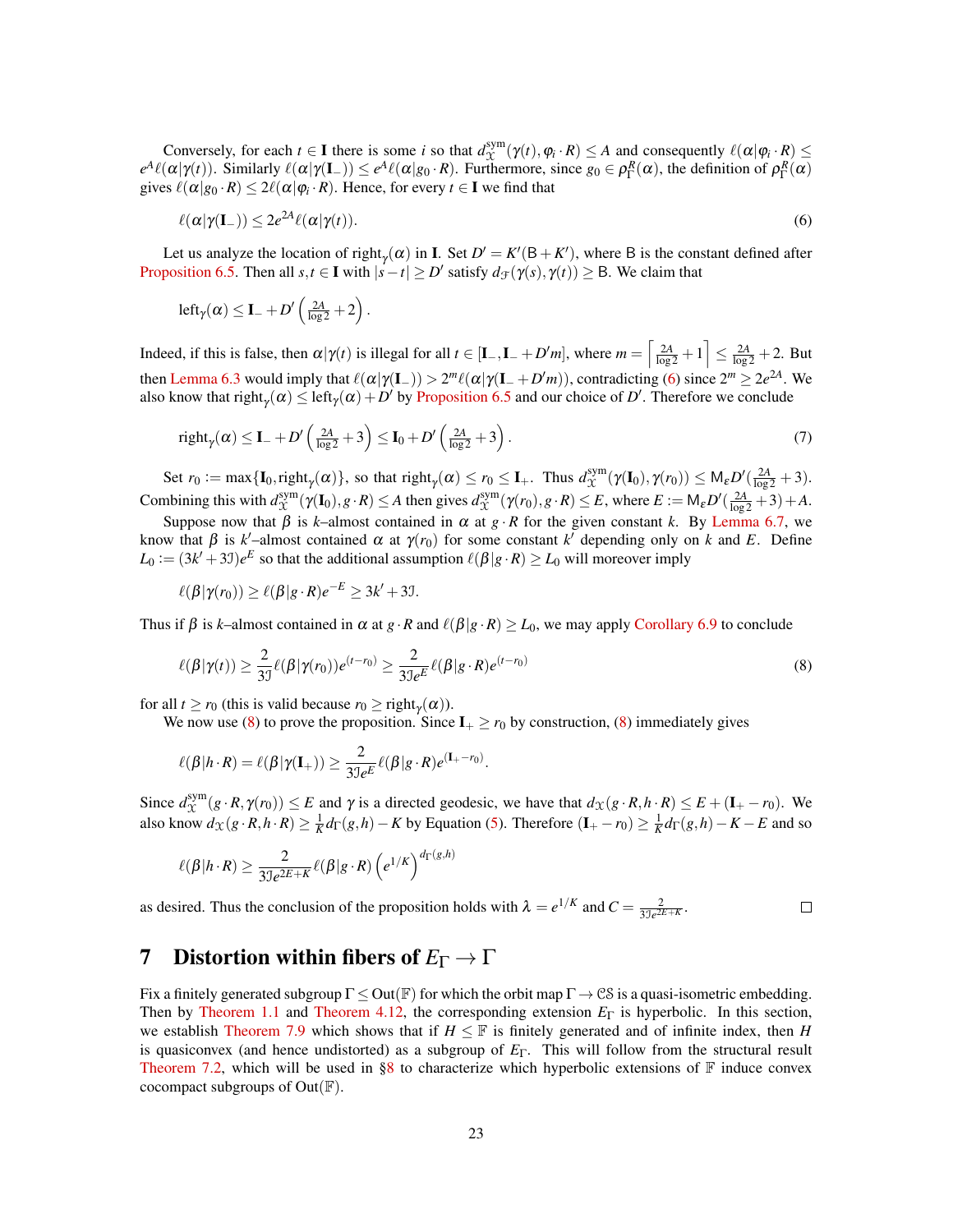Conversely, for each $t \in \mathbf{I}$ there is some $i$ so that $d^{\mathrm{sym}}_{\mathcal{X}}(\gamma(t), \varphi_i \cdot R) \le A$ and consequently $\ell(\alpha|\varphi_i \cdot R) \le e^A \ell(\alpha|\gamma(t))$. Similarly $\ell(\alpha|\gamma(\mathbf{I}_-)) \le e^A \ell(\alpha|g_0 \cdot R)$. Furthermore, since $g_0 \in \rho^R_\Gamma(\alpha)$, the definition of $\rho^R_\Gamma(\alpha)$ gives $\ell(\alpha|g_0 \cdot R) \le 2\ell(\alpha|\varphi_i \cdot R)$. Hence, for every $t \in \mathbf{I}$ we find that

$$\ell(\alpha|\gamma(\mathbf{I}_-)) \le 2e^{2A}\ell(\alpha|\gamma(t)). \tag{6}$$

Let us analyze the location of $\mathrm{right}_\gamma(\alpha)$ in $\mathbf{I}$. Set $D' = K'(\mathsf{B} + K')$, where $\mathsf{B}$ is the constant defined after Proposition 6.5. Then all $s, t \in \mathbf{I}$ with $|s - t| \ge D'$ satisfy $d_{\mathcal{F}}(\gamma(s), \gamma(t)) \ge \mathsf{B}$. We claim that

$$\mathrm{left}_\gamma(\alpha) \le \mathbf{I}_- + D'\left(\tfrac{2A}{\log 2} + 2\right).$$

Indeed, if this is false, then $\alpha|\gamma(t)$ is illegal for all $t \in [\mathbf{I}_-, \mathbf{I}_- + D'm]$, where $m = \left\lceil \frac{2A}{\log 2} + 1 \right\rceil \le \frac{2A}{\log 2} + 2$. But then Lemma 6.3 would imply that $\ell(\alpha|\gamma(\mathbf{I}_-)) > 2^m \ell(\alpha|\gamma(\mathbf{I}_- + D'm))$, contradicting (6) since $2^m \ge 2e^{2A}$. We also know that $\mathrm{right}_\gamma(\alpha) \le \mathrm{left}_\gamma(\alpha) + D'$ by Proposition 6.5 and our choice of $D'$. Therefore we conclude

$$\mathrm{right}_\gamma(\alpha) \le \mathbf{I}_- + D'\left(\tfrac{2A}{\log 2} + 3\right) \le \mathbf{I}_0 + D'\left(\tfrac{2A}{\log 2} + 3\right). \tag{7}$$

Set $r_0 := \max\{\mathbf{I}_0, \mathrm{right}_\gamma(\alpha)\}$, so that $\mathrm{right}_\gamma(\alpha) \le r_0 \le \mathbf{I}_+$. Thus $d^{\mathrm{sym}}_{\mathcal{X}}(\gamma(\mathbf{I}_0), \gamma(r_0)) \le \mathsf{M}_\varepsilon D'(\frac{2A}{\log 2} + 3)$. Combining this with $d^{\mathrm{sym}}_{\mathcal{X}}(\gamma(\mathbf{I}_0), g \cdot R) \le A$ then gives $d^{\mathrm{sym}}_{\mathcal{X}}(\gamma(r_0), g \cdot R) \le E$, where $E := \mathsf{M}_\varepsilon D'(\frac{2A}{\log 2} + 3) + A$.

Suppose now that $\beta$ is $k$–almost contained in $\alpha$ at $g \cdot R$ for the given constant $k$. By Lemma 6.7, we know that $\beta$ is $k'$–almost contained $\alpha$ at $\gamma(r_0)$ for some constant $k'$ depending only on $k$ and $E$. Define $L_0 := (3k' + 3\mathfrak{I})e^E$ so that the additional assumption $\ell(\beta|g \cdot R) \ge L_0$ will moreover imply

$$\ell(\beta|\gamma(r_0)) \ge \ell(\beta|g \cdot R)e^{-E} \ge 3k' + 3\mathfrak{I}.$$

Thus if $\beta$ is $k$–almost contained in $\alpha$ at $g \cdot R$ and $\ell(\beta|g \cdot R) \ge L_0$, we may apply Corollary 6.9 to conclude

$$\ell(\beta|\gamma(t)) \ge \frac{2}{3\mathfrak{I}}\ell(\beta|\gamma(r_0))e^{(t - r_0)} \ge \frac{2}{3\mathfrak{I}e^E}\ell(\beta|g \cdot R)e^{(t - r_0)} \tag{8}$$

for all $t \ge r_0$ (this is valid because $r_0 \ge \mathrm{right}_\gamma(\alpha)$).

We now use (8) to prove the proposition. Since $\mathbf{I}_+ \ge r_0$ by construction, (8) immediately gives

$$\ell(\beta|h \cdot R) = \ell(\beta|\gamma(\mathbf{I}_+)) \ge \frac{2}{3\mathfrak{I}e^E}\ell(\beta|g \cdot R)e^{(\mathbf{I}_+ - r_0)}.$$

Since $d^{\mathrm{sym}}_{\mathcal{X}}(g \cdot R, \gamma(r_0)) \le E$ and $\gamma$ is a directed geodesic, we have that $d_{\mathcal{X}}(g \cdot R, h \cdot R) \le E + (\mathbf{I}_+ - r_0)$. We also know $d_{\mathcal{X}}(g \cdot R, h \cdot R) \ge \frac{1}{K}d_\Gamma(g, h) - K$ by Equation (5). Therefore $(\mathbf{I}_+ - r_0) \ge \frac{1}{K}d_\Gamma(g, h) - K - E$ and so

$$\ell(\beta|h \cdot R) \ge \frac{2}{3\mathfrak{I}e^{2E+K}}\ell(\beta|g \cdot R)\left(e^{1/K}\right)^{d_\Gamma(g,h)}$$

as desired. Thus the conclusion of the proposition holds with $\lambda = e^{1/K}$ and $C = \frac{2}{3\mathfrak{I}e^{2E+K}}$. $\square$

# 7 Distortion within fibers of $E_\Gamma \to \Gamma$

Fix a finitely generated subgroup $\Gamma \le \mathrm{Out}(\mathbb{F})$ for which the orbit map $\Gamma \to \mathcal{CS}$ is a quasi-isometric embedding. Then by Theorem 1.1 and Theorem 4.12, the corresponding extension $E_\Gamma$ is hyperbolic. In this section, we establish Theorem 7.9 which shows that if $H \le \mathbb{F}$ is finitely generated and of infinite index, then $H$ is quasiconvex (and hence undistorted) as a subgroup of $E_\Gamma$. This will follow from the structural result Theorem 7.2, which will be used in §8 to characterize which hyperbolic extensions of $\mathbb{F}$ induce convex cocompact subgroups of $\mathrm{Out}(\mathbb{F})$.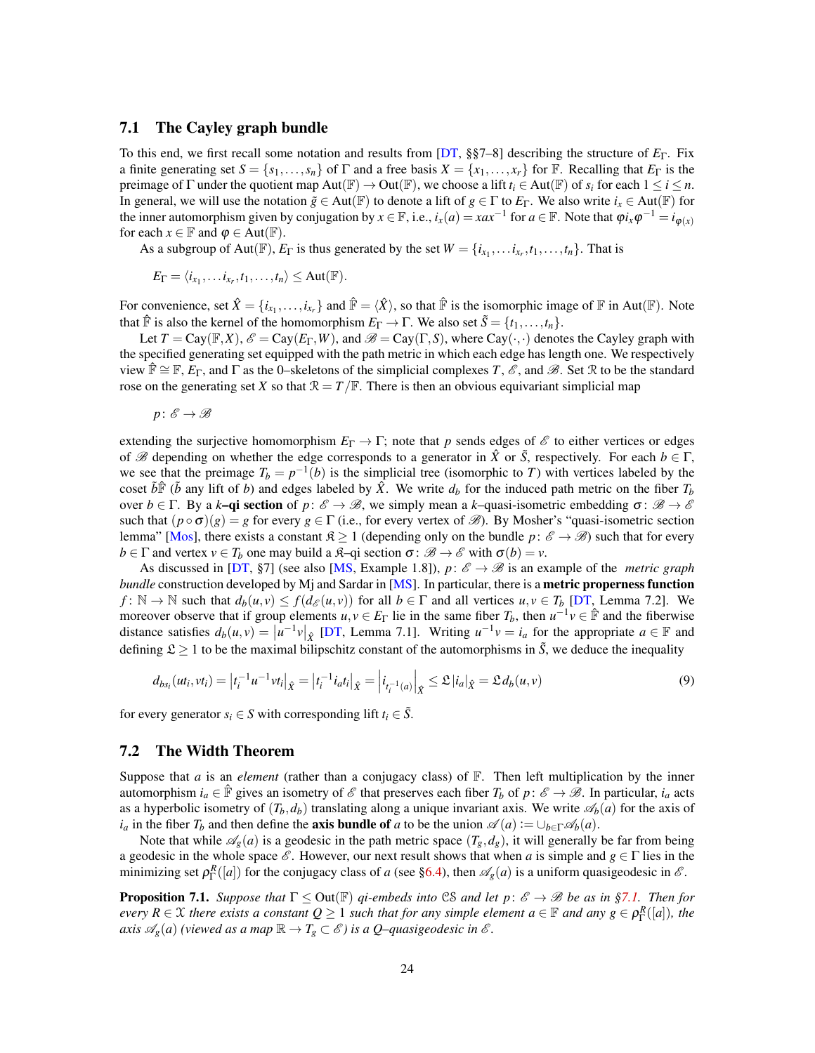### 7.1 The Cayley graph bundle

To this end, we first recall some notation and results from [DT, §§7–8] describing the structure of $E_\Gamma$. Fix a finite generating set $S = \{s_1, \dots, s_n\}$ of $\Gamma$ and a free basis $X = \{x_1, \dots, x_r\}$ for $\mathbb{F}$. Recalling that $E_\Gamma$ is the preimage of $\Gamma$ under the quotient map $\mathrm{Aut}(\mathbb{F}) \to \mathrm{Out}(\mathbb{F})$, we choose a lift $t_i \in \mathrm{Aut}(\mathbb{F})$ of $s_i$ for each $1 \le i \le n$. In general, we will use the notation $\tilde{g} \in \mathrm{Aut}(\mathbb{F})$ to denote a lift of $g \in \Gamma$ to $E_\Gamma$. We also write $i_x \in \mathrm{Aut}(\mathbb{F})$ for the inner automorphism given by conjugation by $x \in \mathbb{F}$, i.e., $i_x(a) = xax^{-1}$ for $a \in \mathbb{F}$. Note that $\varphi i_x \varphi^{-1} = i_{\varphi(x)}$ for each $x \in \mathbb{F}$ and $\varphi \in \mathrm{Aut}(\mathbb{F})$.

As a subgroup of $\mathrm{Aut}(\mathbb{F})$, $E_\Gamma$ is thus generated by the set $W = \{i_{x_1}, \dots i_{x_r}, t_1, \dots, t_n\}$. That is

$$E_\Gamma = \langle i_{x_1}, \dots i_{x_r}, t_1, \dots, t_n \rangle \le \mathrm{Aut}(\mathbb{F}).$$

For convenience, set $\hat{X} = \{i_{x_1}, \dots, i_{x_r}\}$ and $\hat{\mathbb{F}} = \langle \hat{X} \rangle$, so that $\hat{\mathbb{F}}$ is the isomorphic image of $\mathbb{F}$ in $\mathrm{Aut}(\mathbb{F})$. Note that $\hat{\mathbb{F}}$ is also the kernel of the homomorphism $E_\Gamma \to \Gamma$. We also set $\tilde{S} = \{t_1, \dots, t_n\}$.

Let $T = \mathrm{Cay}(\mathbb{F}, X)$, $\mathscr{E} = \mathrm{Cay}(E_\Gamma, W)$, and $\mathscr{B} = \mathrm{Cay}(\Gamma, S)$, where $\mathrm{Cay}(\cdot,\cdot)$ denotes the Cayley graph with the specified generating set equipped with the path metric in which each edge has length one. We respectively view $\hat{\mathbb{F}} \cong \mathbb{F}$, $E_\Gamma$, and $\Gamma$ as the 0–skeletons of the simplicial complexes $T$, $\mathscr{E}$, and $\mathscr{B}$. Set $\mathcal{R}$ to be the standard rose on the generating set $X$ so that $\mathcal{R} = T/\mathbb{F}$. There is then an obvious equivariant simplicial map

$$p \colon \mathscr{E} \to \mathscr{B}$$

extending the surjective homomorphism $E_\Gamma \to \Gamma$; note that $p$ sends edges of $\mathscr{E}$ to either vertices or edges of $\mathscr{B}$ depending on whether the edge corresponds to a generator in $\hat{X}$ or $\tilde{S}$, respectively. For each $b \in \Gamma$, we see that the preimage $T_b = p^{-1}(b)$ is the simplicial tree (isomorphic to $T$) with vertices labeled by the coset $\tilde{b}\hat{\mathbb{F}}$ ($\tilde{b}$ any lift of $b$) and edges labeled by $\hat{X}$. We write $d_b$ for the induced path metric on the fiber $T_b$ over $b \in \Gamma$. By a **$k$–qi section** of $p \colon \mathscr{E} \to \mathscr{B}$, we simply mean a $k$–quasi-isometric embedding $\sigma \colon \mathscr{B} \to \mathscr{E}$ such that $(p \circ \sigma)(g) = g$ for every $g \in \Gamma$ (i.e., for every vertex of $\mathscr{B}$). By Mosher's "quasi-isometric section lemma" [Mos], there exists a constant $\mathfrak{K} \ge 1$ (depending only on the bundle $p \colon \mathscr{E} \to \mathscr{B}$) such that for every $b \in \Gamma$ and vertex $v \in T_b$ one may build a $\mathfrak{K}$–qi section $\sigma \colon \mathscr{B} \to \mathscr{E}$ with $\sigma(b) = v$.

As discussed in [DT, §7] (see also [MS, Example 1.8]), $p \colon \mathscr{E} \to \mathscr{B}$ is an example of the *metric graph bundle* construction developed by Mj and Sardar in [MS]. In particular, there is a **metric properness function** $f \colon \mathbb{N} \to \mathbb{N}$ such that $d_b(u,v) \le f(d_{\mathscr{E}}(u,v))$ for all $b \in \Gamma$ and all vertices $u, v \in T_b$ [DT, Lemma 7.2]. We moreover observe that if group elements $u, v \in E_\Gamma$ lie in the same fiber $T_b$, then $u^{-1}v \in \hat{\mathbb{F}}$ and the fiberwise distance satisfies $d_b(u,v) = \left|u^{-1}v\right|_{\hat{X}}$ [DT, Lemma 7.1]. Writing $u^{-1}v = i_a$ for the appropriate $a \in \mathbb{F}$ and defining $\mathfrak{L} \ge 1$ to be the maximal bilipschitz constant of the automorphisms in $\tilde{S}$, we deduce the inequality

$$d_{bs_i}(ut_i, vt_i) = \left|t_i^{-1}u^{-1}vt_i\right|_{\hat{X}} = \left|t_i^{-1}i_a t_i\right|_{\hat{X}} = \left|i_{t_i^{-1}(a)}\right|_{\hat{X}} \le \mathfrak{L}\left|i_a\right|_{\hat{X}} = \mathfrak{L}\, d_b(u,v) \tag{9}$$

for every generator $s_i \in S$ with corresponding lift $t_i \in \tilde{S}$.

### 7.2 The Width Theorem

Suppose that $a$ is an *element* (rather than a conjugacy class) of $\mathbb{F}$. Then left multiplication by the inner automorphism $i_a \in \hat{\mathbb{F}}$ gives an isometry of $\mathscr{E}$ that preserves each fiber $T_b$ of $p \colon \mathscr{E} \to \mathscr{B}$. In particular, $i_a$ acts as a hyperbolic isometry of $(T_b, d_b)$ translating along a unique invariant axis. We write $\mathscr{A}_b(a)$ for the axis of $i_a$ in the fiber $T_b$ and then define the **axis bundle of** $a$ to be the union $\mathscr{A}(a) := \cup_{b \in \Gamma} \mathscr{A}_b(a)$.

Note that while $\mathscr{A}_g(a)$ is a geodesic in the path metric space $(T_g, d_g)$, it will generally be far from being a geodesic in the whole space $\mathscr{E}$. However, our next result shows that when $a$ is simple and $g \in \Gamma$ lies in the minimizing set $\rho_\Gamma^R([a])$ for the conjugacy class of $a$ (see §6.4), then $\mathscr{A}_g(a)$ is a uniform quasigeodesic in $\mathscr{E}$.

**Proposition 7.1.** *Suppose that $\Gamma \le \mathrm{Out}(\mathbb{F})$ qi-embeds into $\mathcal{CS}$ and let $p \colon \mathscr{E} \to \mathscr{B}$ be as in §7.1. Then for every $R \in \mathcal{X}$ there exists a constant $Q \ge 1$ such that for any simple element $a \in \mathbb{F}$ and any $g \in \rho_\Gamma^R([a])$, the axis $\mathscr{A}_g(a)$ (viewed as a map $\mathbb{R} \to T_g \subset \mathscr{E}$) is a $Q$–quasigeodesic in $\mathscr{E}$.*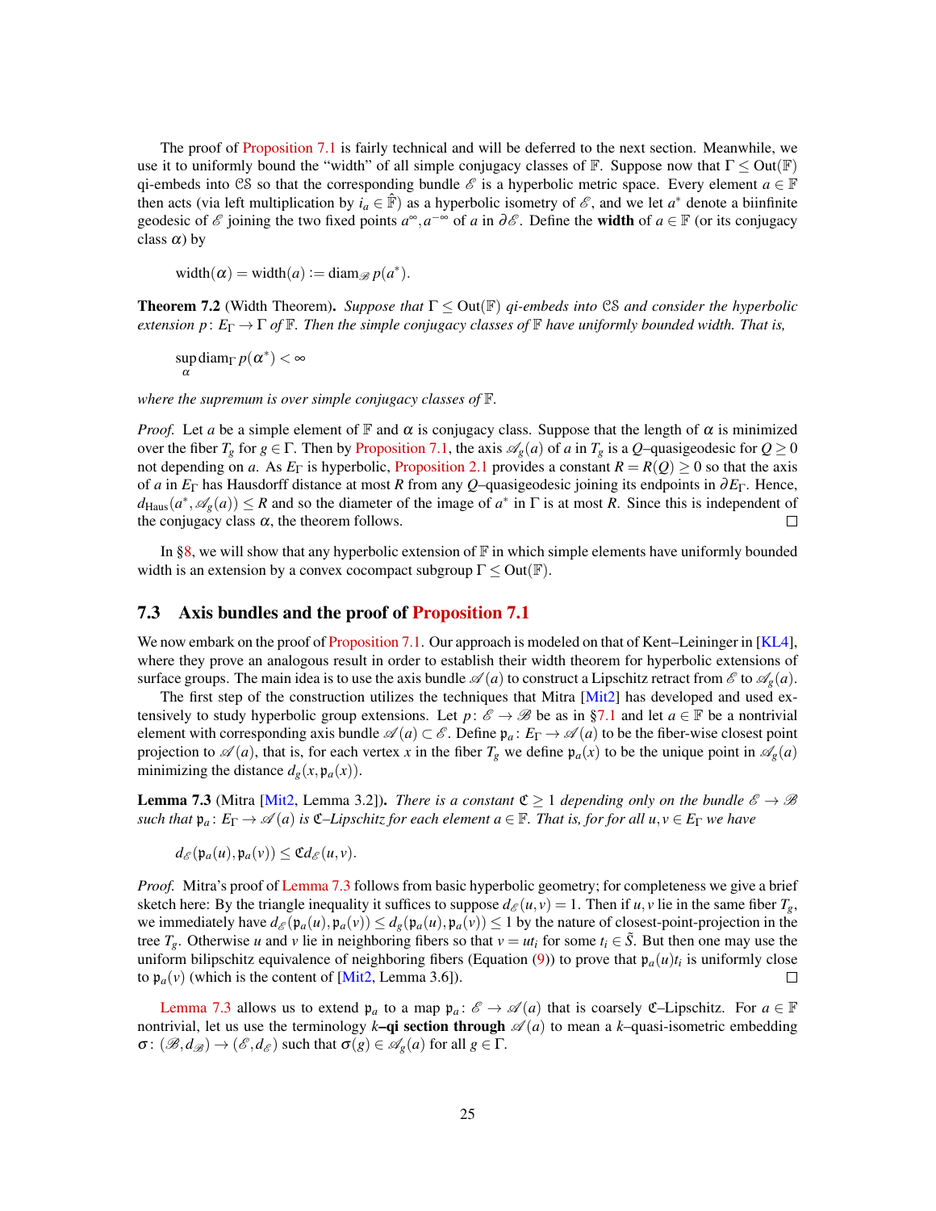The proof of Proposition 7.1 is fairly technical and will be deferred to the next section. Meanwhile, we use it to uniformly bound the "width" of all simple conjugacy classes of $\mathbb{F}$. Suppose now that $\Gamma \leq \mathrm{Out}(\mathbb{F})$ qi-embeds into $\mathcal{CS}$ so that the corresponding bundle $\mathscr{E}$ is a hyperbolic metric space. Every element $a \in \mathbb{F}$ then acts (via left multiplication by $i_a \in \hat{\mathbb{F}}$) as a hyperbolic isometry of $\mathscr{E}$, and we let $a^*$ denote a biinfinite geodesic of $\mathscr{E}$ joining the two fixed points $a^\infty, a^{-\infty}$ of $a$ in $\partial\mathscr{E}$. Define the **width** of $a \in \mathbb{F}$ (or its conjugacy class $\alpha$) by

$$\mathrm{width}(\alpha) = \mathrm{width}(a) := \mathrm{diam}_{\mathscr{B}}\, p(a^*).$$

**Theorem 7.2** (Width Theorem)**.** *Suppose that $\Gamma \leq \mathrm{Out}(\mathbb{F})$ qi-embeds into $\mathcal{CS}$ and consider the hyperbolic extension $p\colon E_\Gamma \to \Gamma$ of $\mathbb{F}$. Then the simple conjugacy classes of $\mathbb{F}$ have uniformly bounded width. That is,*

$$\sup_{\alpha} \mathrm{diam}_\Gamma\, p(\alpha^*) < \infty$$

*where the supremum is over simple conjugacy classes of $\mathbb{F}$.*

*Proof.* Let $a$ be a simple element of $\mathbb{F}$ and $\alpha$ is conjugacy class. Suppose that the length of $\alpha$ is minimized over the fiber $T_g$ for $g \in \Gamma$. Then by Proposition 7.1, the axis $\mathscr{A}_g(a)$ of $a$ in $T_g$ is a $Q$–quasigeodesic for $Q \geq 0$ not depending on $a$. As $E_\Gamma$ is hyperbolic, Proposition 2.1 provides a constant $R = R(Q) \geq 0$ so that the axis of $a$ in $E_\Gamma$ has Hausdorff distance at most $R$ from any $Q$–quasigeodesic joining its endpoints in $\partial E_\Gamma$. Hence, $d_{\mathrm{Haus}}(a^*, \mathscr{A}_g(a)) \leq R$ and so the diameter of the image of $a^*$ in $\Gamma$ is at most $R$. Since this is independent of the conjugacy class $\alpha$, the theorem follows. ◻

In §8, we will show that any hyperbolic extension of $\mathbb{F}$ in which simple elements have uniformly bounded width is an extension by a convex cocompact subgroup $\Gamma \leq \mathrm{Out}(\mathbb{F})$.

### 7.3 Axis bundles and the proof of Proposition 7.1

We now embark on the proof of Proposition 7.1. Our approach is modeled on that of Kent–Leininger in [KL4], where they prove an analogous result in order to establish their width theorem for hyperbolic extensions of surface groups. The main idea is to use the axis bundle $\mathscr{A}(a)$ to construct a Lipschitz retract from $\mathscr{E}$ to $\mathscr{A}_g(a)$.

The first step of the construction utilizes the techniques that Mitra [Mit2] has developed and used extensively to study hyperbolic group extensions. Let $p\colon \mathscr{E} \to \mathscr{B}$ be as in §7.1 and let $a \in \mathbb{F}$ be a nontrivial element with corresponding axis bundle $\mathscr{A}(a) \subset \mathscr{E}$. Define $\mathfrak{p}_a\colon E_\Gamma \to \mathscr{A}(a)$ to be the fiber-wise closest point projection to $\mathscr{A}(a)$, that is, for each vertex $x$ in the fiber $T_g$ we define $\mathfrak{p}_a(x)$ to be the unique point in $\mathscr{A}_g(a)$ minimizing the distance $d_g(x, \mathfrak{p}_a(x))$.

**Lemma 7.3** (Mitra [Mit2, Lemma 3.2])**.** *There is a constant $\mathfrak{C} \geq 1$ depending only on the bundle $\mathscr{E} \to \mathscr{B}$ such that $\mathfrak{p}_a\colon E_\Gamma \to \mathscr{A}(a)$ is $\mathfrak{C}$–Lipschitz for each element $a \in \mathbb{F}$. That is, for for all $u, v \in E_\Gamma$ we have*

$$d_{\mathscr{E}}(\mathfrak{p}_a(u), \mathfrak{p}_a(v)) \leq \mathfrak{C} d_{\mathscr{E}}(u, v).$$

*Proof.* Mitra's proof of Lemma 7.3 follows from basic hyperbolic geometry; for completeness we give a brief sketch here: By the triangle inequality it suffices to suppose $d_{\mathscr{E}}(u, v) = 1$. Then if $u, v$ lie in the same fiber $T_g$, we immediately have $d_{\mathscr{E}}(\mathfrak{p}_a(u), \mathfrak{p}_a(v)) \leq d_g(\mathfrak{p}_a(u), \mathfrak{p}_a(v)) \leq 1$ by the nature of closest-point-projection in the tree $T_g$. Otherwise $u$ and $v$ lie in neighboring fibers so that $v = ut_i$ for some $t_i \in \tilde{S}$. But then one may use the uniform bilipschitz equivalence of neighboring fibers (Equation (9)) to prove that $\mathfrak{p}_a(u)t_i$ is uniformly close to $\mathfrak{p}_a(v)$ (which is the content of [Mit2, Lemma 3.6]). ◻

Lemma 7.3 allows us to extend $\mathfrak{p}_a$ to a map $\mathfrak{p}_a\colon \mathscr{E} \to \mathscr{A}(a)$ that is coarsely $\mathfrak{C}$–Lipschitz. For $a \in \mathbb{F}$ nontrivial, let us use the terminology ***k*–qi section through** $\mathscr{A}(a)$ to mean a $k$–quasi-isometric embedding $\sigma\colon (\mathscr{B}, d_{\mathscr{B}}) \to (\mathscr{E}, d_{\mathscr{E}})$ such that $\sigma(g) \in \mathscr{A}_g(a)$ for all $g \in \Gamma$.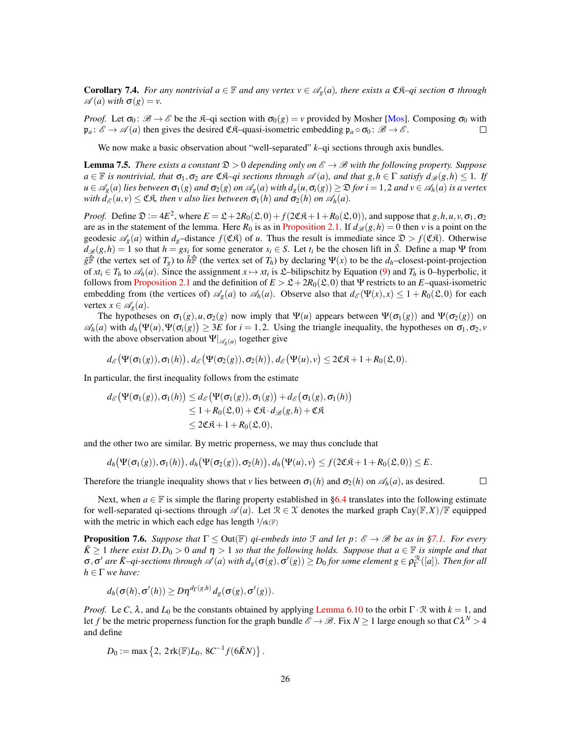**Corollary 7.4.** *For any nontrivial $a \in \mathbb{F}$ and any vertex $v \in \mathscr{A}_g(a)$, there exists a $\mathfrak{C}\mathfrak{K}$–qi section $\sigma$ through $\mathscr{A}(a)$ with $\sigma(g) = v$.*

*Proof.* Let $\sigma_0 \colon \mathscr{B} \to \mathscr{E}$ be the $\mathfrak{K}$–qi section with $\sigma_0(g) = v$ provided by Mosher [Mos]. Composing $\sigma_0$ with $\mathfrak{p}_a \colon \mathscr{E} \to \mathscr{A}(a)$ then gives the desired $\mathfrak{C}\mathfrak{K}$–quasi-isometric embedding $\mathfrak{p}_a \circ \sigma_0 \colon \mathscr{B} \to \mathscr{E}$. □

We now make a basic observation about "well-separated" $k$–qi sections through axis bundles.

**Lemma 7.5.** *There exists a constant $\mathfrak{D} > 0$ depending only on $\mathscr{E} \to \mathscr{B}$ with the following property. Suppose $a \in \mathbb{F}$ is nontrivial, that $\sigma_1, \sigma_2$ are $\mathfrak{C}\mathfrak{K}$–qi sections through $\mathscr{A}(a)$, and that $g, h \in \Gamma$ satisfy $d_{\mathscr{B}}(g,h) \le 1$. If $u \in \mathscr{A}_g(a)$ lies between $\sigma_1(g)$ and $\sigma_2(g)$ on $\mathscr{A}_g(a)$ with $d_g(u, \sigma_i(g)) \ge \mathfrak{D}$ for $i = 1,2$ and $v \in \mathscr{A}_h(a)$ is a vertex with $d_{\mathscr{E}}(u,v) \le \mathfrak{C}\mathfrak{K}$, then $v$ also lies between $\sigma_1(h)$ and $\sigma_2(h)$ on $\mathscr{A}_h(a)$.*

*Proof.* Define $\mathfrak{D} := 4E^2$, where $E = \mathfrak{L} + 2R_0(\mathfrak{L},0) + f(2\mathfrak{C}\mathfrak{K} + 1 + R_0(\mathfrak{L},0))$, and suppose that $g,h,u,v,\sigma_1,\sigma_2$ are as in the statement of the lemma. Here $R_0$ is as in Proposition 2.1. If $d_{\mathscr{B}}(g,h) = 0$ then $v$ is a point on the geodesic $\mathscr{A}_g(a)$ within $d_g$–distance $f(\mathfrak{C}\mathfrak{K})$ of $u$. Thus the result is immediate since $\mathfrak{D} > f(\mathfrak{C}\mathfrak{K})$. Otherwise $d_{\mathscr{B}}(g,h) = 1$ so that $h = gs_i$ for some generator $s_i \in S$. Let $t_i$ be the chosen lift in $\tilde{S}$. Define a map $\Psi$ from $\tilde{g}\mathbb{F}$ (the vertex set of $T_g$) to $\tilde{h}\mathbb{F}$ (the vertex set of $T_h$) by declaring $\Psi(x)$ to be the $d_h$–closest-point-projection of $xt_i \in T_h$ to $\mathscr{A}_h(a)$. Since the assignment $x \mapsto xt_i$ is $\mathfrak{L}$–bilipschitz by Equation (9) and $T_h$ is 0–hyperbolic, it follows from Proposition 2.1 and the definition of $E > \mathfrak{L} + 2R_0(\mathfrak{L},0)$ that $\Psi$ restricts to an $E$–quasi-isometric embedding from (the vertices of) $\mathscr{A}_g(a)$ to $\mathscr{A}_h(a)$. Observe also that $d_{\mathscr{E}}(\Psi(x),x) \le 1 + R_0(\mathfrak{L},0)$ for each vertex $x \in \mathscr{A}_g(a)$.

The hypotheses on $\sigma_1(g), u, \sigma_2(g)$ now imply that $\Psi(u)$ appears between $\Psi(\sigma_1(g))$ and $\Psi(\sigma_2(g))$ on $\mathscr{A}_h(a)$ with $d_h\big(\Psi(u), \Psi(\sigma_i(g)\big) \ge 3E$ for $i = 1,2$. Using the triangle inequality, the hypotheses on $\sigma_1, \sigma_2, v$ with the above observation about $\Psi|_{\mathscr{A}_g(a)}$ together give

$$d_{\mathscr{E}}\big(\Psi(\sigma_1(g)), \sigma_1(h)\big),\, d_{\mathscr{E}}\big(\Psi(\sigma_2(g)), \sigma_2(h)\big),\, d_{\mathscr{E}}\big(\Psi(u), v\big) \le 2\mathfrak{C}\mathfrak{K} + 1 + R_0(\mathfrak{L},0).$$

In particular, the first inequality follows from the estimate

$$\begin{aligned}
d_{\mathscr{E}}\big(\Psi(\sigma_1(g)), \sigma_1(h)\big) &\le d_{\mathscr{E}}\big(\Psi(\sigma_1(g)), \sigma_1(g)\big) + d_{\mathscr{E}}\big(\sigma_1(g), \sigma_1(h)\big) \\
&\le 1 + R_0(\mathfrak{L},0) + \mathfrak{C}\mathfrak{K} \cdot d_{\mathscr{B}}(g,h) + \mathfrak{C}\mathfrak{K} \\
&\le 2\mathfrak{C}\mathfrak{K} + 1 + R_0(\mathfrak{L},0),
\end{aligned}$$

and the other two are similar. By metric properness, we may thus conclude that

$$d_h\big(\Psi(\sigma_1(g)), \sigma_1(h)\big),\, d_h\big(\Psi(\sigma_2(g)), \sigma_2(h)\big),\, d_h\big(\Psi(u), v\big) \le f(2\mathfrak{C}\mathfrak{K} + 1 + R_0(\mathfrak{L},0)) \le E.$$

Therefore the triangle inequality shows that $v$ lies between $\sigma_1(h)$ and $\sigma_2(h)$ on $\mathscr{A}_h(a)$, as desired. □

Next, when $a \in \mathbb{F}$ is simple the flaring property established in §6.4 translates into the following estimate for well-separated qi-sections through $\mathscr{A}(a)$. Let $\mathcal{R} \in \mathfrak{X}$ denotes the marked graph $\mathrm{Cay}(\mathbb{F},X)/\mathbb{F}$ equipped with the metric in which each edge has length $1/\mathrm{rk}(\mathbb{F})$

**Proposition 7.6.** *Suppose that $\Gamma \le \mathrm{Out}(\mathbb{F})$ qi-embeds into $\mathcal{F}$ and let $p \colon \mathscr{E} \to \mathscr{B}$ be as in §7.1. For every $\bar{K} \ge 1$ there exist $D, D_0 > 0$ and $\eta > 1$ so that the following holds. Suppose that $a \in \mathbb{F}$ is simple and that $\sigma, \sigma'$ are $\bar{K}$–qi-sections through $\mathscr{A}(a)$ with $d_g(\sigma(g), \sigma'(g)) \ge D_0$ for some element $g \in \rho_\Gamma^{\mathcal{R}}([a])$. Then for all $h \in \Gamma$ we have:*

$$d_h(\sigma(h), \sigma'(h)) \ge D\eta^{d_\Gamma(g,h)}\, d_g(\sigma(g), \sigma'(g)).$$

*Proof.* Le $C$, $\lambda$, and $L_0$ be the constants obtained by applying Lemma 6.10 to the orbit $\Gamma \cdot \mathcal{R}$ with $k = 1$, and let $f$ be the metric properness function for the graph bundle $\mathscr{E} \to \mathscr{B}$. Fix $N \ge 1$ large enough so that $C\lambda^N > 4$ and define

$$D_0 := \max\left\{2,\ 2\,\mathrm{rk}(\mathbb{F})L_0,\ 8C^{-1}f(6\bar{K}N)\right\}.$$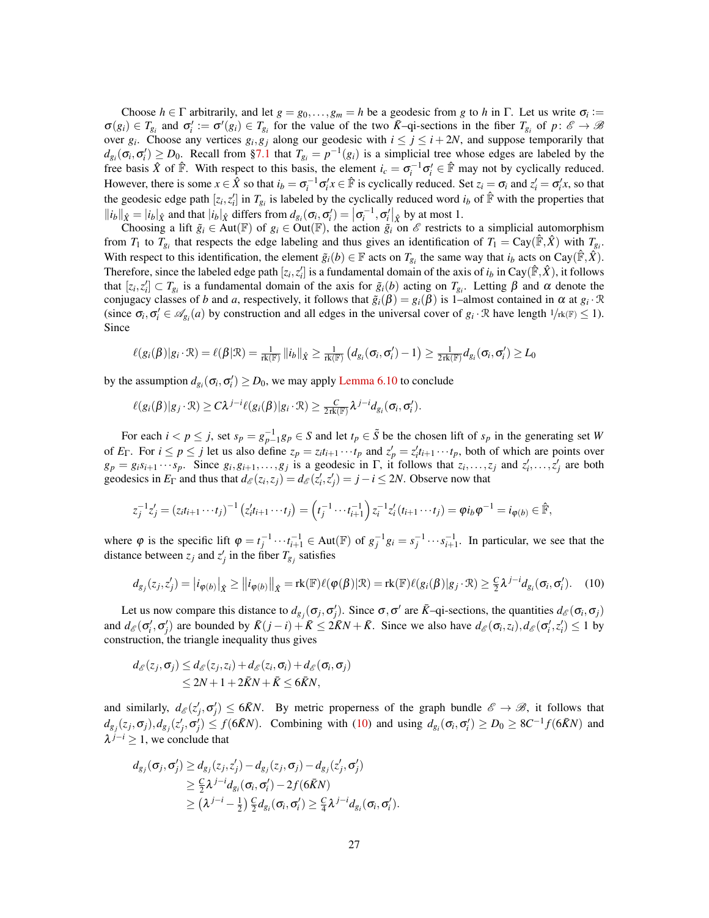Choose $h \in \Gamma$ arbitrarily, and let $g = g_0, \ldots, g_m = h$ be a geodesic from $g$ to $h$ in $\Gamma$. Let us write $\sigma_i := \sigma(g_i) \in T_{g_i}$ and $\sigma_i' := \sigma'(g_i) \in T_{g_i}$ for the value of the two $\bar{K}$–qi-sections in the fiber $T_{g_i}$ of $p\colon \mathscr{E} \to \mathscr{B}$ over $g_i$. Choose any vertices $g_i, g_j$ along our geodesic with $i \le j \le i + 2N$, and suppose temporarily that $d_{g_i}(\sigma_i, \sigma_i') \ge D_0$. Recall from §7.1 that $T_{g_i} = p^{-1}(g_i)$ is a simplicial tree whose edges are labeled by the free basis $\hat{X}$ of $\hat{\mathbb{F}}$. With respect to this basis, the element $i_c = \sigma_i^{-1}\sigma_i' \in \hat{\mathbb{F}}$ may not by cyclically reduced. However, there is some $x \in \hat{X}$ so that $i_b = \sigma_i^{-1}\sigma_i' x \in \hat{\mathbb{F}}$ is cyclically reduced. Set $z_i = \sigma_i$ and $z_i' = \sigma_i' x$, so that the geodesic edge path $[z_i, z_i']$ in $T_{g_i}$ is labeled by the cyclically reduced word $i_b$ of $\hat{\mathbb{F}}$ with the properties that $\|i_b\|_{\hat{X}} = |i_b|_{\hat{X}}$ and that $|i_b|_{\hat{X}}$ differs from $d_{g_i}(\sigma_i, \sigma_i') = \left|\sigma_i^{-1}, \sigma_i'\right|_{\hat{X}}$ by at most 1.

Choosing a lift $\tilde{g}_i \in \mathrm{Aut}(\mathbb{F})$ of $g_i \in \mathrm{Out}(\mathbb{F})$, the action $\tilde{g}_i$ on $\mathscr{E}$ restricts to a simplicial automorphism from $T_1$ to $T_{g_i}$ that respects the edge labeling and thus gives an identification of $T_1 = \mathrm{Cay}(\hat{\mathbb{F}}, \hat{X})$ with $T_{g_i}$. With respect to this identification, the element $\tilde{g}_i(b) \in \mathbb{F}$ acts on $T_{g_i}$ the same way that $i_b$ acts on $\mathrm{Cay}(\hat{\mathbb{F}}, \hat{X})$. Therefore, since the labeled edge path $[z_i, z_i']$ is a fundamental domain of the axis of $i_b$ in $\mathrm{Cay}(\hat{\mathbb{F}}, \hat{X})$, it follows that $[z_i, z_i'] \subset T_{g_i}$ is a fundamental domain of the axis for $\tilde{g}_i(b)$ acting on $T_{g_i}$. Letting $\beta$ and $\alpha$ denote the conjugacy classes of $b$ and $a$, respectively, it follows that $\tilde{g}_i(\beta) = g_i(\beta)$ is 1–almost contained in $\alpha$ at $g_i \cdot \mathcal{R}$ (since $\sigma_i, \sigma_i' \in \mathscr{A}_{g_i}(a)$ by construction and all edges in the universal cover of $g_i \cdot \mathcal{R}$ have length $1/\mathrm{rk}(\mathbb{F}) \le 1$). Since

$$\ell(g_i(\beta)|g_i \cdot \mathcal{R}) = \ell(\beta|\mathcal{R}) = \tfrac{1}{\mathrm{rk}(\mathbb{F})}\|i_b\|_{\hat{X}} \ge \tfrac{1}{\mathrm{rk}(\mathbb{F})}\left(d_{g_i}(\sigma_i, \sigma_i') - 1\right) \ge \tfrac{1}{2\mathrm{rk}(\mathbb{F})} d_{g_i}(\sigma_i, \sigma_i') \ge L_0$$

by the assumption $d_{g_i}(\sigma_i, \sigma_i') \ge D_0$, we may apply Lemma 6.10 to conclude

$$\ell(g_i(\beta)|g_j \cdot \mathcal{R}) \ge C\lambda^{j-i}\ell(g_i(\beta)|g_i \cdot \mathcal{R}) \ge \tfrac{C}{2\mathrm{rk}(\mathbb{F})}\lambda^{j-i} d_{g_i}(\sigma_i, \sigma_i').$$

For each $i < p \le j$, set $s_p = g_{p-1}^{-1} g_p \in S$ and let $t_p \in \tilde{S}$ be the chosen lift of $s_p$ in the generating set $W$ of $E_\Gamma$. For $i \le p \le j$ let us also define $z_p = z_i t_{i+1} \cdots t_p$ and $z_p' = z_i' t_{i+1} \cdots t_p$, both of which are points over $g_p = g_i s_{i+1} \cdots s_p$. Since $g_i, g_{i+1}, \ldots, g_j$ is a geodesic in $\Gamma$, it follows that $z_i, \ldots, z_j$ and $z_i', \ldots, z_j'$ are both geodesics in $E_\Gamma$ and thus that $d_{\mathscr{E}}(z_i, z_j) = d_{\mathscr{E}}(z_i', z_j') = j - i \le 2N$. Observe now that

$$z_j^{-1} z_j' = (z_i t_{i+1} \cdots t_j)^{-1}\left(z_i' t_{i+1} \cdots t_j\right) = \left(t_j^{-1} \cdots t_{i+1}^{-1}\right) z_i^{-1} z_i' (t_{i+1} \cdots t_j) = \varphi i_b \varphi^{-1} = i_{\varphi(b)} \in \hat{\mathbb{F}},$$

where $\varphi$ is the specific lift $\varphi = t_j^{-1} \cdots t_{i+1}^{-1} \in \mathrm{Aut}(\mathbb{F})$ of $g_j^{-1} g_i = s_j^{-1} \cdots s_{i+1}^{-1}$. In particular, we see that the distance between $z_j$ and $z_j'$ in the fiber $T_{g_j}$ satisfies

$$d_{g_j}(z_j, z_j') = \left|i_{\varphi(b)}\right|_{\hat{X}} \ge \left\|i_{\varphi(b)}\right\|_{\hat{X}} = \mathrm{rk}(\mathbb{F})\ell(\varphi(\beta)|\mathcal{R}) = \mathrm{rk}(\mathbb{F})\ell(g_i(\beta)|g_j \cdot \mathcal{R}) \ge \tfrac{C}{2}\lambda^{j-i} d_{g_i}(\sigma_i, \sigma_i'). \quad (10)$$

Let us now compare this distance to $d_{g_j}(\sigma_j, \sigma_j')$. Since $\sigma, \sigma'$ are $\bar{K}$–qi-sections, the quantities $d_{\mathscr{E}}(\sigma_i, \sigma_j)$ and $d_{\mathscr{E}}(\sigma_i', \sigma_j')$ are bounded by $\bar{K}(j - i) + \bar{K} \le 2\bar{K}N + \bar{K}$. Since we also have $d_{\mathscr{E}}(\sigma_i, z_i), d_{\mathscr{E}}(\sigma_i', z_i') \le 1$ by construction, the triangle inequality thus gives

$$\begin{aligned}
d_{\mathscr{E}}(z_j, \sigma_j) &\le d_{\mathscr{E}}(z_j, z_i) + d_{\mathscr{E}}(z_i, \sigma_i) + d_{\mathscr{E}}(\sigma_i, \sigma_j) \\
&\le 2N + 1 + 2\bar{K}N + \bar{K} \le 6\bar{K}N,
\end{aligned}$$

and similarly, $d_{\mathscr{E}}(z_j', \sigma_j') \le 6\bar{K}N$. By metric properness of the graph bundle $\mathscr{E} \to \mathscr{B}$, it follows that $d_{g_j}(z_j, \sigma_j), d_{g_j}(z_j', \sigma_j') \le f(6\bar{K}N)$. Combining with (10) and using $d_{g_i}(\sigma_i, \sigma_i') \ge D_0 \ge 8C^{-1} f(6\bar{K}N)$ and $\lambda^{j-i} \ge 1$, we conclude that

$$\begin{aligned}
d_{g_j}(\sigma_j, \sigma_j') &\ge d_{g_j}(z_j, z_j') - d_{g_j}(z_j, \sigma_j) - d_{g_j}(z_j', \sigma_j') \\
&\ge \tfrac{C}{2}\lambda^{j-i} d_{g_i}(\sigma_i, \sigma_i') - 2f(6\bar{K}N) \\
&\ge \left(\lambda^{j-i} - \tfrac{1}{2}\right)\tfrac{C}{2} d_{g_i}(\sigma_i, \sigma_i') \ge \tfrac{C}{4}\lambda^{j-i} d_{g_i}(\sigma_i, \sigma_i').
\end{aligned}$$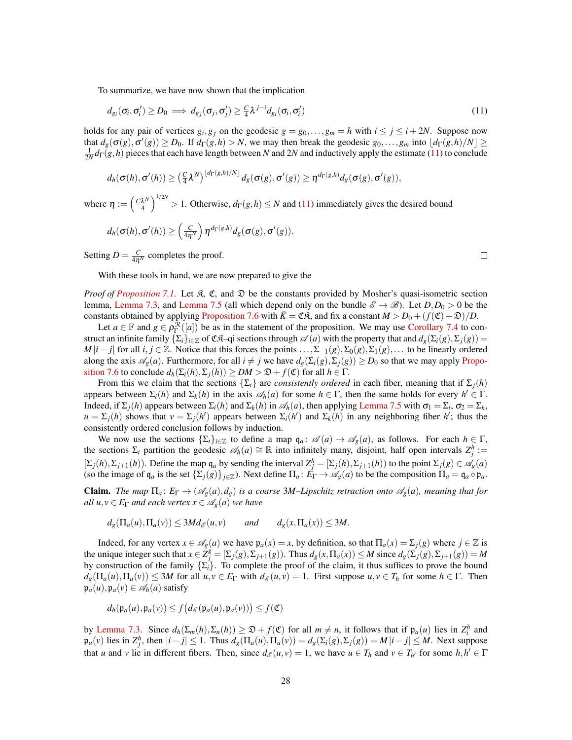To summarize, we have now shown that the implication

$$d_{g_i}(\sigma_i, \sigma_i') \geq D_0 \implies d_{g_j}(\sigma_j, \sigma_j') \geq \tfrac{C}{4}\lambda^{j-i} d_{g_i}(\sigma_i, \sigma_i') \tag{11}$$

holds for any pair of vertices $g_i, g_j$ on the geodesic $g = g_0, \dots, g_m = h$ with $i \leq j \leq i + 2N$. Suppose now that $d_g(\sigma(g), \sigma'(g)) \geq D_0$. If $d_\Gamma(g,h) > N$, we may then break the geodesic $g_0, \dots, g_m$ into $\lfloor d_\Gamma(g,h)/N \rfloor \geq \frac{1}{2N} d_\Gamma(g,h)$ pieces that each have length between $N$ and $2N$ and inductively apply the estimate (11) to conclude

$$d_h(\sigma(h), \sigma'(h)) \geq \left(\tfrac{C}{4}\lambda^N\right)^{\lfloor d_\Gamma(g,h)/N \rfloor} d_g(\sigma(g), \sigma'(g)) \geq \eta^{d_\Gamma(g,h)} d_g(\sigma(g), \sigma'(g)),$$

where $\eta := \left(\frac{C\lambda^N}{4}\right)^{1/2N} > 1$. Otherwise, $d_\Gamma(g,h) \leq N$ and (11) immediately gives the desired bound

$$d_h(\sigma(h), \sigma'(h)) \geq \left(\tfrac{C}{4\eta^N}\right) \eta^{d_\Gamma(g,h)} d_g(\sigma(g), \sigma'(g)).$$

Setting $D = \frac{C}{4\eta^N}$ completes the proof. ☐

With these tools in hand, we are now prepared to give the

*Proof of Proposition 7.1.* Let $\mathfrak{K}$, $\mathfrak{C}$, and $\mathfrak{D}$ be the constants provided by Mosher's quasi-isometric section lemma, Lemma 7.3, and Lemma 7.5 (all which depend only on the bundle $\mathscr{E} \to \mathscr{B}$). Let $D, D_0 > 0$ be the constants obtained by applying Proposition 7.6 with $\bar{K} = \mathfrak{C}\mathfrak{K}$, and fix a constant $M > D_0 + (f(\mathfrak{C}) + \mathfrak{D})/D$.

Let $a \in \mathbb{F}$ and $g \in \rho_\Gamma^{\mathcal{R}}([a])$ be as in the statement of the proposition. We may use Corollary 7.4 to construct an infinite family $\{\Sigma_i\}_{i\in\mathbb{Z}}$ of $\mathfrak{C}\mathfrak{K}$–qi sections through $\mathscr{A}(a)$ with the property that and $d_g(\Sigma_i(g), \Sigma_j(g)) = M|i-j|$ for all $i, j \in \mathbb{Z}$. Notice that this forces the points $\dots, \Sigma_{-1}(g), \Sigma_0(g), \Sigma_1(g), \dots$ to be linearly ordered along the axis $\mathscr{A}_g(a)$. Furthermore, for all $i \neq j$ we have $d_g(\Sigma_i(g), \Sigma_j(g)) \geq D_0$ so that we may apply Proposition 7.6 to conclude $d_h(\Sigma_i(h), \Sigma_j(h)) \geq DM > \mathfrak{D} + f(\mathfrak{C})$ for all $h \in \Gamma$.

From this we claim that the sections $\{\Sigma_i\}$ are *consistently ordered* in each fiber, meaning that if $\Sigma_j(h)$ appears between $\Sigma_i(h)$ and $\Sigma_k(h)$ in the axis $\mathscr{A}_h(a)$ for some $h \in \Gamma$, then the same holds for every $h' \in \Gamma$. Indeed, if $\Sigma_j(h)$ appears between $\Sigma_i(h)$ and $\Sigma_k(h)$ in $\mathscr{A}_h(a)$, then applying Lemma 7.5 with $\sigma_1 = \Sigma_i$, $\sigma_2 = \Sigma_k$, $u = \Sigma_j(h)$ shows that $v = \Sigma_j(h')$ appears between $\Sigma_i(h')$ and $\Sigma_k(h)$ in any neighboring fiber $h'$; thus the consistently ordered conclusion follows by induction.

We now use the sections $\{\Sigma_i\}_{i\in\mathbb{Z}}$ to define a map $\mathfrak{q}_a \colon \mathscr{A}(a) \to \mathscr{A}_g(a)$, as follows. For each $h \in \Gamma$, the sections $\Sigma_i$ partition the geodesic $\mathscr{A}_h(a) \cong \mathbb{R}$ into infinitely many, disjoint, half open intervals $Z_j^h := [\Sigma_j(h), \Sigma_{j+1}(h))$. Define the map $\mathfrak{q}_a$ by sending the interval $Z_j^h = [\Sigma_j(h), \Sigma_{j+1}(h))$ to the point $\Sigma_j(g) \in \mathscr{A}_g(a)$ (so the image of $\mathfrak{q}_a$ is the set $\{\Sigma_j(g)\}_{j\in\mathbb{Z}}$). Next define $\Pi_a \colon E_\Gamma \to \mathscr{A}_g(a)$ to be the composition $\Pi_a = \mathfrak{q}_a \circ \mathfrak{p}_a$.

**Claim.** *The map $\Pi_a \colon E_\Gamma \to (\mathscr{A}_g(a), d_g)$ is a coarse $3M$–Lipschitz retraction onto $\mathscr{A}_g(a)$, meaning that for all $u, v \in E_\Gamma$ and each vertex $x \in \mathscr{A}_g(a)$ we have*

$$d_g(\Pi_a(u), \Pi_a(v)) \leq 3M d_{\mathscr{E}}(u,v) \qquad \text{and} \qquad d_g(x, \Pi_a(x)) \leq 3M.$$

Indeed, for any vertex $x \in \mathscr{A}_g(a)$ we have $\mathfrak{p}_a(x) = x$, by definition, so that $\Pi_a(x) = \Sigma_j(g)$ where $j \in \mathbb{Z}$ is the unique integer such that $x \in Z_j^g = [\Sigma_j(g), \Sigma_{j+1}(g))$. Thus $d_g(x, \Pi_a(x)) \leq M$ since $d_g(\Sigma_j(g), \Sigma_{j+1}(g)) = M$ by construction of the family $\{\Sigma_i\}$. To complete the proof of the claim, it thus suffices to prove the bound $d_g(\Pi_a(u), \Pi_a(v)) \leq 3M$ for all $u, v \in E_\Gamma$ with $d_{\mathscr{E}}(u,v) = 1$. First suppose $u, v \in T_h$ for some $h \in \Gamma$. Then $\mathfrak{p}_a(u), \mathfrak{p}_a(v) \in \mathscr{A}_h(a)$ satisfy

$$d_h(\mathfrak{p}_a(u), \mathfrak{p}_a(v)) \leq f\big(d_{\mathscr{E}}(\mathfrak{p}_a(u), \mathfrak{p}_a(v))\big) \leq f(\mathfrak{C})$$

by Lemma 7.3. Since $d_h(\Sigma_m(h), \Sigma_n(h)) \geq \mathfrak{D} + f(\mathfrak{C})$ for all $m \neq n$, it follows that if $\mathfrak{p}_a(u)$ lies in $Z_i^h$ and $\mathfrak{p}_a(v)$ lies in $Z_j^h$, then $|i - j| \leq 1$. Thus $d_g(\Pi_a(u), \Pi_a(v)) = d_g(\Sigma_i(g), \Sigma_j(g)) = M|i-j| \leq M$. Next suppose that $u$ and $v$ lie in different fibers. Then, since $d_{\mathscr{E}}(u,v) = 1$, we have $u \in T_h$ and $v \in T_{h'}$ for some $h, h' \in \Gamma$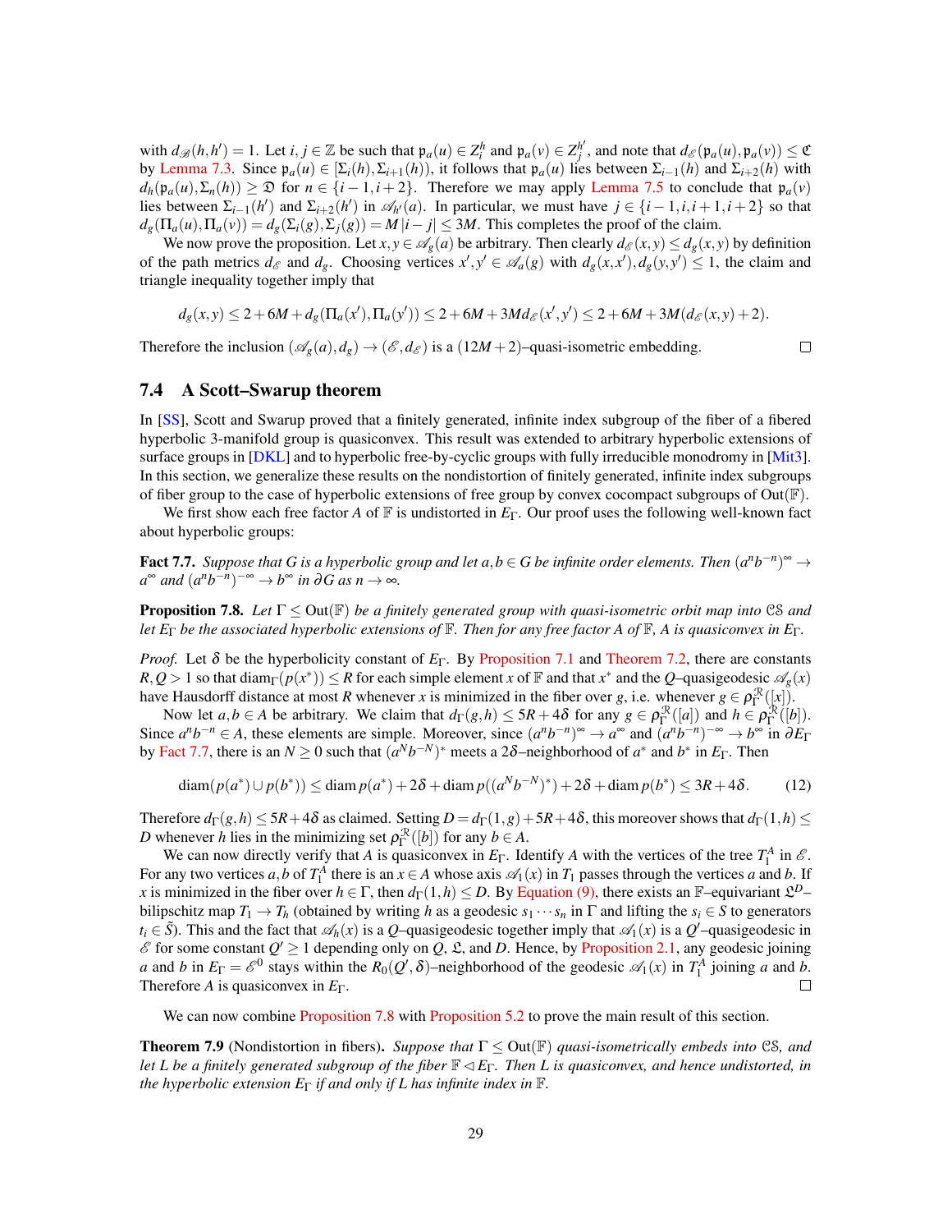with $d_{\mathscr{B}}(h,h') = 1$. Let $i, j \in \mathbb{Z}$ be such that $\mathfrak{p}_a(u) \in Z_i^h$ and $\mathfrak{p}_a(v) \in Z_j^{h'}$, and note that $d_{\mathscr{E}}(\mathfrak{p}_a(u), \mathfrak{p}_a(v)) \le \mathfrak{C}$ by Lemma 7.3. Since $\mathfrak{p}_a(u) \in [\Sigma_i(h), \Sigma_{i+1}(h))$, it follows that $\mathfrak{p}_a(u)$ lies between $\Sigma_{i-1}(h)$ and $\Sigma_{i+2}(h)$ with $d_h(\mathfrak{p}_a(u), \Sigma_n(h)) \ge \mathfrak{D}$ for $n \in \{i-1, i+2\}$. Therefore we may apply Lemma 7.5 to conclude that $\mathfrak{p}_a(v)$ lies between $\Sigma_{i-1}(h')$ and $\Sigma_{i+2}(h')$ in $\mathscr{A}_{h'}(a)$. In particular, we must have $j \in \{i-1, i, i+1, i+2\}$ so that $d_g(\Pi_a(u), \Pi_a(v)) = d_g(\Sigma_i(g), \Sigma_j(g)) = M\,|i-j| \le 3M$. This completes the proof of the claim.

We now prove the proposition. Let $x, y \in \mathscr{A}_g(a)$ be arbitrary. Then clearly $d_{\mathscr{E}}(x,y) \le d_g(x,y)$ by definition of the path metrics $d_{\mathscr{E}}$ and $d_g$. Choosing vertices $x', y' \in \mathscr{A}_a(g)$ with $d_g(x,x'), d_g(y,y') \le 1$, the claim and triangle inequality together imply that

$$d_g(x,y) \le 2 + 6M + d_g(\Pi_a(x'), \Pi_a(y')) \le 2 + 6M + 3M d_{\mathscr{E}}(x',y') \le 2 + 6M + 3M(d_{\mathscr{E}}(x,y) + 2).$$

Therefore the inclusion $(\mathscr{A}_g(a), d_g) \to (\mathscr{E}, d_{\mathscr{E}})$ is a $(12M+2)$–quasi-isometric embedding. ◻

## 7.4 A Scott–Swarup theorem

In [SS], Scott and Swarup proved that a finitely generated, infinite index subgroup of the fiber of a fibered hyperbolic 3-manifold group is quasiconvex. This result was extended to arbitrary hyperbolic extensions of surface groups in [DKL] and to hyperbolic free-by-cyclic groups with fully irreducible monodromy in [Mit3]. In this section, we generalize these results on the nondistortion of finitely generated, infinite index subgroups of fiber group to the case of hyperbolic extensions of free group by convex cocompact subgroups of $\mathrm{Out}(\mathbb{F})$.

We first show each free factor $A$ of $\mathbb{F}$ is undistorted in $E_\Gamma$. Our proof uses the following well-known fact about hyperbolic groups:

**Fact 7.7.** *Suppose that $G$ is a hyperbolic group and let $a, b \in G$ be infinite order elements. Then $(a^n b^{-n})^\infty \to a^\infty$ and $(a^n b^{-n})^{-\infty} \to b^\infty$ in $\partial G$ as $n \to \infty$.*

**Proposition 7.8.** *Let $\Gamma \le \mathrm{Out}(\mathbb{F})$ be a finitely generated group with quasi-isometric orbit map into $\mathcal{CS}$ and let $E_\Gamma$ be the associated hyperbolic extensions of $\mathbb{F}$. Then for any free factor $A$ of $\mathbb{F}$, $A$ is quasiconvex in $E_\Gamma$.*

*Proof.* Let $\delta$ be the hyperbolicity constant of $E_\Gamma$. By Proposition 7.1 and Theorem 7.2, there are constants $R, Q > 1$ so that $\mathrm{diam}_\Gamma(p(x^*)) \le R$ for each simple element $x$ of $\mathbb{F}$ and that $x^*$ and the $Q$–quasigeodesic $\mathscr{A}_g(x)$ have Hausdorff distance at most $R$ whenever $x$ is minimized in the fiber over $g$, i.e. whenever $g \in \rho_\Gamma^{\mathcal{R}}([x])$.

Now let $a, b \in A$ be arbitrary. We claim that $d_\Gamma(g,h) \le 5R + 4\delta$ for any $g \in \rho_\Gamma^{\mathcal{R}}([a])$ and $h \in \rho_\Gamma^{\mathcal{R}}([b])$. Since $a^n b^{-n} \in A$, these elements are simple. Moreover, since $(a^n b^{-n})^\infty \to a^\infty$ and $(a^n b^{-n})^{-\infty} \to b^\infty$ in $\partial E_\Gamma$ by Fact 7.7, there is an $N \ge 0$ such that $(a^N b^{-N})^*$ meets a $2\delta$–neighborhood of $a^*$ and $b^*$ in $E_\Gamma$. Then

$$\mathrm{diam}(p(a^*) \cup p(b^*)) \le \mathrm{diam}\, p(a^*) + 2\delta + \mathrm{diam}\, p((a^N b^{-N})^*) + 2\delta + \mathrm{diam}\, p(b^*) \le 3R + 4\delta. \tag{12}$$

Therefore $d_\Gamma(g,h) \le 5R + 4\delta$ as claimed. Setting $D = d_\Gamma(1,g) + 5R + 4\delta$, this moreover shows that $d_\Gamma(1,h) \le D$ whenever $h$ lies in the minimizing set $\rho_\Gamma^{\mathcal{R}}([b])$ for any $b \in A$.

We can now directly verify that $A$ is quasiconvex in $E_\Gamma$. Identify $A$ with the vertices of the tree $T_1^A$ in $\mathscr{E}$. For any two vertices $a, b$ of $T_1^A$ there is an $x \in A$ whose axis $\mathscr{A}_1(x)$ in $T_1$ passes through the vertices $a$ and $b$. If $x$ is minimized in the fiber over $h \in \Gamma$, then $d_\Gamma(1,h) \le D$. By Equation (9), there exists an $\mathbb{F}$–equivariant $\mathfrak{L}^D$–bilipschitz map $T_1 \to T_h$ (obtained by writing $h$ as a geodesic $s_1 \cdots s_n$ in $\Gamma$ and lifting the $s_i \in S$ to generators $t_i \in \tilde{S}$). This and the fact that $\mathscr{A}_h(x)$ is a $Q$–quasigeodesic together imply that $\mathscr{A}_1(x)$ is a $Q'$–quasigeodesic in $\mathscr{E}$ for some constant $Q' \ge 1$ depending only on $Q$, $\mathfrak{L}$, and $D$. Hence, by Proposition 2.1, any geodesic joining $a$ and $b$ in $E_\Gamma = \mathscr{E}^0$ stays within the $R_0(Q', \delta)$–neighborhood of the geodesic $\mathscr{A}_1(x)$ in $T_1^A$ joining $a$ and $b$. Therefore $A$ is quasiconvex in $E_\Gamma$. ◻

We can now combine Proposition 7.8 with Proposition 5.2 to prove the main result of this section.

**Theorem 7.9** (Nondistortion in fibers)**.** *Suppose that $\Gamma \le \mathrm{Out}(\mathbb{F})$ quasi-isometrically embeds into $\mathcal{CS}$, and let $L$ be a finitely generated subgroup of the fiber $\mathbb{F} \lhd E_\Gamma$. Then $L$ is quasiconvex, and hence undistorted, in the hyperbolic extension $E_\Gamma$ if and only if $L$ has infinite index in $\mathbb{F}$.*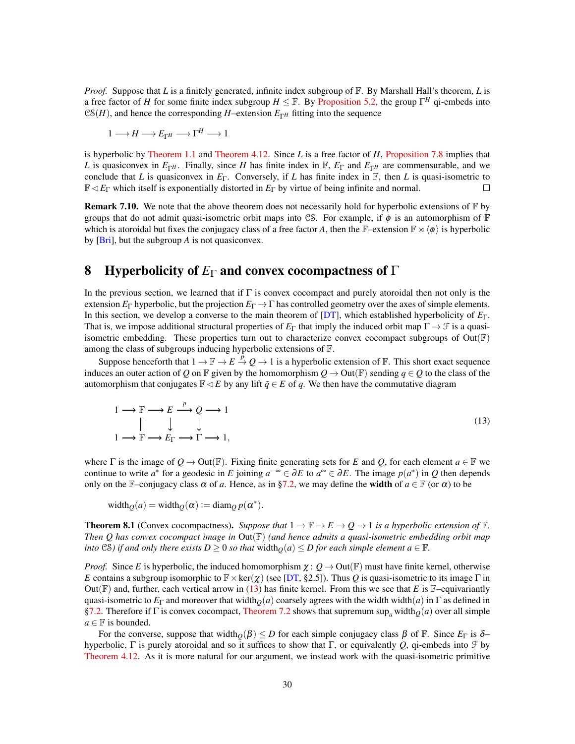*Proof.* Suppose that $L$ is a finitely generated, infinite index subgroup of $\mathbb{F}$. By Marshall Hall's theorem, $L$ is a free factor of $H$ for some finite index subgroup $H \le \mathbb{F}$. By Proposition 5.2, the group $\Gamma^H$ qi-embeds into $\mathcal{CS}(H)$, and hence the corresponding $H$–extension $E_{\Gamma^H}$ fitting into the sequence

$$1 \longrightarrow H \longrightarrow E_{\Gamma^H} \longrightarrow \Gamma^H \longrightarrow 1$$

is hyperbolic by Theorem 1.1 and Theorem 4.12. Since $L$ is a free factor of $H$, Proposition 7.8 implies that $L$ is quasiconvex in $E_{\Gamma^H}$. Finally, since $H$ has finite index in $\mathbb{F}$, $E_\Gamma$ and $E_{\Gamma^H}$ are commensurable, and we conclude that $L$ is quasiconvex in $E_\Gamma$. Conversely, if $L$ has finite index in $\mathbb{F}$, then $L$ is quasi-isometric to $\mathbb{F} \lhd E_\Gamma$ which itself is exponentially distorted in $E_\Gamma$ by virtue of being infinite and normal. $\square$

**Remark 7.10.** We note that the above theorem does not necessarily hold for hyperbolic extensions of $\mathbb{F}$ by groups that do not admit quasi-isometric orbit maps into $\mathcal{CS}$. For example, if $\phi$ is an automorphism of $\mathbb{F}$ which is atoroidal but fixes the conjugacy class of a free factor $A$, then the $\mathbb{F}$–extension $\mathbb{F} \rtimes \langle \phi \rangle$ is hyperbolic by [Bri], but the subgroup $A$ is not quasiconvex.

## 8 Hyperbolicity of $E_\Gamma$ and convex cocompactness of $\Gamma$

In the previous section, we learned that if $\Gamma$ is convex cocompact and purely atoroidal then not only is the extension $E_\Gamma$ hyperbolic, but the projection $E_\Gamma \to \Gamma$ has controlled geometry over the axes of simple elements. In this section, we develop a converse to the main theorem of [DT], which established hyperbolicity of $E_\Gamma$. That is, we impose additional structural properties of $E_\Gamma$ that imply the induced orbit map $\Gamma \to \mathcal{F}$ is a quasi-isometric embedding. These properties turn out to characterize convex cocompact subgroups of $\mathrm{Out}(\mathbb{F})$ among the class of subgroups inducing hyperbolic extensions of $\mathbb{F}$.

Suppose henceforth that $1 \to \mathbb{F} \to E \xrightarrow{p} Q \to 1$ is a hyperbolic extension of $\mathbb{F}$. This short exact sequence induces an outer action of $Q$ on $\mathbb{F}$ given by the homomorphism $Q \to \mathrm{Out}(\mathbb{F})$ sending $q \in Q$ to the class of the automorphism that conjugates $\mathbb{F} \lhd E$ by any lift $\tilde{q} \in E$ of $q$. We then have the commutative diagram

$$\begin{array}{ccccccccc}
1 & \longrightarrow & \mathbb{F} & \longrightarrow & E & \xrightarrow{p} & Q & \longrightarrow & 1 \\
 & & \| & & \downarrow & & \downarrow & & \\
1 & \longrightarrow & \mathbb{F} & \longrightarrow & E_\Gamma & \longrightarrow & \Gamma & \longrightarrow & 1,
\end{array} \tag{13}$$

where $\Gamma$ is the image of $Q \to \mathrm{Out}(\mathbb{F})$. Fixing finite generating sets for $E$ and $Q$, for each element $a \in \mathbb{F}$ we continue to write $a^*$ for a geodesic in $E$ joining $a^{-\infty} \in \partial E$ to $a^\infty \in \partial E$. The image $p(a^*)$ in $Q$ then depends only on the $\mathbb{F}$–conjugacy class $\alpha$ of $a$. Hence, as in §7.2, we may define the **width** of $a \in \mathbb{F}$ (or $\alpha$) to be

$$\mathrm{width}_Q(a) = \mathrm{width}_Q(\alpha) := \mathrm{diam}_Q\, p(\alpha^*).$$

**Theorem 8.1** (Convex cocompactness)**.** *Suppose that $1 \to \mathbb{F} \to E \to Q \to 1$ is a hyperbolic extension of $\mathbb{F}$. Then $Q$ has convex cocompact image in $\mathrm{Out}(\mathbb{F})$ (and hence admits a quasi-isometric embedding orbit map into $\mathcal{CS}$) if and only if there exists $D \ge 0$ so that $\mathrm{width}_Q(a) \le D$ for each simple element $a \in \mathbb{F}$.*

*Proof.* Since $E$ is hyperbolic, the induced homomorphism $\chi \colon Q \to \mathrm{Out}(\mathbb{F})$ must have finite kernel, otherwise $E$ contains a subgroup isomorphic to $\mathbb{F} \times \ker(\chi)$ (see [DT, §2.5]). Thus $Q$ is quasi-isometric to its image $\Gamma$ in $\mathrm{Out}(\mathbb{F})$ and, further, each vertical arrow in (13) has finite kernel. From this we see that $E$ is $\mathbb{F}$–equivariantly quasi-isometric to $E_\Gamma$ and moreover that $\mathrm{width}_Q(a)$ coarsely agrees with the width $\mathrm{width}(a)$ in $\Gamma$ as defined in §7.2. Therefore if $\Gamma$ is convex cocompact, Theorem 7.2 shows that supremum $\sup_a \mathrm{width}_Q(a)$ over all simple $a \in \mathbb{F}$ is bounded.

For the converse, suppose that $\mathrm{width}_Q(\beta) \le D$ for each simple conjugacy class $\beta$ of $\mathbb{F}$. Since $E_\Gamma$ is $\delta$–hyperbolic, $\Gamma$ is purely atoroidal and so it suffices to show that $\Gamma$, or equivalently $Q$, qi-embeds into $\mathcal{F}$ by Theorem 4.12. As it is more natural for our argument, we instead work with the quasi-isometric primitive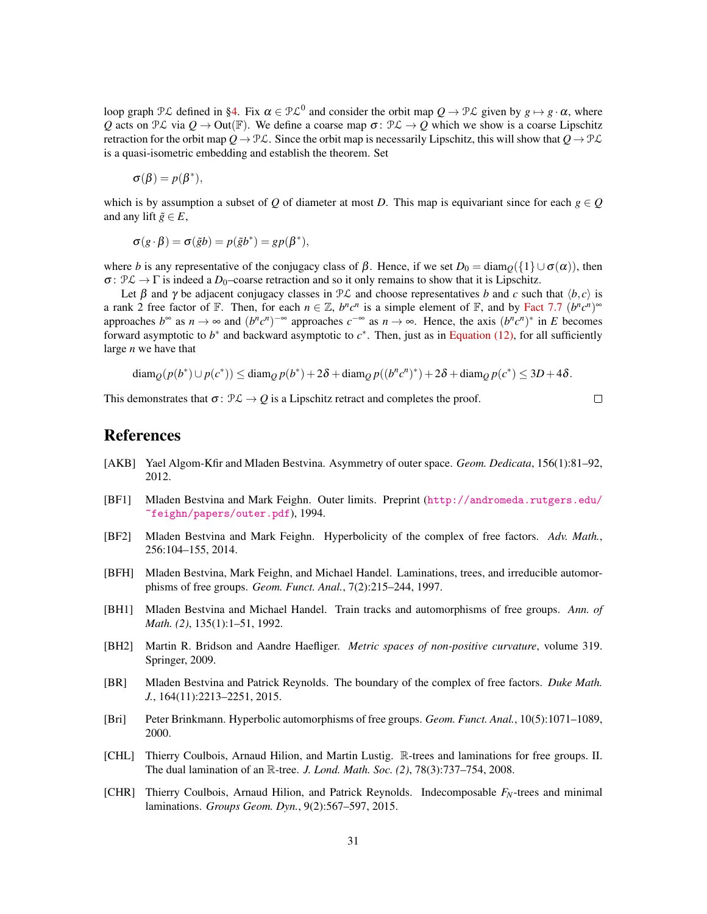loop graph $\mathcal{PL}$ defined in §4. Fix $\alpha \in \mathcal{PL}^0$ and consider the orbit map $Q \to \mathcal{PL}$ given by $g \mapsto g \cdot \alpha$, where $Q$ acts on $\mathcal{PL}$ via $Q \to \mathrm{Out}(\mathbb{F})$. We define a coarse map $\sigma \colon \mathcal{PL} \to Q$ which we show is a coarse Lipschitz retraction for the orbit map $Q \to \mathcal{PL}$. Since the orbit map is necessarily Lipschitz, this will show that $Q \to \mathcal{PL}$ is a quasi-isometric embedding and establish the theorem. Set

$$\sigma(\beta) = p(\beta^*),$$

which is by assumption a subset of $Q$ of diameter at most $D$. This map is equivariant since for each $g \in Q$ and any lift $\tilde{g} \in E$,

$$\sigma(g \cdot \beta) = \sigma(\tilde{g}b) = p(\tilde{g}b^*) = gp(\beta^*),$$

where $b$ is any representative of the conjugacy class of $\beta$. Hence, if we set $D_0 = \mathrm{diam}_Q(\{1\} \cup \sigma(\alpha))$, then $\sigma \colon \mathcal{PL} \to \Gamma$ is indeed a $D_0$–coarse retraction and so it only remains to show that it is Lipschitz.

Let $\beta$ and $\gamma$ be adjacent conjugacy classes in $\mathcal{PL}$ and choose representatives $b$ and $c$ such that $\langle b, c \rangle$ is a rank 2 free factor of $\mathbb{F}$. Then, for each $n \in \mathbb{Z}$, $b^n c^n$ is a simple element of $\mathbb{F}$, and by Fact 7.7 $(b^n c^n)^\infty$ approaches $b^\infty$ as $n \to \infty$ and $(b^n c^n)^{-\infty}$ approaches $c^{-\infty}$ as $n \to \infty$. Hence, the axis $(b^n c^n)^*$ in $E$ becomes forward asymptotic to $b^*$ and backward asymptotic to $c^*$. Then, just as in Equation (12), for all sufficiently large $n$ we have that

$$\mathrm{diam}_Q(p(b^*) \cup p(c^*)) \leq \mathrm{diam}_Q\, p(b^*) + 2\delta + \mathrm{diam}_Q\, p((b^n c^n)^*) + 2\delta + \mathrm{diam}_Q\, p(c^*) \leq 3D + 4\delta.$$

This demonstrates that $\sigma \colon \mathcal{PL} \to Q$ is a Lipschitz retract and completes the proof. □

# References

[AKB] Yael Algom-Kfir and Mladen Bestvina. Asymmetry of outer space. *Geom. Dedicata*, 156(1):81–92, 2012.

[BF1] Mladen Bestvina and Mark Feighn. Outer limits. Preprint (http://andromeda.rutgers.edu/~feighn/papers/outer.pdf), 1994.

[BF2] Mladen Bestvina and Mark Feighn. Hyperbolicity of the complex of free factors. *Adv. Math.*, 256:104–155, 2014.

[BFH] Mladen Bestvina, Mark Feighn, and Michael Handel. Laminations, trees, and irreducible automorphisms of free groups. *Geom. Funct. Anal.*, 7(2):215–244, 1997.

[BH1] Mladen Bestvina and Michael Handel. Train tracks and automorphisms of free groups. *Ann. of Math. (2)*, 135(1):1–51, 1992.

[BH2] Martin R. Bridson and Aandre Haefliger. *Metric spaces of non-positive curvature*, volume 319. Springer, 2009.

[BR] Mladen Bestvina and Patrick Reynolds. The boundary of the complex of free factors. *Duke Math. J.*, 164(11):2213–2251, 2015.

[Bri] Peter Brinkmann. Hyperbolic automorphisms of free groups. *Geom. Funct. Anal.*, 10(5):1071–1089, 2000.

[CHL] Thierry Coulbois, Arnaud Hilion, and Martin Lustig. $\mathbb{R}$-trees and laminations for free groups. II. The dual lamination of an $\mathbb{R}$-tree. *J. Lond. Math. Soc. (2)*, 78(3):737–754, 2008.

[CHR] Thierry Coulbois, Arnaud Hilion, and Patrick Reynolds. Indecomposable $F_N$-trees and minimal laminations. *Groups Geom. Dyn.*, 9(2):567–597, 2015.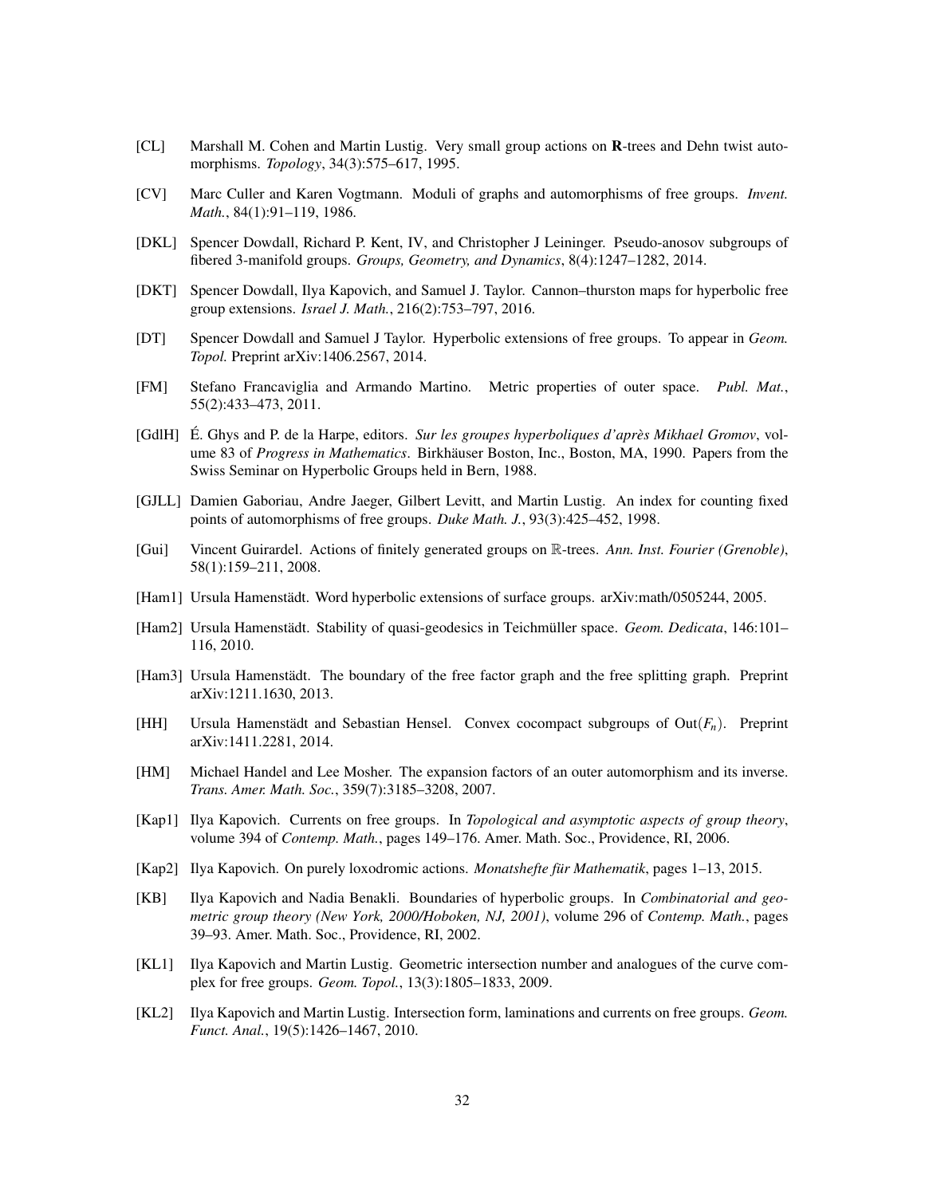[CL] Marshall M. Cohen and Martin Lustig. Very small group actions on **R**-trees and Dehn twist automorphisms. *Topology*, 34(3):575–617, 1995.

[CV] Marc Culler and Karen Vogtmann. Moduli of graphs and automorphisms of free groups. *Invent. Math.*, 84(1):91–119, 1986.

[DKL] Spencer Dowdall, Richard P. Kent, IV, and Christopher J Leininger. Pseudo-anosov subgroups of fibered 3-manifold groups. *Groups, Geometry, and Dynamics*, 8(4):1247–1282, 2014.

[DKT] Spencer Dowdall, Ilya Kapovich, and Samuel J. Taylor. Cannon–thurston maps for hyperbolic free group extensions. *Israel J. Math.*, 216(2):753–797, 2016.

[DT] Spencer Dowdall and Samuel J Taylor. Hyperbolic extensions of free groups. To appear in *Geom. Topol.* Preprint arXiv:1406.2567, 2014.

[FM] Stefano Francaviglia and Armando Martino. Metric properties of outer space. *Publ. Mat.*, 55(2):433–473, 2011.

[GdlH] É. Ghys and P. de la Harpe, editors. *Sur les groupes hyperboliques d'après Mikhael Gromov*, volume 83 of *Progress in Mathematics*. Birkhäuser Boston, Inc., Boston, MA, 1990. Papers from the Swiss Seminar on Hyperbolic Groups held in Bern, 1988.

[GJLL] Damien Gaboriau, Andre Jaeger, Gilbert Levitt, and Martin Lustig. An index for counting fixed points of automorphisms of free groups. *Duke Math. J.*, 93(3):425–452, 1998.

[Gui] Vincent Guirardel. Actions of finitely generated groups on $\mathbb{R}$-trees. *Ann. Inst. Fourier (Grenoble)*, 58(1):159–211, 2008.

[Ham1] Ursula Hamenstädt. Word hyperbolic extensions of surface groups. arXiv:math/0505244, 2005.

[Ham2] Ursula Hamenstädt. Stability of quasi-geodesics in Teichmüller space. *Geom. Dedicata*, 146:101–116, 2010.

[Ham3] Ursula Hamenstädt. The boundary of the free factor graph and the free splitting graph. Preprint arXiv:1211.1630, 2013.

[HH] Ursula Hamenstädt and Sebastian Hensel. Convex cocompact subgroups of $\mathrm{Out}(F_n)$. Preprint arXiv:1411.2281, 2014.

[HM] Michael Handel and Lee Mosher. The expansion factors of an outer automorphism and its inverse. *Trans. Amer. Math. Soc.*, 359(7):3185–3208, 2007.

[Kap1] Ilya Kapovich. Currents on free groups. In *Topological and asymptotic aspects of group theory*, volume 394 of *Contemp. Math.*, pages 149–176. Amer. Math. Soc., Providence, RI, 2006.

[Kap2] Ilya Kapovich. On purely loxodromic actions. *Monatshefte für Mathematik*, pages 1–13, 2015.

[KB] Ilya Kapovich and Nadia Benakli. Boundaries of hyperbolic groups. In *Combinatorial and geometric group theory (New York, 2000/Hoboken, NJ, 2001)*, volume 296 of *Contemp. Math.*, pages 39–93. Amer. Math. Soc., Providence, RI, 2002.

[KL1] Ilya Kapovich and Martin Lustig. Geometric intersection number and analogues of the curve complex for free groups. *Geom. Topol.*, 13(3):1805–1833, 2009.

[KL2] Ilya Kapovich and Martin Lustig. Intersection form, laminations and currents on free groups. *Geom. Funct. Anal.*, 19(5):1426–1467, 2010.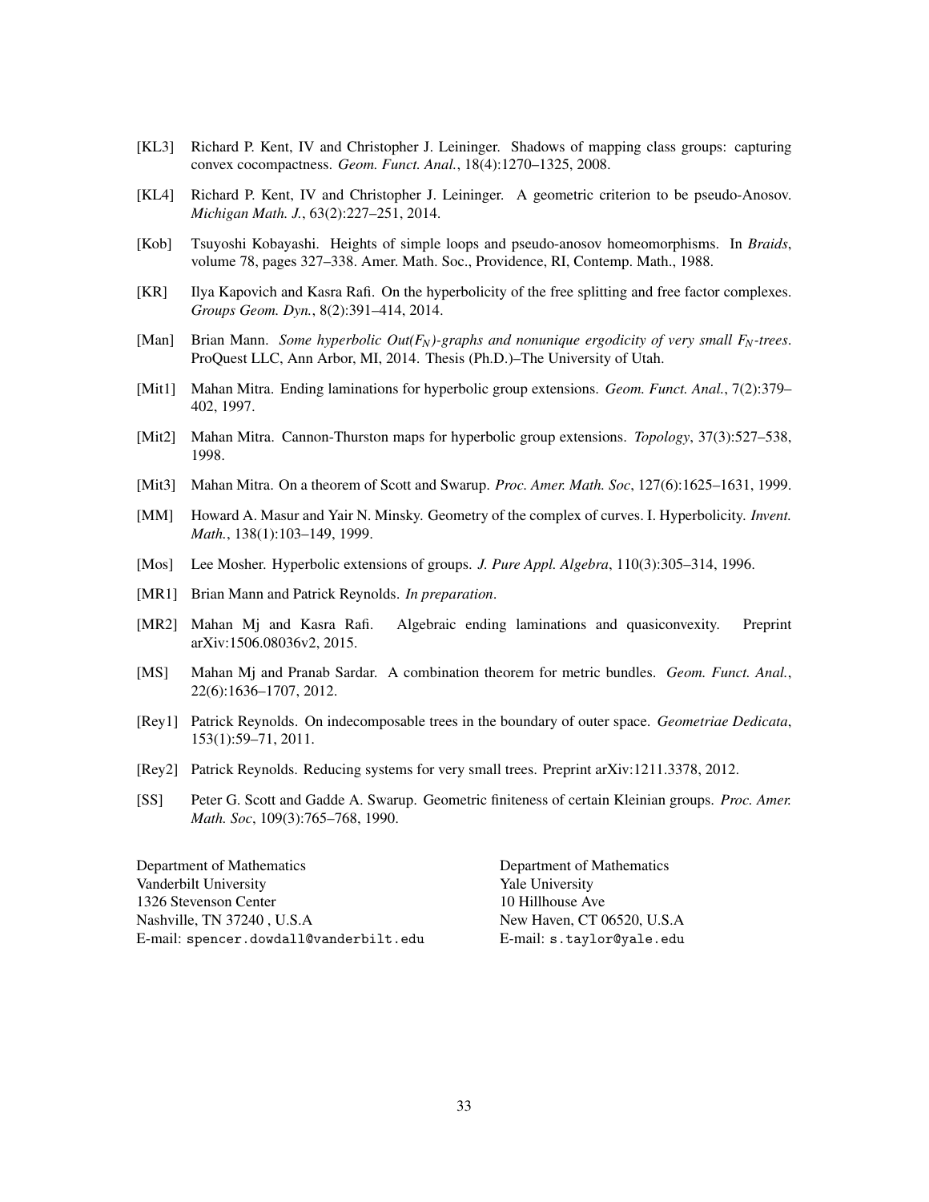[KL3] Richard P. Kent, IV and Christopher J. Leininger. Shadows of mapping class groups: capturing convex cocompactness. *Geom. Funct. Anal.*, 18(4):1270–1325, 2008.

[KL4] Richard P. Kent, IV and Christopher J. Leininger. A geometric criterion to be pseudo-Anosov. *Michigan Math. J.*, 63(2):227–251, 2014.

[Kob] Tsuyoshi Kobayashi. Heights of simple loops and pseudo-anosov homeomorphisms. In *Braids*, volume 78, pages 327–338. Amer. Math. Soc., Providence, RI, Contemp. Math., 1988.

[KR] Ilya Kapovich and Kasra Rafi. On the hyperbolicity of the free splitting and free factor complexes. *Groups Geom. Dyn.*, 8(2):391–414, 2014.

[Man] Brian Mann. *Some hyperbolic Out($F_N$)-graphs and nonunique ergodicity of very small $F_N$-trees*. ProQuest LLC, Ann Arbor, MI, 2014. Thesis (Ph.D.)–The University of Utah.

[Mit1] Mahan Mitra. Ending laminations for hyperbolic group extensions. *Geom. Funct. Anal.*, 7(2):379–402, 1997.

[Mit2] Mahan Mitra. Cannon-Thurston maps for hyperbolic group extensions. *Topology*, 37(3):527–538, 1998.

[Mit3] Mahan Mitra. On a theorem of Scott and Swarup. *Proc. Amer. Math. Soc*, 127(6):1625–1631, 1999.

[MM] Howard A. Masur and Yair N. Minsky. Geometry of the complex of curves. I. Hyperbolicity. *Invent. Math.*, 138(1):103–149, 1999.

[Mos] Lee Mosher. Hyperbolic extensions of groups. *J. Pure Appl. Algebra*, 110(3):305–314, 1996.

[MR1] Brian Mann and Patrick Reynolds. *In preparation*.

[MR2] Mahan Mj and Kasra Rafi. Algebraic ending laminations and quasiconvexity. Preprint arXiv:1506.08036v2, 2015.

[MS] Mahan Mj and Pranab Sardar. A combination theorem for metric bundles. *Geom. Funct. Anal.*, 22(6):1636–1707, 2012.

[Rey1] Patrick Reynolds. On indecomposable trees in the boundary of outer space. *Geometriae Dedicata*, 153(1):59–71, 2011.

[Rey2] Patrick Reynolds. Reducing systems for very small trees. Preprint arXiv:1211.3378, 2012.

[SS] Peter G. Scott and Gadde A. Swarup. Geometric finiteness of certain Kleinian groups. *Proc. Amer. Math. Soc*, 109(3):765–768, 1990.

Department of Mathematics
Vanderbilt University
1326 Stevenson Center
Nashville, TN 37240 , U.S.A
E-mail: `spencer.dowdall@vanderbilt.edu`

Department of Mathematics
Yale University
10 Hillhouse Ave
New Haven, CT 06520, U.S.A
E-mail: `s.taylor@yale.edu`